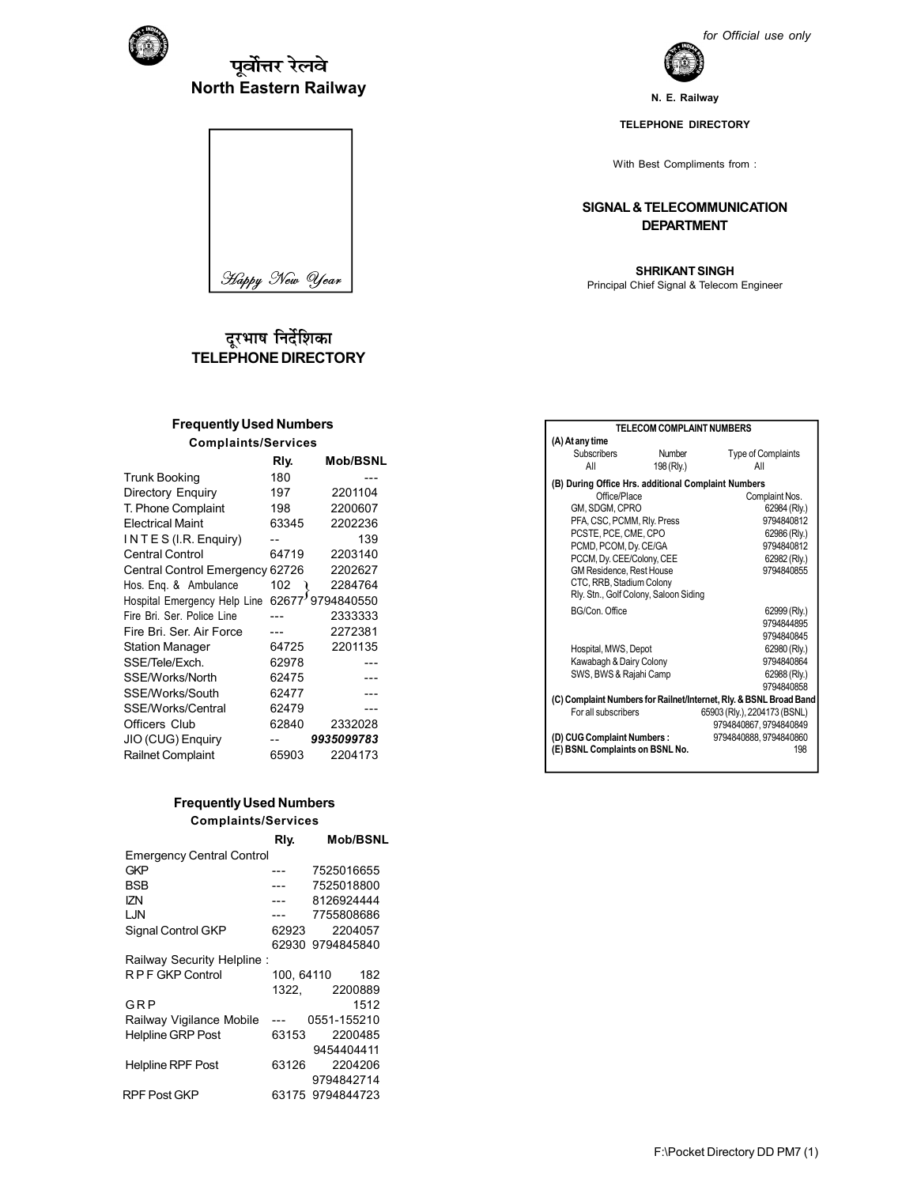# पूर्वोत्तर रेलवे
# North Eastern Railway

*Happy New Year*

## दूरभाष निर्देशिका
## TELEPHONE DIRECTORY

### Frequently Used Numbers
**Complaints/Services**

| | Rly. | Mob/BSNL |
|---|---|---|
| Trunk Booking | 180 | --- |
| Directory Enquiry | 197 | 2201104 |
| T. Phone Complaint | 198 | 2200607 |
| Electrical Maint | 63345 | 2202236 |
| I N T E S (I.R. Enquiry) | -- | 139 |
| Central Control | 64719 | 2203140 |
| Central Control Emergency | 62726 | 2202627 |
| Hos. Enq. & Ambulance | 102 | 2284764 |
| Hospital Emergency Help Line | 62677 | 9794840550 |
| Fire Bri. Ser. Police Line | --- | 2333333 |
| Fire Bri. Ser. Air Force | --- | 2272381 |
| Station Manager | 64725 | 2201135 |
| SSE/Tele/Exch. | 62978 | --- |
| SSE/Works/North | 62475 | --- |
| SSE/Works/South | 62477 | --- |
| SSE/Works/Central | 62479 | --- |
| Officers Club | 62840 | 2332028 |
| JIO (CUG) Enquiry | -- | ***9935099783*** |
| Railnet Complaint | 65903 | 2204173 |

### Frequently Used Numbers
**Complaints/Services**

| | Rly. | Mob/BSNL |
|---|---|---|
| Emergency Central Control | | |
| GKP | --- | 7525016655 |
| BSB | --- | 7525018800 |
| IZN | --- | 8126924444 |
| LJN | --- | 7755808686 |
| Signal Control GKP | 62923 | 2204057 |
| | 62930 | 9794845840 |
| Railway Security Helpline : | | |
| R P F GKP Control | 100, 64110 | 182 |
| | 1322, | 2200889 |
| G R P | | 1512 |
| Railway Vigilance Mobile | --- | 0551-155210 |
| Helpline GRP Post | 63153 | 2200485 |
| | | 9454404411 |
| Helpline RPF Post | 63126 | 2204206 |
| | | 9794842714 |
| RPF Post GKP | 63175 | 9794844723 |

*for Official use only*

**N. E. Railway**

**TELEPHONE DIRECTORY**

With Best Compliments from :

**SIGNAL & TELECOMMUNICATION DEPARTMENT**

**SHRIKANT SINGH**
Principal Chief Signal & Telecom Engineer

### TELECOM COMPLAINT NUMBERS

**(A) At any time**

| Subscribers | Number | Type of Complaints |
|---|---|---|
| All | 198 (Rly.) | All |

**(B) During Office Hrs. additional Complaint Numbers**

| Office/Place | Complaint Nos. |
|---|---|
| GM, SDGM, CPRO | 62984 (Rly.) |
| PFA, CSC, PCMM, Rly. Press | 9794840812 |
| PCSTE, PCE, CME, CPO | 62986 (Rly.) |
| PCMD, PCOM, Dy. CE/GA | 9794840812 |
| PCCM, Dy. CEE/Colony, CEE | 62982 (Rly.) |
| GM Residence, Rest House | 9794840855 |
| CTC, RRB, Stadium Colony | |
| Rly. Stn., Golf Colony, Saloon Siding | |
| BG/Con. Office | 62999 (Rly.) |
| | 9794844895 |
| | 9794840845 |
| Hospital, MWS, Depot | 62980 (Rly.) |
| Kawabagh & Dairy Colony | 9794840864 |
| SWS, BWS & Rajahi Camp | 62988 (Rly.) |
| | 9794840858 |

**(C) Complaint Numbers for Railnet/Internet, Rly. & BSNL Broad Band**

| | |
|---|---|
| For all subscribers | 65903 (Rly.), 2204173 (BSNL) |
| | 9794840867, 9794840849 |

**(D) CUG Complaint Numbers :** 9794840888, 9794840860

**(E) BSNL Complaints on BSNL No.** 198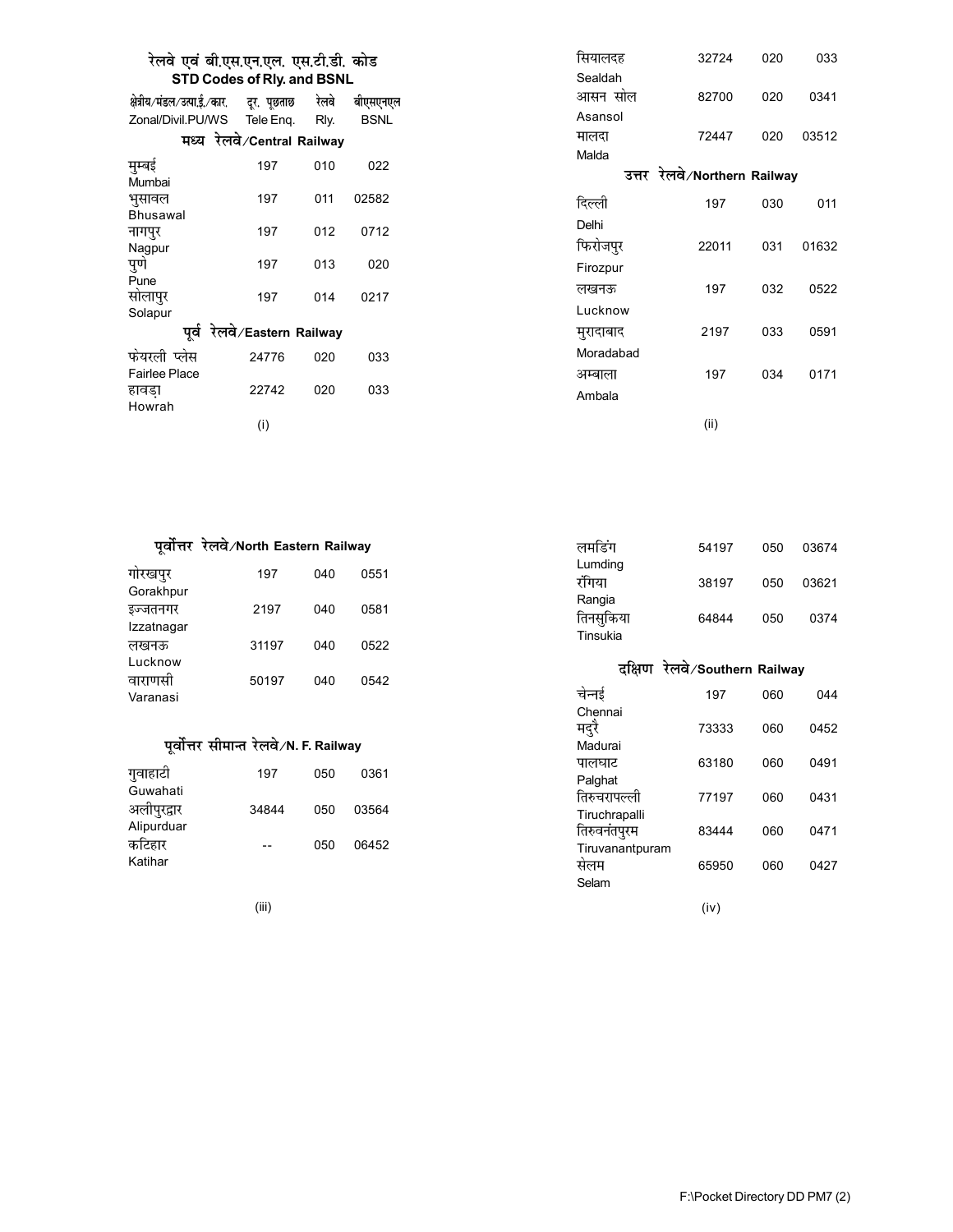# रेलवे एवं बी.एस.एन.एल. एस.टी.डी. कोड
## STD Codes of Rly. and BSNL

| क्षेत्रीय/मंडल/उत्पा.ई./कार. Zonal/Divil.PU/WS | दूर. पूछताछ Tele Enq. | रेलवे Rly. | बीएसएनएल BSNL |
|---|---|---|---|
| **मध्य रेलवे/Central Railway** | | | |
| मुम्बई Mumbai | 197 | 010 | 022 |
| भुसावल Bhusawal | 197 | 011 | 02582 |
| नागपुर Nagpur | 197 | 012 | 0712 |
| पुणे Pune | 197 | 013 | 020 |
| सोलापुर Solapur | 197 | 014 | 0217 |
| **पूर्व रेलवे/Eastern Railway** | | | |
| फेयरली प्लेस Fairlee Place | 24776 | 020 | 033 |
| हावड़ा Howrah | 22742 | 020 | 033 |
| सियालदह Sealdah | 32724 | 020 | 033 |
| आसन सोल Asansol | 82700 | 020 | 0341 |
| मालदा Malda | 72447 | 020 | 03512 |
| **उत्तर रेलवे/Northern Railway** | | | |
| दिल्ली Delhi | 197 | 030 | 011 |
| फिरोजपुर Firozpur | 22011 | 031 | 01632 |
| लखनऊ Lucknow | 197 | 032 | 0522 |
| मुरादाबाद Moradabad | 2197 | 033 | 0591 |
| अम्बाला Ambala | 197 | 034 | 0171 |
| **पूर्वोत्तर रेलवे/North Eastern Railway** | | | |
| गोरखपुर Gorakhpur | 197 | 040 | 0551 |
| इज्जतनगर Izzatnagar | 2197 | 040 | 0581 |
| लखनऊ Lucknow | 31197 | 040 | 0522 |
| वाराणसी Varanasi | 50197 | 040 | 0542 |
| **पूर्वोत्तर सीमान्त रेलवे/N. F. Railway** | | | |
| गुवाहाटी Guwahati | 197 | 050 | 0361 |
| अलीपुरद्वार Alipurduar | 34844 | 050 | 03564 |
| कटिहार Katihar | -- | 050 | 06452 |
| लमडिंग Lumding | 54197 | 050 | 03674 |
| रंगिया Rangia | 38197 | 050 | 03621 |
| तिनसुकिया Tinsukia | 64844 | 050 | 0374 |
| **दक्षिण रेलवे/Southern Railway** | | | |
| चेन्नई Chennai | 197 | 060 | 044 |
| मदुरै Madurai | 73333 | 060 | 0452 |
| पालघाट Palghat | 63180 | 060 | 0491 |
| तिरुचरापल्ली Tiruchrapalli | 77197 | 060 | 0431 |
| तिरुवनंतपुरम Tiruvanantpuram | 83444 | 060 | 0471 |
| सेलम Selam | 65950 | 060 | 0427 |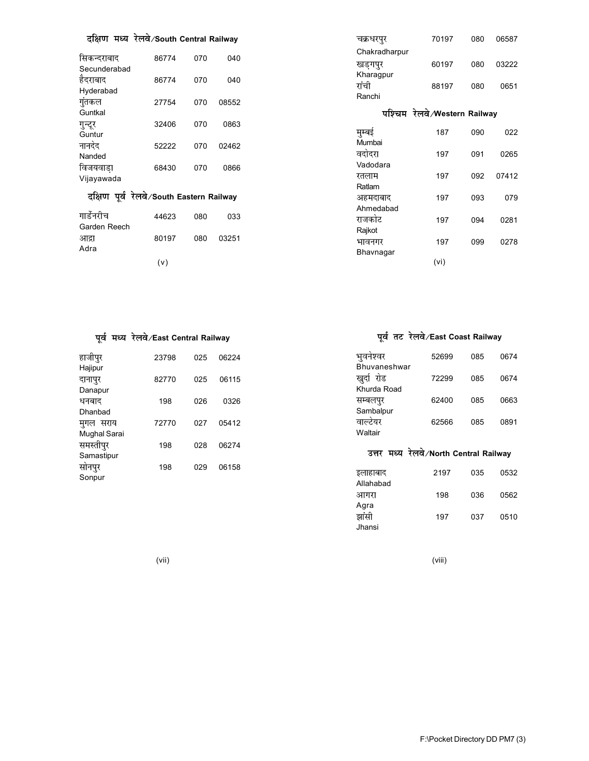## दक्षिण मध्य रेलवे/South Central Railway

| | | | |
|---|---|---|---|
| सिकन्दराबाद Secunderabad | 86774 | 070 | 040 |
| हैदराबाद Hyderabad | 86774 | 070 | 040 |
| गुंतकल Guntkal | 27754 | 070 | 08552 |
| गुन्टूर Guntur | 32406 | 070 | 0863 |
| नानदेद Nanded | 52222 | 070 | 02462 |
| विजयवाड़ा Vijayawada | 68430 | 070 | 0866 |

## दक्षिण पूर्व रेलवे/South Eastern Railway

| | | | |
|---|---|---|---|
| गार्डेनरीच Garden Reech | 44623 | 080 | 033 |
| आद्रा Adra | 80197 | 080 | 03251 |
| चक्रधरपुर Chakradharpur | 70197 | 080 | 06587 |
| खड़गपुर Kharagpur | 60197 | 080 | 03222 |
| रांची Ranchi | 88197 | 080 | 0651 |

## पश्चिम रेलवे/Western Railway

| | | | |
|---|---|---|---|
| मुम्बई Mumbai | 187 | 090 | 022 |
| वदोदरा Vadodara | 197 | 091 | 0265 |
| रतलाम Ratlam | 197 | 092 | 07412 |
| अहमदाबाद Ahmedabad | 197 | 093 | 079 |
| राजकोट Rajkot | 197 | 094 | 0281 |
| भावनगर Bhavnagar | 197 | 099 | 0278 |

## पूर्व मध्य रेलवे/East Central Railway

| | | | |
|---|---|---|---|
| हाजीपुर Hajipur | 23798 | 025 | 06224 |
| दानापुर Danapur | 82770 | 025 | 06115 |
| धनबाद Dhanbad | 198 | 026 | 0326 |
| मुगल सराय Mughal Sarai | 72770 | 027 | 05412 |
| समस्तीपुर Samastipur | 198 | 028 | 06274 |
| सोनपुर Sonpur | 198 | 029 | 06158 |

## पूर्व तट रेलवे/East Coast Railway

| | | | |
|---|---|---|---|
| भुवनेश्वर Bhuvaneshwar | 52699 | 085 | 0674 |
| खुर्दा रोड Khurda Road | 72299 | 085 | 0674 |
| सम्बलपुर Sambalpur | 62400 | 085 | 0663 |
| वाल्टेयर Waltair | 62566 | 085 | 0891 |

## उत्तर मध्य रेलवे/North Central Railway

| | | | |
|---|---|---|---|
| इलाहाबाद Allahabad | 2197 | 035 | 0532 |
| आगरा Agra | 198 | 036 | 0562 |
| झांसी Jhansi | 197 | 037 | 0510 |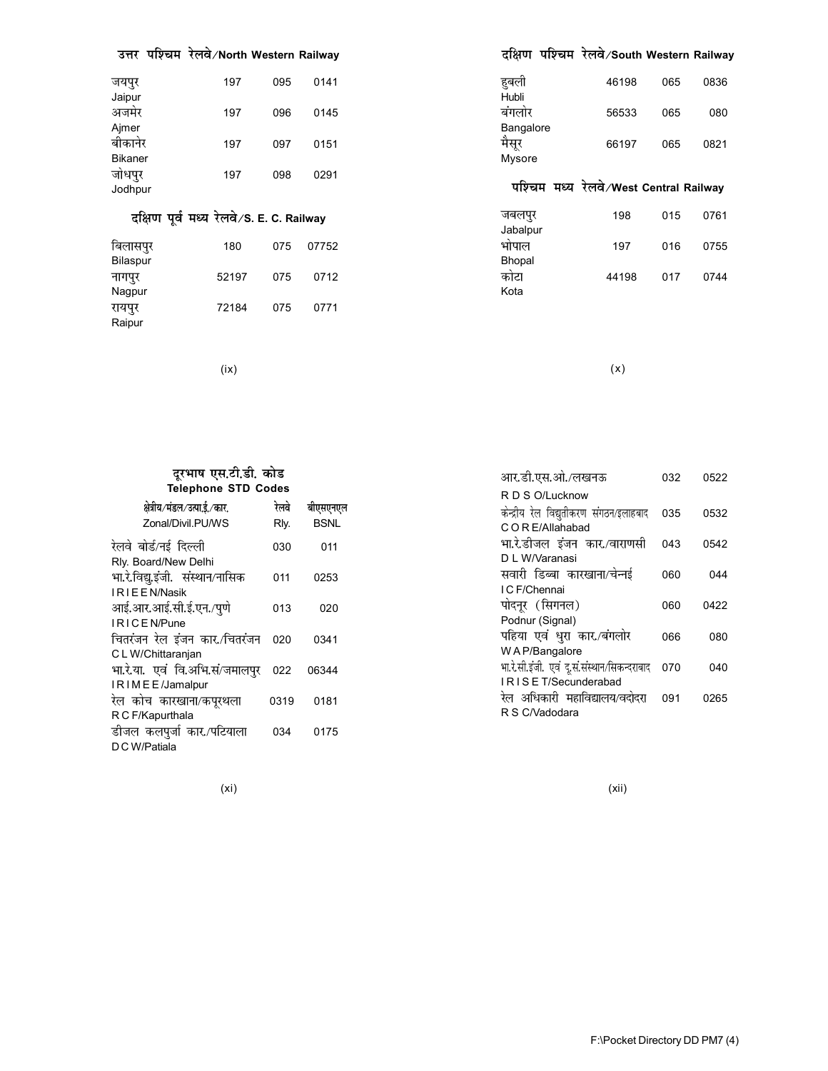## उत्तर पश्चिम रेलवे/North Western Railway

| | | | |
|---|---|---|---|
| जयपुर Jaipur | 197 | 095 | 0141 |
| अजमेर Ajmer | 197 | 096 | 0145 |
| बीकानेर Bikaner | 197 | 097 | 0151 |
| जोधपुर Jodhpur | 197 | 098 | 0291 |

## दक्षिण पूर्व मध्य रेलवे/S. E. C. Railway

| | | | |
|---|---|---|---|
| बिलासपुर Bilaspur | 180 | 075 | 07752 |
| नागपुर Nagpur | 52197 | 075 | 0712 |
| रायपुर Raipur | 72184 | 075 | 0771 |

## दक्षिण पश्चिम रेलवे/South Western Railway

| | | | |
|---|---|---|---|
| हुबली Hubli | 46198 | 065 | 0836 |
| बंगलोर Bangalore | 56533 | 065 | 080 |
| मैसूर Mysore | 66197 | 065 | 0821 |

## पश्चिम मध्य रेलवे/West Central Railway

| | | | |
|---|---|---|---|
| जबलपुर Jabalpur | 198 | 015 | 0761 |
| भोपाल Bhopal | 197 | 016 | 0755 |
| कोटा Kota | 44198 | 017 | 0744 |

## दूरभाष एस.टी.डी. कोड
## Telephone STD Codes

| क्षेत्रीय/मंडल/उत्पा.ई./कार. Zonal/Divil.PU/WS | रेलवे Rly. | बीएसएनएल BSNL |
|---|---|---|
| रेलवे बोर्ड/नई दिल्ली Rly. Board/New Delhi | 030 | 011 |
| भा.रे.विद्यु.इंजी. संस्थान/नासिक I R I E E N/Nasik | 011 | 0253 |
| आई.आर.आई.सी.ई.एन./पुणे I R I C E N/Pune | 013 | 020 |
| चितरंजन रेल इंजन कार./चितरंजन C L W/Chittaranjan | 020 | 0341 |
| भा.रे.या. एवं वि.अभि.सं/जमालपुर I R I M E E /Jamalpur | 022 | 06344 |
| रेल कोच कारखाना/कपूरथला R C F/Kapurthala | 0319 | 0181 |
| डीजल कलपुर्जा कार./पटियाला D C W/Patiala | 034 | 0175 |
| आर.डी.एस.ओ./लखनऊ R D S O/Lucknow | 032 | 0522 |
| केन्द्रीय रेल विद्युतीकरण संगठन/इलाहबाद C O R E/Allahabad | 035 | 0532 |
| भा.रे.डीजल इंजन कार./वाराणसी D L W/Varanasi | 043 | 0542 |
| सवारी डिब्बा कारखाना/चेन्नई I C F/Chennai | 060 | 044 |
| पोदनूर (सिगनल) Podnur (Signal) | 060 | 0422 |
| पहिया एवं धुरा कार./बंगलोर W A P/Bangalore | 066 | 080 |
| भा.रे.सी.इंजी. एवं दू.सं.संस्थान/सिकन्दराबाद I R I S E T/Secunderabad | 070 | 040 |
| रेल अधिकारी महाविद्यालय/वदोदरा R S C/Vadodara | 091 | 0265 |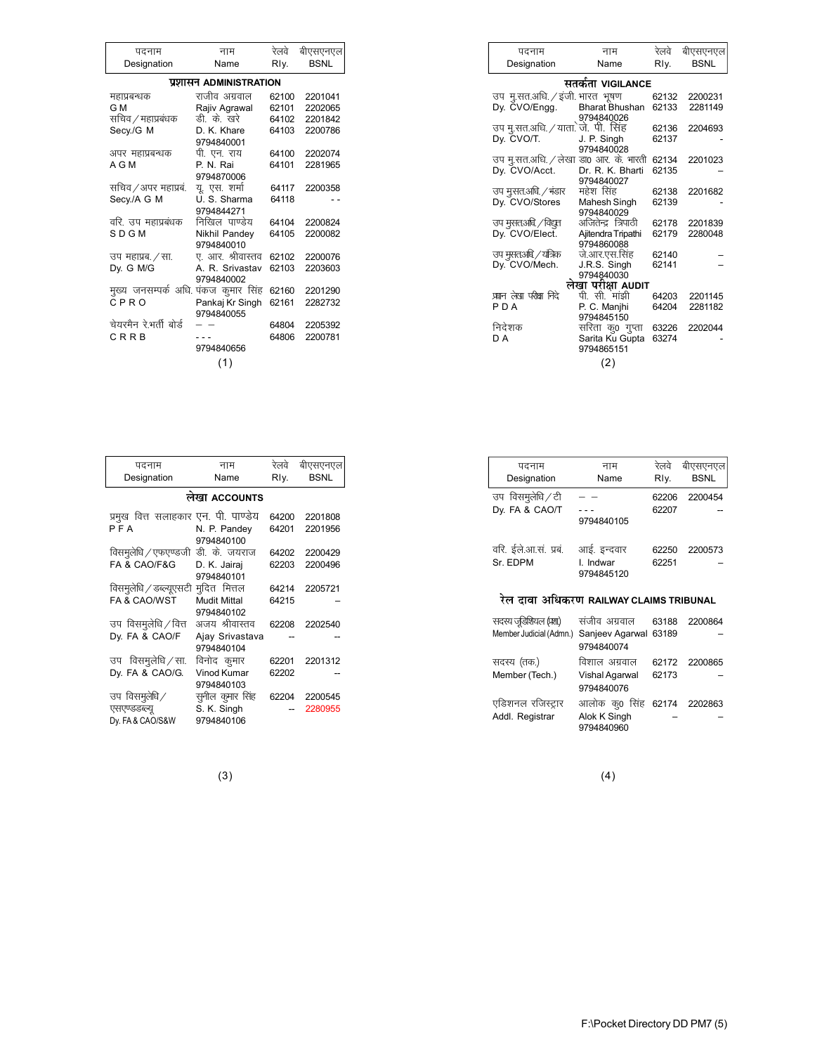| पदनाम Designation | नाम Name | रेलवे Rly. | बीएसएनएल BSNL |
|---|---|---|---|
| **प्रशासन ADMINISTRATION** | | | |
| महाप्रबन्धक G M | राजीव अग्रवाल Rajiv Agrawal | 62100 62101 | 2201041 2202065 |
| सचिव / महाप्रबंधक Secy./G M | डी. के. खरे D. K. Khare 9794840001 | 64102 64103 | 2201842 2200786 |
| अपर महाप्रबन्धक A G M | पी. एन. राय P. N. Rai 9794870006 | 64100 64101 | 2202074 2281965 |
| सचिव / अपर महाप्रबं. Secy./A G M | यू. एस. शर्मा U. S. Sharma 9794844271 | 64117 64118 | 2200358 - - |
| वरि. उप महाप्रबंधक S D G M | निखिल पाण्डेय Nikhil Pandey 9794840010 | 64104 64105 | 2200824 2200082 |
| उप महाप्रब. / सा. Dy. G M/G | ए. आर. श्रीवास्तव A. R. Srivastav 9794840002 | 62102 62103 | 2200076 2203603 |
| मुख्य जनसम्पर्क अधि. C P R O | पंकज कुमार सिंह Pankaj Kr Singh 9794840055 | 62160 62161 | 2201290 2282732 |
| चेयरमैन रे.भर्ती बोर्ड C R R B | – – - - - 9794840656 | 64804 64806 | 2205392 2200781 |

(1)

| पदनाम Designation | नाम Name | रेलवे Rly. | बीएसएनएल BSNL |
|---|---|---|---|
| **सतर्कता VIGILANCE** | | | |
| उप मु.सत.अधि. / इंजी. Dy. CVO/Engg. | भारत भूषण Bharat Bhushan 9794840026 | 62132 62133 | 2200231 2281149 |
| उप मु.सत.अधि. / याता. Dy. CVO/T. | जे. पी. सिंह J. P. Singh 9794840028 | 62136 62137 | 2204693 - |
| उप मु.सत.अधि. / लेखा Dy. CVO/Acct. | डा0 आर. के. भारती Dr. R. K. Bharti 9794840027 | 62134 62135 | 2201023 – |
| उप मुसत.अधि. / भंडार Dy. CVO/Stores | महेश सिंह Mahesh Singh 9794840029 | 62138 62139 | 2201682 - |
| उप मुसत.अधि. / विद्युत Dy. CVO/Elect. | अजितेन्द्र त्रिपाठी Ajitendra Tripathi 9794860088 | 62178 62179 | 2201839 2280048 |
| उप मुसत.अधि. / यांत्रिक Dy. CVO/Mech. | जे.आर.एस.सिंह J.R.S. Singh 9794840030 | 62140 62141 | – – |
| **लेखा परीक्षा AUDIT** | | | |
| प्रधान लेखा परीक्षा निदे P D A | पी. सी. मांझी P. C. Manjhi 9794845150 | 64203 64204 | 2201145 2281182 |
| निदेशक D A | सरिता कु0 गुप्ता Sarita Ku Gupta 9794865151 | 63226 63274 | 2202044 - |

(2)

| पदनाम Designation | नाम Name | रेलवे Rly. | बीएसएनएल BSNL |
|---|---|---|---|
| **लेखा ACCOUNTS** | | | |
| प्रमुख वित्त सलाहकार P F A | एन. पी. पाण्डेय N. P. Pandey 9794840100 | 64200 64201 | 2201808 2201956 |
| विसमुलेधि / एफएण्डजी FA & CAO/F&G | डी. के. जयराज D. K. Jairaj 9794840101 | 64202 62203 | 2200429 2200496 |
| विसमुलेधि / डब्ल्यूएसटी FA & CAO/WST | मुदित मित्तल Mudit Mittal 9794840102 | 64214 64215 | 2205721 – |
| उप विसमुलेधि / वित्त Dy. FA & CAO/F | अजय श्रीवास्तव Ajay Srivastava 9794840104 | 62208 -- | 2202540 -- |
| उप विसमुलेधि / सा. Dy. FA & CAO/G. | विनोद कुमार Vinod Kumar 9794840103 | 62201 62202 | 2201312 -- |
| उप विसमुलेधि / एसएण्डडब्ल्यू Dy. FA & CAO/S&W | सुनील कुमार सिंह S. K. Singh 9794840106 | 62204 -- | 2200545 2280955 |

(3)

| पदनाम Designation | नाम Name | रेलवे Rly. | बीएसएनएल BSNL |
|---|---|---|---|
| उप विसमुलेधि / टी Dy. FA & CAO/T | – – - - - 9794840105 | 62206 62207 | 2200454 -- |
| वरि. ईले.आ.सं. प्रबं. Sr. EDPM | आई. इन्दवार I. Indwar 9794845120 | 62250 62251 | 2200573 – |
| **रेल दावा अधिकरण RAILWAY CLAIMS TRIBUNAL** | | | |
| सदस्य जूडिशियल (प्रशा) Member Judicial (Admn.) | संजीव अग्रवाल Sanjeev Agarwal 9794840074 | 63188 63189 | 2200864 – |
| सदस्य (तक.) Member (Tech.) | विशाल अग्रवाल Vishal Agarwal 9794840076 | 62172 62173 | 2200865 – |
| एडिशनल रजिस्ट्रार Addl. Registrar | आलोक कु0 सिंह Alok K Singh 9794840960 | 62174 – | 2202863 – |

(4)

F:\Pocket Directory DD PM7 (5)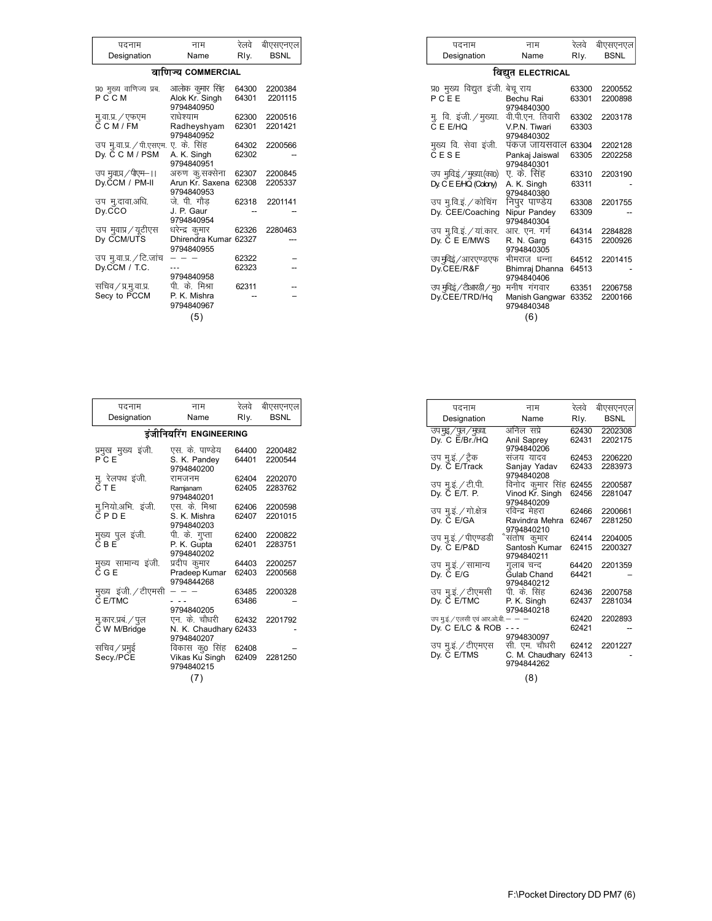| पदनाम<br>Designation | नाम<br>Name | रेलवे<br>Rly. | बीएसएनएल<br>BSNL |
|---|---|---|---|
| **वाणिज्य COMMERCIAL** | | | |
| प्र0 मुख्य वाणिज्य प्रब.<br>P C C M | आलोक कुमार सिंह<br>Alok Kr. Singh<br>9794840950 | 64300<br>64301 | 2200384<br>2201115 |
| मु.वा.प्र. / एफएम<br>C C M / FM | राधेश्याम<br>Radheyshyam<br>9794840952 | 62300<br>62301 | 2200516<br>2201421 |
| उप मु.वा.प्र. / पी.एसएम.<br>Dy. C C M / PSM | ए. के. सिंह<br>A. K. Singh<br>9794840951 | 64302<br>62302 | 2200566<br>-- |
| उप मुवाप्र / पीएम–।।<br>Dy.CCM / PM-II | अरुण कु.सक्सेना<br>Arun Kr. Saxena<br>9794840953 | 62307<br>62308 | 2200845<br>2205337 |
| उप मु.दावा.अधि.<br>Dy.CCO | जे. पी. गौड़<br>J. P. Gaur<br>9794840954 | 62318<br>-- | 2201141<br>-- |
| उप मुवाप्र / यूटीएस<br>Dy CCM/UTS | धरेन्द्र कुमार<br>Dhirendra Kumar<br>9794840955 | 62326<br>62327 | 2280463<br>--- |
| उप मु.वा.प्र. / टि.जांच<br>Dy.CCM / T.C. | – – –<br>---<br>9794840958 | 62322<br>62323 | –<br>-- |
| सचिव / प्र.मु.वा.प्र.<br>Secy to PCCM | पी. के. मिश्रा<br>P. K. Mishra<br>9794840967 | 62311<br>-- | --<br>– |

(5)

| पदनाम<br>Designation | नाम<br>Name | रेलवे<br>Rly. | बीएसएनएल<br>BSNL |
|---|---|---|---|
| **विद्युत ELECTRICAL** | | | |
| प्र0 मुख्य विद्युत इंजी.<br>P C E E | बेचू राय<br>Bechu Rai<br>9794840300 | 63300<br>63301 | 2200552<br>2200898 |
| मु. वि. इंजी. / मुख्या.<br>C E E/HQ | वी.पी.एन. तिवारी<br>V.P.N. Tiwari<br>9794840302 | 63302<br>63303 | 2203178 |
| मुख्य वि. सेवा इंजी.<br>C E S E | पंकज जायसवाल<br>Pankaj Jaiswal<br>9794840301 | 63304<br>63305 | 2202128<br>2202258 |
| उप मुविइं / मुख्या.(का0)<br>Dy. C E E/HQ (Colony) | ए. के. सिंह<br>A. K. Singh<br>9794840380 | 63310<br>63311 | 2203190<br>- |
| उप मु.वि.इं. / कोचिंग<br>Dy. CEE/Coaching | निपुर पाण्डेय<br>Nipur Pandey<br>9794840304 | 63308<br>63309 | 2201755<br>-- |
| उप मु.वि.इं. / यां.कार.<br>Dy. C E E/MWS | आर. एन. गर्ग<br>R. N. Garg<br>9794840305 | 64314<br>64315 | 2284828<br>2200926 |
| उप मुविइं / आरएण्डएफ<br>Dy.CEE/R&F | भीमराज धन्ना<br>Bhimraj Dhanna<br>9794840406 | 64512<br>64513 | 2201415<br>- |
| उप मुविइं / टीआरडी / मु0<br>Dy.CEE/TRD/Hq | मनीष गंगवार<br>Manish Gangwar<br>9794840348 | 63351<br>63352 | 2206758<br>2200166 |

(6)

| पदनाम<br>Designation | नाम<br>Name | रेलवे<br>Rly. | बीएसएनएल<br>BSNL |
|---|---|---|---|
| **इंजीनियरिंग ENGINEERING** | | | |
| प्रमुख मुख्य इंजी.<br>P C E | एस. के. पाण्डेय<br>S. K. Pandey<br>9794840200 | 64400<br>64401 | 2200482<br>2200544 |
| मु. रेलपथ इंजी.<br>C T E | रामजनम<br>Ramjanam<br>9794840201 | 62404<br>62405 | 2202070<br>2283762 |
| मु.नियो.अभि. इंजी.<br>C P D E | एस. के. मिश्रा<br>S. K. Mishra<br>9794840203 | 62406<br>62407 | 2200598<br>2201015 |
| मुख्य पुल इंजी.<br>C B E | पी. के. गुप्ता<br>P. K. Gupta<br>9794840202 | 62400<br>62401 | 2200822<br>2283751 |
| मुख्य सामान्य इंजी.<br>C G E | प्रदीप कुमार<br>Pradeep Kumar<br>9794844268 | 64403<br>62403 | 2200257<br>2200568 |
| मुख्य इंजी. / टीएमसी<br>C E/TMC | – – –<br>- - -<br>9794840205 | 63485<br>63486 | 2200328<br>– |
| मु.कार.प्रबं. / पुल<br>C W M/Bridge | एन. के. चौधरी<br>N. K. Chaudhary<br>9794840207 | 62432<br>62433 | 2201792<br>- |
| सचिव / प्रमुई<br>Secy./PCE | विकास कु0 सिंह<br>Vikas Ku Singh<br>9794840215 | 62408<br>62409 | –<br>2281250 |

(7)

| पदनाम<br>Designation | नाम<br>Name | रेलवे<br>Rly. | बीएसएनएल<br>BSNL |
|---|---|---|---|
| उप मुइ / पुल / मुख्या.<br>Dy. C E/Br./HQ | अनिल सप्रे<br>Anil Saprey<br>9794840206 | 62430<br>62431 | 2202308<br>2202175 |
| उप मु.इं. / ट्रैक<br>Dy. C E/Track | संजय यादव<br>Sanjay Yadav<br>9794840208 | 62453<br>62433 | 2206220<br>2283973 |
| उप मु.इं. / टी.पी.<br>Dy. C E/T. P. | विनोद कुमार सिंह<br>Vinod Kr. Singh<br>9794840209 | 62455<br>62456 | 2200587<br>2281047 |
| उप मु.इं. / गो.क्षेत्र<br>Dy. C E/GA | रविन्द्र मेहरा<br>Ravindra Mehra<br>9794840210 | 62466<br>62467 | 2200661<br>2281250 |
| उप मु.इं. / पीएण्डडी<br>Dy. C E/P&D | संतोष कुमार<br>Santosh Kumar<br>9794840211 | 62414<br>62415 | 2204005<br>2200327 |
| उप मु.इं. / सामान्य<br>Dy. C E/G | गुलाब चन्द<br>Gulab Chand<br>9794840212 | 64420<br>64421 | 2201359<br>– |
| उप मु.इं. / टीएमसी<br>Dy. C E/TMC | पी. के. सिंह<br>P. K. Singh<br>9794840218 | 62436<br>62437 | 2200758<br>2281034 |
| उप मु.इं. / एलसी एवं आर.ओ.बी.<br>Dy. C E/LC & ROB | – – –<br>- - -<br>9794830097 | 62420<br>62421 | 2202893<br>-- |
| उप मु.इं. / टीएमएस<br>Dy. C E/TMS | सी. एम. चौधरी<br>C. M. Chaudhary<br>9794844262 | 62412<br>62413 | 2201227<br>- |

(8)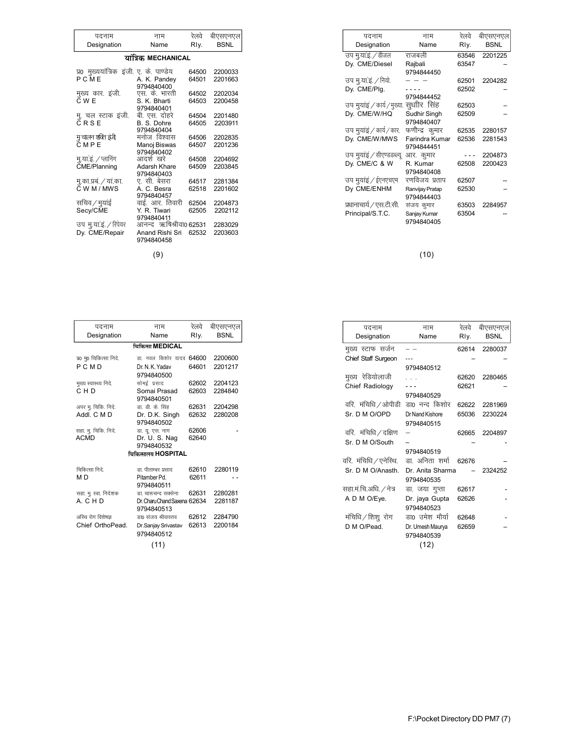| पदनाम Designation | नाम Name | रेलवे Rly. | बीएसएनएल BSNL |
|---|---|---|---|
| **यांत्रिक MECHANICAL** | | | |
| प्र0 मुख्ययांत्रिक इंजी. P C M E | ए. के. पाण्डेय A. K. Pandey 9794840400 | 64500 64501 | 2200033 2201663 |
| मुख्य कार. इंजी. C W E | एस. के. भारती S. K. Bharti 9794840401 | 64502 64503 | 2202034 2200458 |
| मु. चल स्टाक इंजी. C R S E | बी. एस. दोहरे B. S. Dohre 9794840404 | 64504 64505 | 2201480 2203911 |
| मु चालन शक्ति इंजी C M P E | मनोज विश्वास Manoj Biswas 9794840402 | 64506 64507 | 2202835 2201236 |
| मु.या.इं. / प्लानिंग CME/Planning | आदर्श खरे Adarsh Khare 9794840403 | 64508 64509 | 2204692 2203845 |
| मु.का.प्रबं. / यां.का. C W M / MWS | ए. सी. बेसरा A. C. Besra 9794840457 | 64517 62518 | 2281384 2201602 |
| सचिव / मुयांई Secy/CME | वाई. आर. तिवारी Y. R. Tiwari 9794840411 | 62504 62505 | 2204873 2202112 |
| उप मु.यां.इं. / रिपेयर Dy. CME/Repair | आनन्द ऋषिश्रीवा0 Anand Rishi Sri 9794840458 | 62531 62532 | 2283029 2203603 |

| पदनाम Designation | नाम Name | रेलवे Rly. | बीएसएनएल BSNL |
|---|---|---|---|
| उप मु.यां.इं. / डीजल Dy. CME/Diesel | राजबली Rajbali 9794844450 | 63546 63547 | 2201225 – |
| उप मु.यां.इं. / नियो. Dy. CME/Plg. | – – – - - - - 9794844452 | 62501 62502 | 2204282 – |
| उप मुयांइं / कार्य / मुख्या. Dy. CME/W/HQ | सुधीर सिंह Sudhir Singh 9794840407 | 62503 62509 | – – |
| उप मुयांइं / कार्य / कार. Dy. CME/W/MWS | फणीन्द्र कुमार Farindra Kumar 9794844451 | 62535 62536 | 2280157 2281543 |
| उप मुयांइं / सीएण्डडब्ल्यू. Dy. CME/C & W | आर. कुमार R. Kumar 9794840408 | - - - 62508 | 2204873 2200423 |
| उप मुयांइं / ईएनएचएम Dy CME/ENHM | रणविजय प्रताप Ranvijay Pratap 9794844403 | 62507 62530 | -- – |
| प्रधानाचार्य / एस.टी.सी. Principal/S.T.C. | संजय कुमार Sanjay Kumar 9794840405 | 63503 63504 | 2284957 -- |

| पदनाम Designation | नाम Name | रेलवे Rly. | बीएसएनएल BSNL |
|---|---|---|---|
| **चिकित्सा MEDICAL** | | | |
| प्र0 मु0 चिकित्सा निदे. P C M D | डा. नवल किशोर यादव Dr. N. K. Yadav 9794840500 | 64600 64601 | 2200600 2201217 |
| मुख्य स्वास्थ्य निदे. C H D | सोमई प्रसाद Somai Prasad 9794840501 | 62602 62603 | 2204123 2284840 |
| अपर मु. चिकि. निदे. Addl. C M D | डा. डी. के. सिंह Dr. D.K. Singh 9794840502 | 62631 62632 | 2204298 2280208 |
| सहा. मु. चिकि. निदे. ACMD | डा. यू. एस. नाग Dr. U. S. Nag 9794840532 | 62606 62640 | - |
| **चिकित्सालय HOSPITAL** | | | |
| चिकित्सा निदे. M D | डा. पीताम्बर प्रसाद Pitamber Pd. 9794840511 | 62610 62611 | 2280119 - - |
| सहा. मु. स्वा. निदेशक A. C H D | डा. चारूचन्द सक्सेना Dr. Charu Chand Saxena 9794840513 | 62631 62634 | 2280281 2281187 |
| अस्थि रोग विशेषज्ञ Chief OrthoPead. | डा0 संजय श्रीवास्तव Dr.Sanjay Srivastav 9794840512 | 62612 62613 | 2284790 2200184 |

| पदनाम Designation | नाम Name | रेलवे Rly. | बीएसएनएल BSNL |
|---|---|---|---|
| मुख्य स्टाफ सर्जन Chief Staff Surgeon | – – --- 9794840512 | 62614 – | 2280037 – |
| मुख्य रेडियोलाजी Chief Radiology | . . . - - - 9794840529 | 62620 62621 | 2280465 – |
| वरि. मंचिधि / ओपीडी Sr. D M O/OPD | डा0 नन्द किशोर Dr Nand Kishore 9794840515 | 62622 65036 | 2281969 2230224 |
| वरि. मंचिधि / दक्षिण Sr. D M O/South | – – 9794840519 | 62665 – | 2204897 - |
| वरि. मंचिधि / एनेस्थि. Sr. D M O/Anasth. | डा. अनिता शर्मा Dr. Anita Sharma 9794840535 | 62676 – | – 2324252 |
| सहा.मं.चि.अधि. / नेत्र A D M O/Eye. | डा. जया गुप्ता Dr. jaya Gupta 9794840523 | 62617 62626 | - - |
| मंचिधि / शिशु रोग D M O/Pead. | डा0 उमेश मौर्या Dr. Umesh Maurya 9794840539 | 62648 62659 | - – |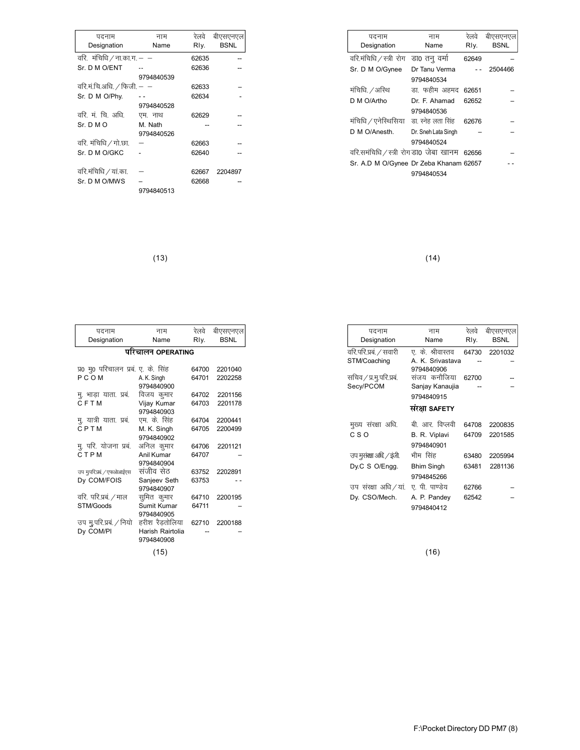| पदनाम Designation | नाम Name | रेलवे Rly. | बीएसएनएल BSNL |
|---|---|---|---|
| वरि. मंचिधि / ना.का.ग. | – – | 62635 | -- |
| Sr. D M O/ENT | -- | 62636 | -- |
| | 9794840539 | | |
| वरि.मं.चि.अधि. / फिजी. | – – | 62633 | – |
| Sr. D M O/Phy. | - - | 62634 | - |
| | 9794840528 | | |
| वरि. मं. चि. अधि. | एम. नाथ | 62629 | -- |
| Sr. D M O | M. Nath | -- | -- |
| | 9794840526 | | |
| वरि. मंचिधि / गो.छा. | – | 62663 | -- |
| Sr. D M O/GKC | - | 62640 | -- |
| वरि.मंचिधि / यां.का. | – | 62667 | 2204897 |
| Sr. D M O/MWS | – | 62668 | -- |
| | 9794840513 | | |

| पदनाम Designation | नाम Name | रेलवे Rly. | बीएसएनएल BSNL |
|---|---|---|---|
| वरि.मंचिधि / स्त्री रोग | डा0 तनु वर्मा | 62649 | – |
| Sr. D M O/Gynee | Dr Tanu Verma | - - | 2504466 |
| | 9794840534 | | |
| मंचिधि. / अस्थि | डा. फहीम अहमद | 62651 | – |
| D M O/Artho | Dr. F. Ahamad | 62652 | – |
| | 9794840536 | | |
| मंचिधि / एनेस्थिसिया | डा. स्नेह लता सिंह | 62676 | – |
| D M O/Anesth. | Dr. Sneh Lata Singh | – | – |
| | 9794840524 | | |
| वरि.समंचिधि / स्त्री रोग | डा0 जेबा खानम | 62656 | – |
| Sr. A.D M O/Gynee | Dr Zeba Khanam | 62657 | - - |
| | 9794840534 | | |

## परिचालन OPERATING

| पदनाम Designation | नाम Name | रेलवे Rly. | बीएसएनएल BSNL |
|---|---|---|---|
| प्र0 मु0 परिचालन प्रबं. | ए. के. सिंह | 64700 | 2201040 |
| P C O M | A. K. Singh | 64701 | 2202258 |
| | 9794840900 | | |
| मु. भाड़ा याता. प्रबं. | विजय कुमार | 64702 | 2201156 |
| C F T M | Vijay Kumar | 64703 | 2201178 |
| | 9794840903 | | |
| मु. यात्री याता. प्रबं. | एम. के. सिंह | 64704 | 2200441 |
| C P T M | M. K. Singh | 64705 | 2200499 |
| | 9794840902 | | |
| मु. परि. योजना प्रबं. | अनिल कुमार | 64706 | 2201121 |
| C T P M | Anil Kumar | 64707 | – |
| | 9794840904 | | |
| उप मुपरि.प्रबं / एफओआईएस | संजीव सेठ | 63752 | 2202891 |
| Dy COM/FOIS | Sanjeev Seth | 63753 | - - |
| | 9794840907 | | |
| वरि. परि.प्रबं. / माल | सुमित कुमार | 64710 | 2200195 |
| STM/Goods | Sumit Kumar | 64711 | – |
| | 9794840905 | | |
| उप मु.परि.प्रबं. / नियो | हरीश रैड़तोलिया | 62710 | 2200188 |
| Dy COM/Pl | Harish Rairtolia | -- | – |
| | 9794840908 | | |

| पदनाम Designation | नाम Name | रेलवे Rly. | बीएसएनएल BSNL |
|---|---|---|---|
| वरि.परि.प्रबं. / सवारी | ए. के. श्रीवास्तव | 64730 | 2201032 |
| STM/Coaching | A. K. Srivastava | -- | – |
| | 9794840906 | | |
| सचिव / प्र.मु.परि.प्रबं. | संजय कनौजिया | 62700 | -- |
| Secy/PCOM | Sanjay Kanaujia | -- | – |
| | 9794840915 | | |

## संरक्षा SAFETY

| पदनाम Designation | नाम Name | रेलवे Rly. | बीएसएनएल BSNL |
|---|---|---|---|
| मुख्य संरक्षा अधि. | बी. आर. विप्लवी | 64708 | 2200835 |
| C S O | B. R. Viplavi | 64709 | 2201585 |
| | 9794840901 | | |
| उप मुसंरक्षा अधि. / इंजी. | भीम सिंह | 63480 | 2205994 |
| Dy.C S O/Engg. | Bhim Singh | 63481 | 2281136 |
| | 9794845266 | | |
| उप संरक्षा अधि / यां. | ए. पी. पाण्डेय | 62766 | – |
| Dy. CSO/Mech. | A. P. Pandey | 62542 | – |
| | 9794840412 | | |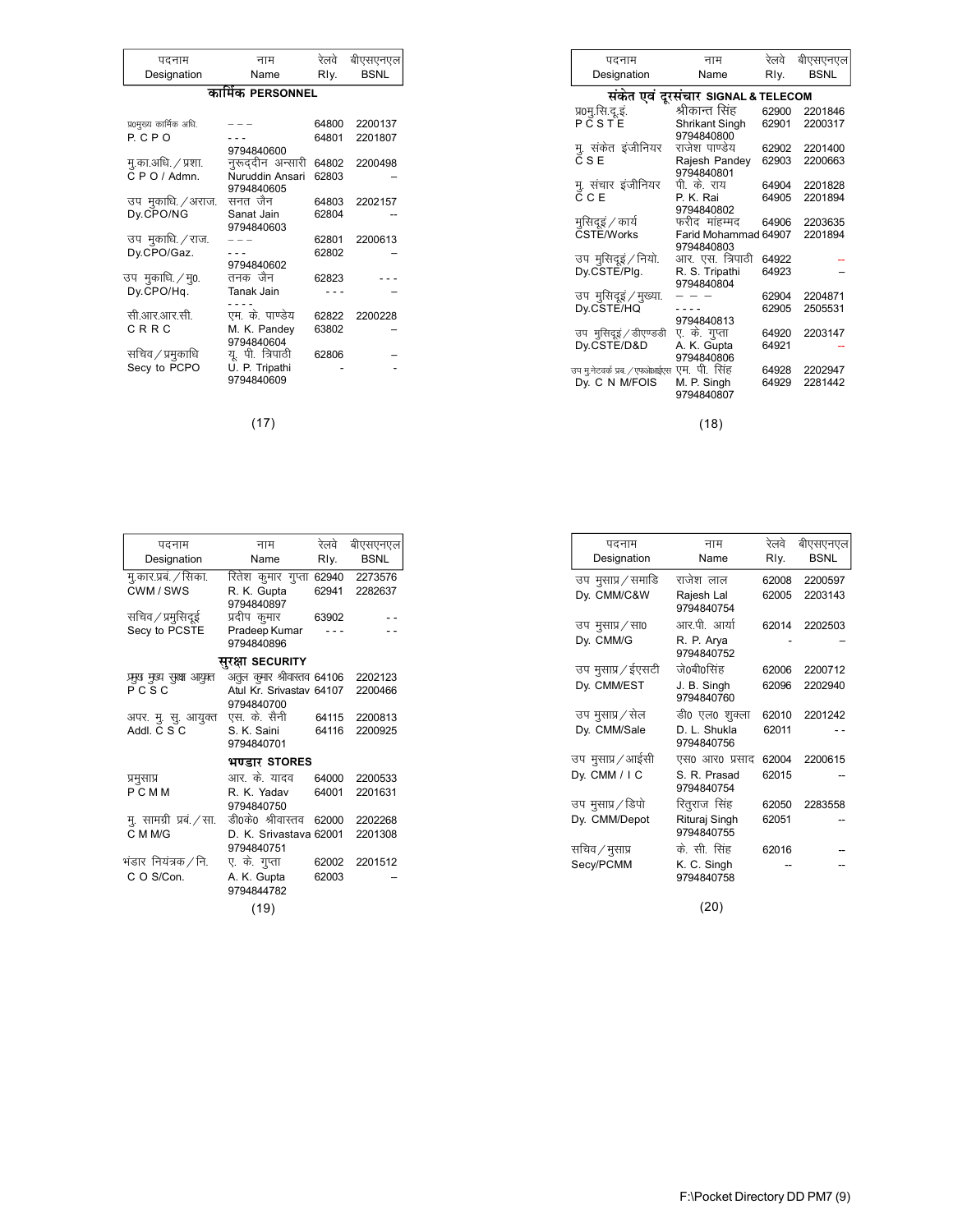| पदनाम Designation | नाम Name | रेलवे Rly. | बीएसएनएल BSNL |
|---|---|---|---|
| **कार्मिक PERSONNEL** | | | |
| प्र0मुख्य कार्मिक अधि. P. C P O | – – – / - - - / 9794840600 | 64800 / 64801 | 2200137 / 2201807 |
| मु.का.अधि. / प्रशा. C P O / Admn. | नुरूद्दीन अन्सारी / Nuruddin Ansari / 9794840605 | 64802 / 62803 | 2200498 / – |
| उप मुकाधि. / अराज. Dy.CPO/NG | सनत जैन / Sanat Jain / 9794840603 | 64803 / 62804 | 2202157 / -- |
| उप मुकाधि. / राज. Dy.CPO/Gaz. | – – – / - - - / 9794840602 | 62801 / 62802 | 2200613 / – |
| उप मुकाधि. / मु0. Dy.CPO/Hq. | तनक जैन / Tanak Jain / - - - - | 62823 / - - - | - - - / – |
| सी.आर.आर.सी. C R R C | एम. के. पाण्डेय / M. K. Pandey / 9794840604 | 62822 / 63802 | 2200228 / – |
| सचिव / प्रमुकाधि Secy to PCPO | यू. पी. त्रिपाठी / U. P. Tripathi / 9794840609 | 62806 / - | – / - |

| पदनाम Designation | नाम Name | रेलवे Rly. | बीएसएनएल BSNL |
|---|---|---|---|
| **संकेत एवं दूरसंचार SIGNAL & TELECOM** | | | |
| प्र0मु.सि.दू.इं. P C S T E | श्रीकान्त सिंह / Shrikant Singh / 9794840800 | 62900 / 62901 | 2201846 / 2200317 |
| मु. संकेत इंजीनियर C S E | राजेश पाण्डेय / Rajesh Pandey / 9794840801 | 62902 / 62903 | 2201400 / 2200663 |
| मु. संचार इंजीनियर C C E | पी. के. राय / P. K. Rai / 9794840802 | 64904 / 64905 | 2201828 / 2201894 |
| मुसिदूइं / कार्य CSTE/Works | फरीद मोहम्मद / Farid Mohammad / 9794840803 | 64906 / 64907 | 2203635 / 2201894 |
| उप मुसिदूइं / नियो. Dy.CSTE/Plg. | आर. एस. त्रिपाठी / R. S. Tripathi / 9794840804 | 64922 / 64923 | -- / – |
| उप मुसिदूइं / मुख्या. Dy.CSTE/HQ | – – – / - - - - / 9794840813 | 62904 / 62905 | 2204871 / 2505531 |
| उप मुसिदूइं / डीएण्डडी Dy.CSTE/D&D | ए. के. गुप्ता / A. K. Gupta / 9794840806 | 64920 / 64921 | 2203147 / -- |
| उप मु.नेटवर्क प्रब. / एफओआईएस Dy. C N M/FOIS | एम. पी. सिंह / M. P. Singh / 9794840807 | 64928 / 64929 | 2202947 / 2281442 |

| पदनाम Designation | नाम Name | रेलवे Rly. | बीएसएनएल BSNL |
|---|---|---|---|
| मु.कार.प्रबं. / सिका. CWM / SWS | रितेश कुमार गुप्ता / R. K. Gupta / 9794840897 | 62940 / 62941 | 2273576 / 2282637 |
| सचिव / प्रमुसिदूई Secy to PCSTE | प्रदीप कुमार / Pradeep Kumar / 9794840896 | 63902 / - - - | - - / - - |
| **सुरक्षा SECURITY** | | | |
| प्रमुख मुख्य सुरक्षा आयुक्त P C S C | अतुल कुमार श्रीवास्तव / Atul Kr. Srivastav / 9794840700 | 64106 / 64107 | 2202123 / 2200466 |
| अपर. मु. सु. आयुक्त Addl. C S C | एस. के. सैनी / S. K. Saini / 9794840701 | 64115 / 64116 | 2200813 / 2200925 |
| **भण्डार STORES** | | | |
| प्रमुसाप्र P C M M | आर. के. यादव / R. K. Yadav / 9794840750 | 64000 / 64001 | 2200533 / 2201631 |
| मु. सामग्री प्रबं. / सा. C M M/G | डी0के0 श्रीवास्तव / D. K. Srivastava / 9794840751 | 62000 / 62001 | 2202268 / 2201308 |
| भंडार नियंत्रक / नि. C O S/Con. | ए. के. गुप्ता / A. K. Gupta / 9794844782 | 62002 / 62003 | 2201512 / – |

| पदनाम Designation | नाम Name | रेलवे Rly. | बीएसएनएल BSNL |
|---|---|---|---|
| उप मुसाप्र / समाडि Dy. CMM/C&W | राजेश लाल / Rajesh Lal / 9794840754 | 62008 / 62005 | 2200597 / 2203143 |
| उप मुसाप्र / सा0 Dy. CMM/G | आर.पी. आर्या / R. P. Arya / 9794840752 | 62014 / - | 2202503 / – |
| उप मुसाप्र / ईएसटी Dy. CMM/EST | जे0बी0सिंह / J. B. Singh / 9794840760 | 62006 / 62096 | 2200712 / 2202940 |
| उप मुसाप्र / सेल Dy. CMM/Sale | डी0 एल0 शुक्ला / D. L. Shukla / 9794840756 | 62010 / 62011 | 2201242 / - - |
| उप मुसाप्र / आईसी Dy. CMM / I C | एस0 आर0 प्रसाद / S. R. Prasad / 9794840754 | 62004 / 62015 | 2200615 / -- |
| उप मुसाप्र / डिपो Dy. CMM/Depot | रितुराज सिंह / Rituraj Singh / 9794840755 | 62050 / 62051 | 2283558 / -- |
| सचिव / मुसाप्र Secy/PCMM | के. सी. सिंह / K. C. Singh / 9794840758 | 62016 / -- | -- / -- |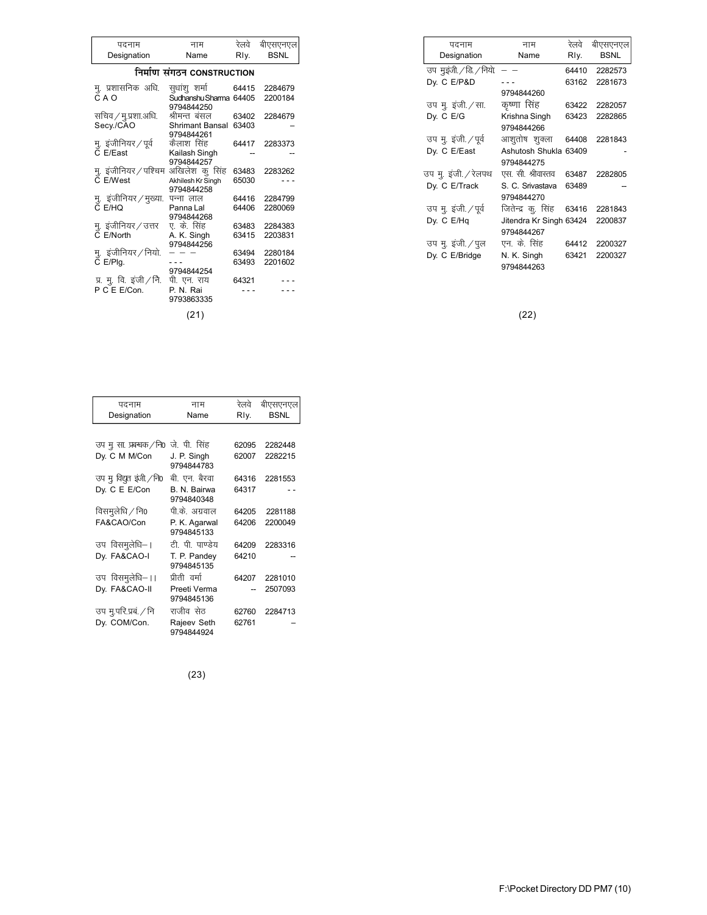| पदनाम Designation | नाम Name | रेलवे Rly. | बीएसएनएल BSNL |
|---|---|---|---|

### निर्माण संगठन CONSTRUCTION

| पदनाम Designation | नाम Name | रेलवे Rly. | बीएसएनएल BSNL |
|---|---|---|---|
| मु. प्रशासनिक अधि. C A O | सुधांशु शर्मा Sudhanshu Sharma 9794844250 | 64415 64405 | 2284679 2200184 |
| सचिव/मु.प्रशा.अधि. Secy./CAO | श्रीमन्त बंसल Shrimant Bansal 9794844261 | 63402 63403 | 2284679 – |
| मु. इंजीनियर/पूर्व C E/East | कैलाश सिंह Kailash Singh 9794844257 | 64417 -- | 2283373 -- |
| मु. इंजीनियर/पश्चिम C E/West | अखिलेश कु सिंह Akhilesh Kr Singh 9794844258 | 63483 65030 | 2283262 - - - |
| मु. इंजीनियर/मुख्या. C E/HQ | पन्ना लाल Panna Lal 9794844268 | 64416 64406 | 2284799 2280069 |
| मु. इंजीनियर/उत्तर C E/North | ए. के. सिंह A. K. Singh 9794844256 | 63483 63415 | 2284383 2203831 |
| मु. इंजीनियर/नियो. C E/Plg. | – – – - - - 9794844254 | 63494 63493 | 2280184 2201602 |
| प्र. मु. वि. इंजी/नि. P C E E/Con. | पी. एन. राय P. N. Rai 9793863335 | 64321 - - - | - - - - - - |

| पदनाम Designation | नाम Name | रेलवे Rly. | बीएसएनएल BSNL |
|---|---|---|---|
| उप मुइंजी./डि./नियो Dy. C E/P&D | – – - - - 9794844260 | 64410 63162 | 2282573 2281673 |
| उप मु. इंजी./सा. Dy. C E/G | कृष्णा सिंह Krishna Singh 9794844266 | 63422 63423 | 2282057 2282865 |
| उप मु. इंजी./पूर्व Dy. C E/East | आशुतोष शुक्ला Ashutosh Shukla 9794844275 | 64408 63409 | 2281843 - |
| उप मु. इंजी./रेलपथ Dy. C E/Track | एस. सी. श्रीवास्तव S. C. Srivastava 9794844270 | 63487 63489 | 2282805 – |
| उप मु. इंजी./पूर्व Dy. C E/Hq | जितेन्द्र कु. सिंह Jitendra Kr Singh 9794844267 | 63416 63424 | 2281843 2200837 |
| उप मु. इंजी./पुल Dy. C E/Bridge | एन. के. सिंह N. K. Singh 9794844263 | 64412 63421 | 2200327 2200327 |

| पदनाम Designation | नाम Name | रेलवे Rly. | बीएसएनएल BSNL |
|---|---|---|---|
| उप मु सा. प्रबन्धक/नि0 Dy. C M M/Con | जे. पी. सिंह J. P. Singh 9794844783 | 62095 62007 | 2282448 2282215 |
| उप मु विद्युत इंजी./नि0 Dy. C E E/Con | बी. एन. बैरवा B. N. Bairwa 9794840348 | 64316 64317 | 2281553 - - |
| विसमुलेधि/नि0 FA&CAO/Con | पी.के. अग्रवाल P. K. Agarwal 9794845133 | 64205 64206 | 2281188 2200049 |
| उप विसमुलेधि–I Dy. FA&CAO-I | टी. पी. पाण्डेय T. P. Pandey 9794845135 | 64209 64210 | 2283316 -- |
| उप विसमुलेधि–II Dy. FA&CAO-II | प्रीती वर्मा Preeti Verma 9794845136 | 64207 -- | 2281010 2507093 |
| उप मु.परि.प्रबं./नि Dy. COM/Con. | राजीव सेठ Rajeev Seth 9794844924 | 62760 62761 | 2284713 – |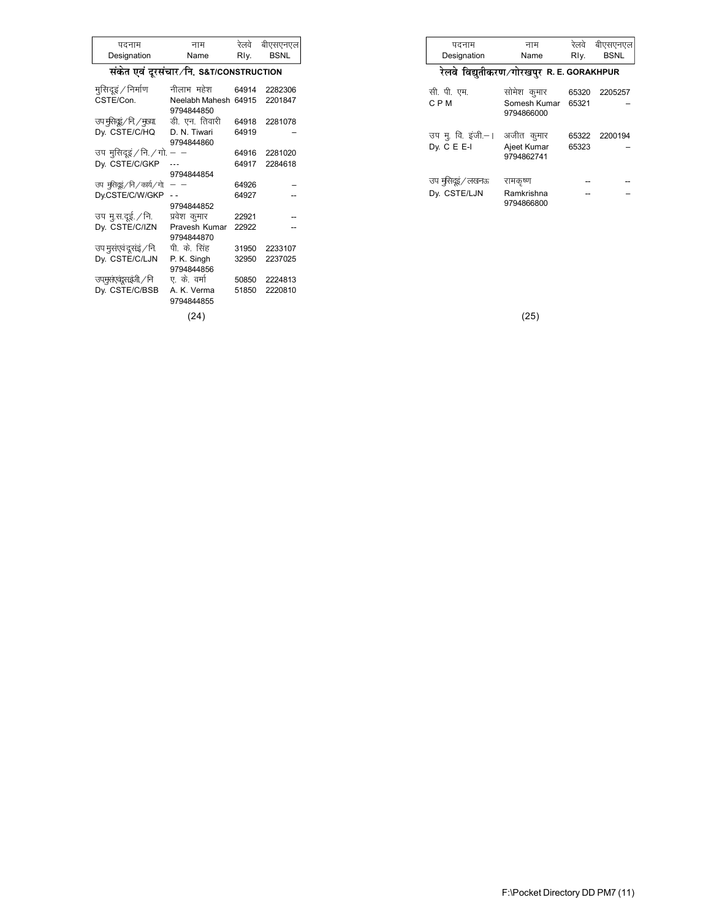| पदनाम Designation | नाम Name | रेलवे Rly. | बीएसएनएल BSNL |
|---|---|---|---|

## संकेत एवं दूरसंचार/नि. S&T/CONSTRUCTION

| पदनाम Designation | नाम Name | रेलवे Rly. | बीएसएनएल BSNL |
|---|---|---|---|
| मुसिदूइं/निर्माण CSTE/Con. | नीलाभ महेश Neelabh Mahesh 9794844850 | 64914 64915 | 2282306 2201847 |
| उप मुसिदूइं/नि./मुख्या. Dy. CSTE/C/HQ | डी. एन. तिवारी D. N. Tiwari 9794844860 | 64918 64919 | 2281078 – |
| उप मुसिदूइं/नि./गो. Dy. CSTE/C/GKP | – – --- 9794844854 | 64916 64917 | 2281020 2284618 |
| उप मुसिदूइं/नि/कार्य/गो Dy.CSTE/C/W/GKP | – – - - 9794844852 | 64926 64927 | – -- |
| उप मु.स.दूई./नि. Dy. CSTE/C/IZN | प्रवेश कुमार Pravesh Kumar 9794844870 | 22921 22922 | -- -- |
| उप मुसंएवंदूसंइं/नि. Dy. CSTE/C/LJN | पी. के. सिंह P. K. Singh 9794844856 | 31950 32950 | 2233107 2237025 |
| उपमुसंएवंदूसइंजी/नि Dy. CSTE/C/BSB | ए. के. वर्मा A. K. Verma 9794844855 | 50850 51850 | 2224813 2220810 |

## रेलवे विद्युतीकरण/गोरखपुर R. E. GORAKHPUR

| पदनाम Designation | नाम Name | रेलवे Rly. | बीएसएनएल BSNL |
|---|---|---|---|
| सी. पी. एम. C P M | सोमेश कुमार Somesh Kumar 9794866000 | 65320 65321 | 2205257 – |
| उप मु. वि. इंजी.–I Dy. C E E-I | अजीत कुमार Ajeet Kumar 9794862741 | 65322 65323 | 2200194 – |
| उप मुसिदूइं/लखनऊ Dy. CSTE/LJN | रामकृष्ण Ramkrishna 9794866800 | -- -- | -- – |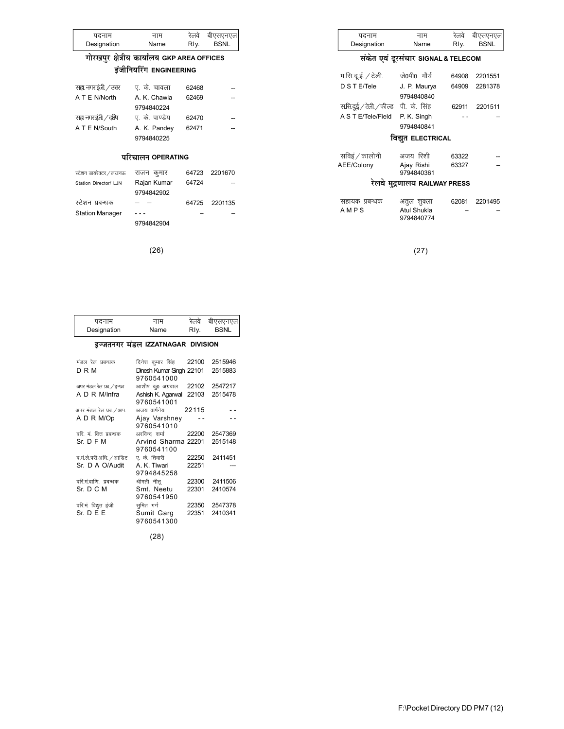| पदनाम Designation | नाम Name | रेलवे Rly. | बीएसएनएल BSNL |
|---|---|---|---|

## गोरखपुर क्षेत्रीय कार्यालय GKP AREA OFFICES

### इंजीनियरिंग ENGINEERING

| पदनाम Designation | नाम Name | रेलवे Rly. | बीएसएनएल BSNL |
|---|---|---|---|
| सहा.नगरइंजी./उत्तर A T E N/North | ए. के. चावला A. K. Chawla 9794840224 | 62468 62469 | -- -- |
| सहा.नगरइंजी./दक्षिण A T E N/South | ए. के. पाण्डेय A. K. Pandey 9794840225 | 62470 62471 | -- -- |

### परिचालन OPERATING

| पदनाम Designation | नाम Name | रेलवे Rly. | बीएसएनएल BSNL |
|---|---|---|---|
| स्टेशन डायरेक्टर/लखनऊ Station Director/ LJN | राजन कुमार Rajan Kumar 9794842902 | 64723 64724 | 2201670 -- |
| स्टेशन प्रबन्धक Station Manager | – – - - - 9794842904 | 64725 – | 2201135 – |

### संकेत एवं दूरसंचार SIGNAL & TELECOM

| पदनाम Designation | नाम Name | रेलवे Rly. | बीएसएनएल BSNL |
|---|---|---|---|
| म.सि.दू.ई./टेली. D S T E/Tele | जे0पी0 मौर्य J. P. Maurya 9794840840 | 64908 64909 | 2201551 2281378 |
| ससि.दूई/टेली./फील्ड A S T E/Tele/Field | पी. के. सिंह P. K. Singh 9794840841 | 62911 - - | 2201511 – |

### विद्युत ELECTRICAL

| पदनाम Designation | नाम Name | रेलवे Rly. | बीएसएनएल BSNL |
|---|---|---|---|
| सविइं/कालोनी AEE/Colony | अजय रिशी Ajay Rishi 9794840361 | 63322 63327 | -- – |

### रेलवे मुद्रणालय RAILWAY PRESS

| पदनाम Designation | नाम Name | रेलवे Rly. | बीएसएनएल BSNL |
|---|---|---|---|
| सहायक प्रबन्धक A M P S | अतुल शुक्ला Atul Shukla 9794840774 | 62081 – | 2201495 – |

## इज्जतनगर मंडल IZZATNAGAR DIVISION

| पदनाम Designation | नाम Name | रेलवे Rly. | बीएसएनएल BSNL |
|---|---|---|---|
| मंडल रेल प्रबन्धक D R M | दिनेश कुमार सिंह Dinesh Kumar Singh 9760541000 | 22100 22101 | 2515946 2515883 |
| अपर मंडल रेल प्रब./इन्फ्रा A D R M/Infra | आशीष कु0 अग्रवाल Ashish K. Agarwal 9760541001 | 22102 22103 | 2547217 2515478 |
| अपर मंडल रेल प्रब./आप. A D R M/Op | अजय वार्ष्णेय Ajay Varshney 9760541010 | 22115 - - | - - - - |
| वरि. मं. वित्त प्रबन्धक Sr. D F M | अरविन्द शर्मा Arvind Sharma 9760541100 | 22200 22201 | 2547369 2515148 |
| व.मं.ले.परी.अधि./आडिट Sr. D A O/Audit | ए. के. तिवारी A. K. Tiwari 9794845258 | 22250 22251 | 2411451 --- |
| वरि.मं.वाणि. प्रबन्धक Sr. D C M | श्रीमती नीतू Smt. Neetu 9760541950 | 22300 22301 | 2411506 2410574 |
| वरि.मं. विद्युत इंजी. Sr. D E E | सुमित गर्ग Sumit Garg 9760541300 | 22350 22351 | 2547378 2410341 |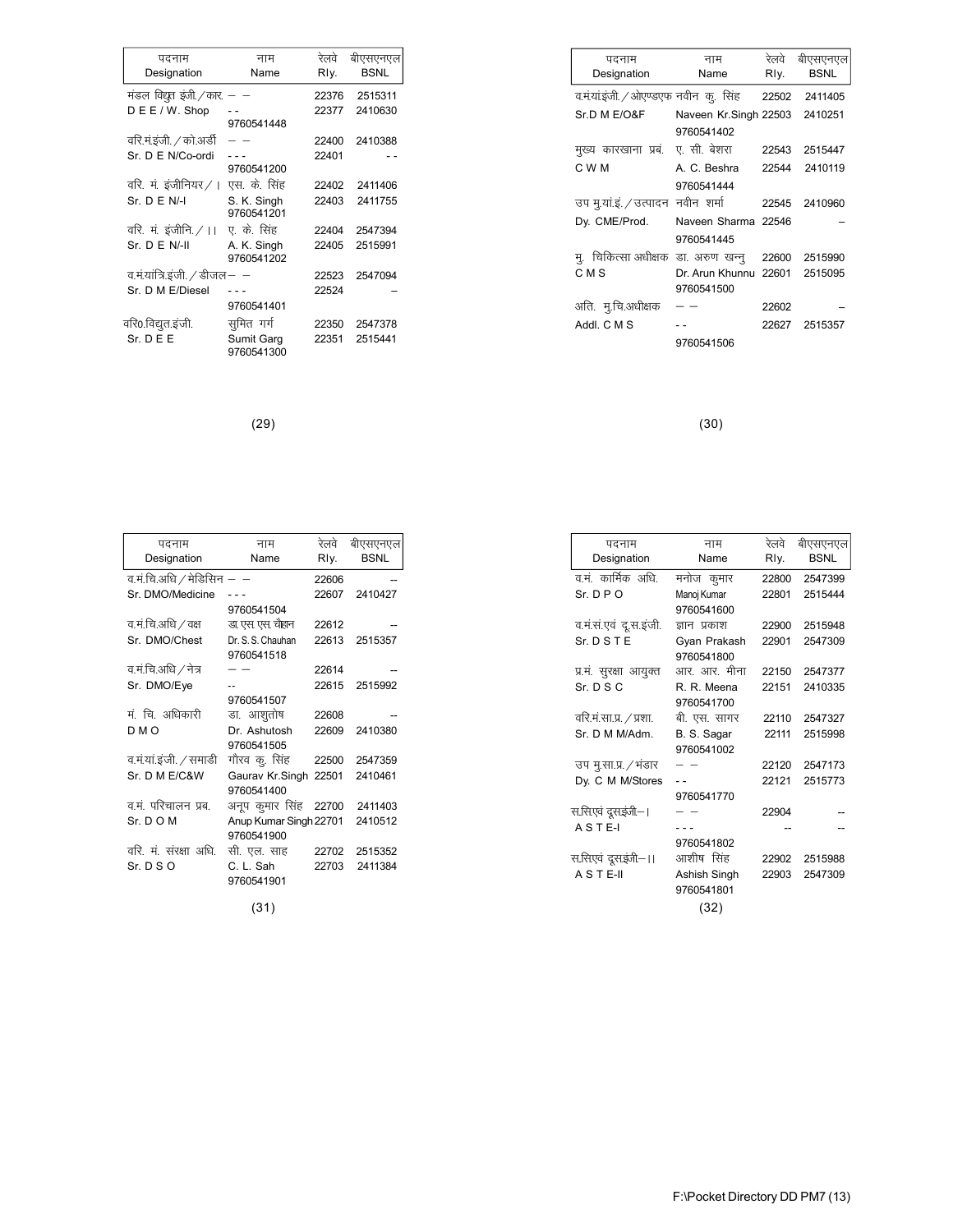| पदनाम Designation | नाम Name | रेलवे Rly. | बीएसएनएल BSNL |
|---|---|---|---|
| मंडल विद्युत इंजी./कार. | – – | 22376 | 2515311 |
| D E E / W. Shop | - - | 22377 | 2410630 |
| | 9760541448 | | |
| वरि.मं.इंजी./को.अर्डी | – – | 22400 | 2410388 |
| Sr. D E N/Co-ordi | - - - | 22401 | - - |
| | 9760541200 | | |
| वरि. मं. इंजीनियर/I | एस. के. सिंह | 22402 | 2411406 |
| Sr. D E N/-I | S. K. Singh | 22403 | 2411755 |
| | 9760541201 | | |
| वरि. मं. इंजीनि./II | ए. के. सिंह | 22404 | 2547394 |
| Sr. D E N/-II | A. K. Singh | 22405 | 2515991 |
| | 9760541202 | | |
| व.मं.यांत्रि.इंजी./डीजल | – – | 22523 | 2547094 |
| Sr. D M E/Diesel | - - - | 22524 | – |
| | 9760541401 | | |
| वरि0.विद्युत.इंजी. | सुमित गर्ग | 22350 | 2547378 |
| Sr. D E E | Sumit Garg | 22351 | 2515441 |
| | 9760541300 | | |

| पदनाम Designation | नाम Name | रेलवे Rly. | बीएसएनएल BSNL |
|---|---|---|---|
| व.मं.यां.इंजी./ओएण्डएफ | नवीन कु. सिंह | 22502 | 2411405 |
| Sr.D M E/O&F | Naveen Kr.Singh | 22503 | 2410251 |
| | 9760541402 | | |
| मुख्य कारखाना प्रबं. | ए. सी. बेशरा | 22543 | 2515447 |
| C W M | A. C. Beshra | 22544 | 2410119 |
| | 9760541444 | | |
| उप मु.यां.इं./उत्पादन | नवीन शर्मा | 22545 | 2410960 |
| Dy. CME/Prod. | Naveen Sharma | 22546 | – |
| | 9760541445 | | |
| मु. चिकित्सा अधीक्षक | डा. अरुण खन्नु | 22600 | 2515990 |
| C M S | Dr. Arun Khunnu | 22601 | 2515095 |
| | 9760541500 | | |
| अति. मु.चि.अधीक्षक | – – | 22602 | – |
| Addl. C M S | - - | 22627 | 2515357 |
| | 9760541506 | | |

| पदनाम Designation | नाम Name | रेलवे Rly. | बीएसएनएल BSNL |
|---|---|---|---|
| व.मं.चि.अधि/मेडिसिन | – – | 22606 | -- |
| Sr. DMO/Medicine | - - - | 22607 | 2410427 |
| | 9760541504 | | |
| व.मं.चि.अधि/वक्ष | डा.एस.एस.चौहान | 22612 | -- |
| Sr. DMO/Chest | Dr. S. S. Chauhan | 22613 | 2515357 |
| | 9760541518 | | |
| व.मं.चि.अधि/नेत्र | – – | 22614 | -- |
| Sr. DMO/Eye | -- | 22615 | 2515992 |
| | 9760541507 | | |
| मं. चि. अधिकारी | डा. आशुतोष | 22608 | -- |
| D M O | Dr. Ashutosh | 22609 | 2410380 |
| | 9760541505 | | |
| व.मं.यां.इंजी./समाडी | गौरव कु. सिंह | 22500 | 2547359 |
| Sr. D M E/C&W | Gaurav Kr.Singh | 22501 | 2410461 |
| | 9760541400 | | |
| व.मं. परिचालन प्रब. | अनूप कुमार सिंह | 22700 | 2411403 |
| Sr. D O M | Anup Kumar Singh | 22701 | 2410512 |
| | 9760541900 | | |
| वरि. मं. संरक्षा अधि. | सी. एल. साह | 22702 | 2515352 |
| Sr. D S O | C. L. Sah | 22703 | 2411384 |
| | 9760541901 | | |

| पदनाम Designation | नाम Name | रेलवे Rly. | बीएसएनएल BSNL |
|---|---|---|---|
| व.मं. कार्मिक अधि. | मनोज कुमार | 22800 | 2547399 |
| Sr. D P O | Manoj Kumar | 22801 | 2515444 |
| | 9760541600 | | |
| व.मं.सं.एवं दू.स.इंजी. | ज्ञान प्रकाश | 22900 | 2515948 |
| Sr. D S T E | Gyan Prakash | 22901 | 2547309 |
| | 9760541800 | | |
| प्र.मं. सुरक्षा आयुक्त | आर. आर. मीना | 22150 | 2547377 |
| Sr. D S C | R. R. Meena | 22151 | 2410335 |
| | 9760541700 | | |
| वरि.मं.सा.प्र./प्रशा. | बी. एस. सागर | 22110 | 2547327 |
| Sr. D M M/Adm. | B. S. Sagar | 22111 | 2515998 |
| | 9760541002 | | |
| उप मु.सा.प्र./भंडार | – – | 22120 | 2547173 |
| Dy. C M M/Stores | - - | 22121 | 2515773 |
| | 9760541770 | | |
| स.सिएवं दूसइंजी–I | – – | 22904 | -- |
| A S T E-I | - - - | -- | -- |
| | 9760541802 | | |
| स.सिएवं दूसइंजी–II | आशीष सिंह | 22902 | 2515988 |
| A S T E-II | Ashish Singh | 22903 | 2547309 |
| | 9760541801 | | |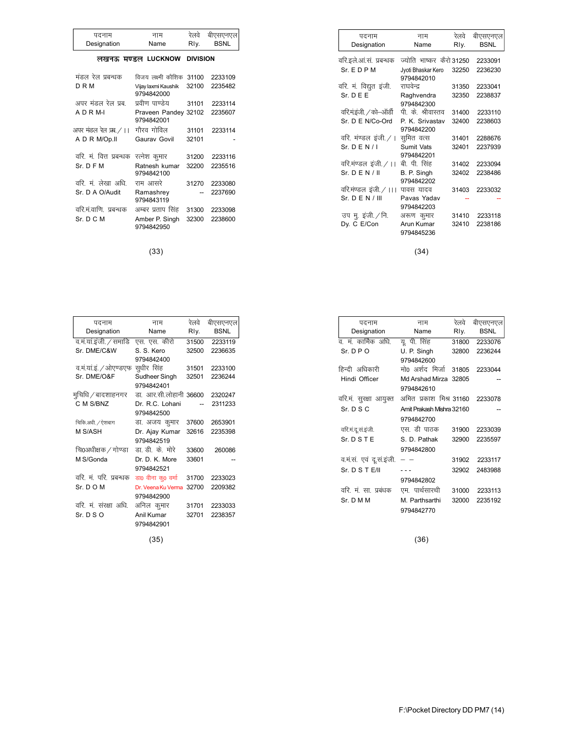| पदनाम Designation | नाम Name | रेलवे Rly. | बीएसएनएल BSNL |
|---|---|---|---|

**लखनऊ मण्डल LUCKNOW DIVISION**

| पदनाम Designation | नाम Name | रेलवे Rly. | बीएसएनएल BSNL |
|---|---|---|---|
| मंडल रेल प्रबन्धक D R M | विजय लक्ष्मी कौशिक Vijay laxmi Kaushik 9794842000 | 31100 32100 | 2233109 2235482 |
| अपर मंडल रेल प्रब. A D R M-I | प्रवीण पाण्डेय Praveen Pandey 9794842001 | 31101 32102 | 2233114 2235607 |
| अपर मंडल रेल प्रब./ II A D R M/Op.II | गौरव गोविल Gaurav Govil | 31101 32101 | 2233114 - |
| वरि. मं. वित्त प्रबन्धक Sr. D F M | रत्नेश कुमार Ratnesh kumar 9794842100 | 31200 32200 | 2233116 2235516 |
| वरि. मं. लेखा अधि. Sr. D A O/Audit | राम आसरे Ramashrey 9794843119 | 31270 | 2233080 2237690 |
| वरि.मं.वाणि. प्रबन्धक Sr. D C M | अम्बर प्रताप सिंह Amber P. Singh 9794842950 | 31300 32300 | 2233098 2238600 |

| पदनाम Designation | नाम Name | रेलवे Rly. | बीएसएनएल BSNL |
|---|---|---|---|
| वरि.इले.आं.सं. प्रबन्धक Sr. E D P M | ज्योति भाष्कर करो Jyoti Bhaskar Kero 9794842010 | 31250 32250 | 2233091 2236230 |
| वरि. मं. विद्युत इंजी. Sr. D E E | राघवेन्द्र Raghvendra 9794842300 | 31350 32350 | 2233041 2238837 |
| वरि.मंइंजी./को-ऑर्डी Sr. D E N/Co-Ord | पी. के. श्रीवास्तव P. K. Srivastav 9794842200 | 31400 32400 | 2233110 2238603 |
| वरि. मण्डल इंजी./ I Sr. D E N / I | सुमित वत्स Sumit Vats 9794842201 | 31401 32401 | 2288676 2237939 |
| वरि.मण्डल इंजी./ II Sr. D E N / II | बी. पी. सिंह B. P. Singh 9794842202 | 31402 32402 | 2233094 2238486 |
| वरि.मण्डल इंजी./ III Sr. D E N / III | पावस यादव Pavas Yadav 9794842203 | 31403 -- | 2233032 -- |
| उप मु. इंजी./नि. Dy. C E/Con | अरूण कुमार Arun Kumar 9794845236 | 31410 32410 | 2233118 2238186 |

| पदनाम Designation | नाम Name | रेलवे Rly. | बीएसएनएल BSNL |
|---|---|---|---|
| व.मं.यां.इंजी./समाडि Sr. DME/C&W | एस. एस. करो S. S. Kero 9794842400 | 31500 32500 | 2233119 2236635 |
| व.मं.यां.इं./ओएण्डएफ Sr. DME/O&F | सुधीर सिंह Sudheer Singh 9794842401 | 31501 32501 | 2233100 2236244 |
| मुचिधि/बादशाहनगर C M S/BNZ | डा. आर.सी.लोहानी Dr. R.C. Lohani 9794842500 | 36600 -- | 2320247 2311233 |
| चिकि.अधी./ऐशबाग M S/ASH | डा. अजय कुमार Dr. Ajay Kumar 9794842519 | 37600 32616 | 2653901 2235398 |
| चि0अधीक्षक/गोण्डा M S/Gonda | डा. डी. के. मोरे Dr. D. K. More 9794842521 | 33600 33601 | 260086 -- |
| वरि. मं. परि. प्रबन्धक Sr. D O M | डा0 वीना कु0 वर्मा Dr. Veena Ku Verma 9794842900 | 31700 32700 | 2233023 2209382 |
| वरि. मं. संरक्षा अधि. Sr. D S O | अनिल कुमार Anil Kumar 9794842901 | 31701 32701 | 2233033 2238357 |

| पदनाम Designation | नाम Name | रेलवे Rly. | बीएसएनएल BSNL |
|---|---|---|---|
| व. मं. कार्मिक अधि. Sr. D P O | यू. पी. सिंह U. P. Singh 9794842600 | 31800 32800 | 2233076 2236244 |
| हिन्दी अधिकारी Hindi Officer | मो0 अर्शद मिर्जा Md Arshad Mirza 9794842610 | 31805 32805 | 2233044 -- |
| वरि.मं. सुरक्षा आयुक्त Sr. D S C | अमित प्रकाश मिश्र Amit Prakash Mishra 9794842700 | 31160 32160 | 2233078 -- |
| वरि.मं.दू.सं.इंजी. Sr. D S T E | एस. डी पाठक S. D. Pathak 9794842800 | 31900 32900 | 2233039 2235597 |
| व.मं.सं. एवं दू.सं.इंजी. Sr. D S T E/II | -- -- - - - 9794842802 | 31902 32902 | 2233117 2483988 |
| वरि. मं. सा. प्रबंधक Sr. D M M | एम. पार्थसारथी M. Parthsarthi 9794842770 | 31000 32000 | 2233113 2235192 |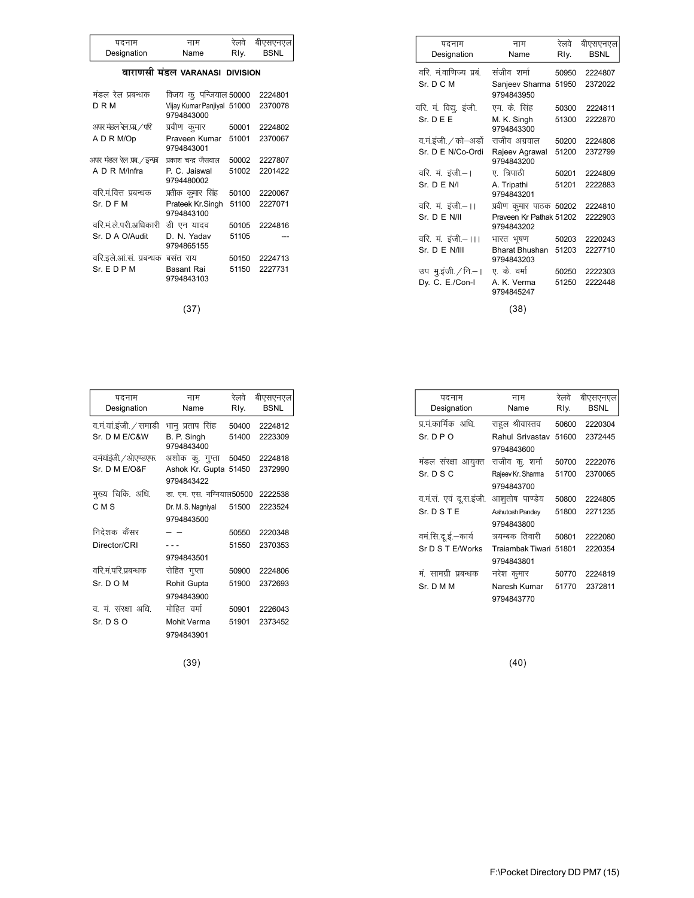| पदनाम Designation | नाम Name | रेलवे Rly. | बीएसएनएल BSNL |
|---|---|---|---|

## वाराणसी मंडल VARANASI DIVISION

| पदनाम Designation | नाम Name | रेलवे Rly. | बीएसएनएल BSNL |
|---|---|---|---|
| मंडल रेल प्रबन्धक<br>D R M | विजय कु. पन्जियाल<br>Vijay Kumar Panjiyal<br>9794843000 | 50000<br>51000 | 2224801<br>2370078 |
| अपर मंडल रेल प्रब./परि<br>A D R M/Op | प्रवीण कुमार<br>Praveen Kumar<br>9794843001 | 50001<br>51001 | 2224802<br>2370067 |
| अपर मंडल रेल प्रब./इन्फ्रा<br>A D R M/Infra | प्रकाश चन्द्र जैसवाल<br>P. C. Jaiswal<br>9794480002 | 50002<br>51002 | 2227807<br>2201422 |
| वरि.मं.वित्त प्रबन्धक<br>Sr. D F M | प्रतीक कुमार सिंह<br>Prateek Kr.Singh<br>9794843100 | 50100<br>51100 | 2220067<br>2227071 |
| वरि.मं.ले.परी.अधिकारी<br>Sr. D A O/Audit | डी एन यादव<br>D. N. Yadav<br>9794865155 | 50105<br>51105 | 2224816<br>--- |
| वरि.इले.आं.सं. प्रबन्धक<br>Sr. E D P M | बसंत राय<br>Basant Rai<br>9794843103 | 50150<br>51150 | 2224713<br>2227731 |

| पदनाम Designation | नाम Name | रेलवे Rly. | बीएसएनएल BSNL |
|---|---|---|---|
| वरि. मं.वाणिज्य प्रबं.<br>Sr. D C M | संजीव शर्मा<br>Sanjeev Sharma<br>9794843950 | 50950<br>51950 | 2224807<br>2372022 |
| वरि. मं. विद्यु. इंजी.<br>Sr. D E E | एम. के. सिंह<br>M. K. Singh<br>9794843300 | 50300<br>51300 | 2224811<br>2222870 |
| व.मं.इंजी./को–आर्डो<br>Sr. D E N/Co-Ordi | राजीव अग्रवाल<br>Rajeev Agrawal<br>9794843200 | 50200<br>51200 | 2224808<br>2372799 |
| वरि. मं. इंजी.–।<br>Sr. D E N/I | ए. त्रिपाठी<br>A. Tripathi<br>9794843201 | 50201<br>51201 | 2224809<br>2222883 |
| वरि. मं. इंजी.–।।<br>Sr. D E N/II | प्रवीण कुमार पाठक<br>Praveen Kr Pathak<br>9794843202 | 50202<br>51202 | 2224810<br>2222903 |
| वरि. मं. इंजी.–।।।<br>Sr. D E N/III | भारत भूषण<br>Bharat Bhushan<br>9794843203 | 50203<br>51203 | 2220243<br>2227710 |
| उप मु.इंजी./नि.–।<br>Dy. C. E./Con-I | ए. के. वर्मा<br>A. K. Verma<br>9794845247 | 50250<br>51250 | 2222303<br>2222448 |

| पदनाम Designation | नाम Name | रेलवे Rly. | बीएसएनएल BSNL |
|---|---|---|---|
| व.मं.यां.इंजी./समाडी<br>Sr. D M E/C&W | भानु प्रताप सिंह<br>B. P. Singh<br>9794843400 | 50400<br>51400 | 2224812<br>2223309 |
| वमंयांइंजी./ओएण्डएफ.<br>Sr. D M E/O&F | अशोक कु. गुप्ता<br>Ashok Kr. Gupta<br>9794843422 | 50450<br>51450 | 2224818<br>2372990 |
| मुख्य चिकि. अधि.<br>C M S | डा. एम. एस. नग्नियाल<br>Dr. M. S. Nagniyal<br>9794843500 | 50500<br>51500 | 2222538<br>2223524 |
| निदेशक कैंसर<br>Director/CRI | – –<br>- - -<br>9794843501 | 50550<br>51550 | 2220348<br>2370353 |
| वरि.मं.परि.प्रबन्धक<br>Sr. D O M | रोहित गुप्ता<br>Rohit Gupta<br>9794843900 | 50900<br>51900 | 2224806<br>2372693 |
| व. मं. संरक्षा अधि.<br>Sr. D S O | मोहित वर्मा<br>Mohit Verma<br>9794843901 | 50901<br>51901 | 2226043<br>2373452 |

| पदनाम Designation | नाम Name | रेलवे Rly. | बीएसएनएल BSNL |
|---|---|---|---|
| प्र.मं.कार्मिक अधि.<br>Sr. D P O | राहुल श्रीवास्तव<br>Rahul Srivastav<br>9794843600 | 50600<br>51600 | 2220304<br>2372445 |
| मंडल संरक्षा आयुक्त<br>Sr. D S C | राजीव कु. शर्मा<br>Rajeev Kr. Sharma<br>9794843700 | 50700<br>51700 | 2222076<br>2370065 |
| व.मं.सं. एवं दू.स.इंजी.<br>Sr. D S T E | आशुतोष पाण्डेय<br>Ashutosh Pandey<br>9794843800 | 50800<br>51800 | 2224805<br>2271235 |
| वमं.सि.दू.ई.–कार्य<br>Sr D S T E/Works | त्रयम्बक तिवारी<br>Traiambak Tiwari<br>9794843801 | 50801<br>51801 | 2222080<br>2220354 |
| मं. सामग्री प्रबन्धक<br>Sr. D M M | नरेश कुमार<br>Naresh Kumar<br>9794843770 | 50770<br>51770 | 2224819<br>2372811 |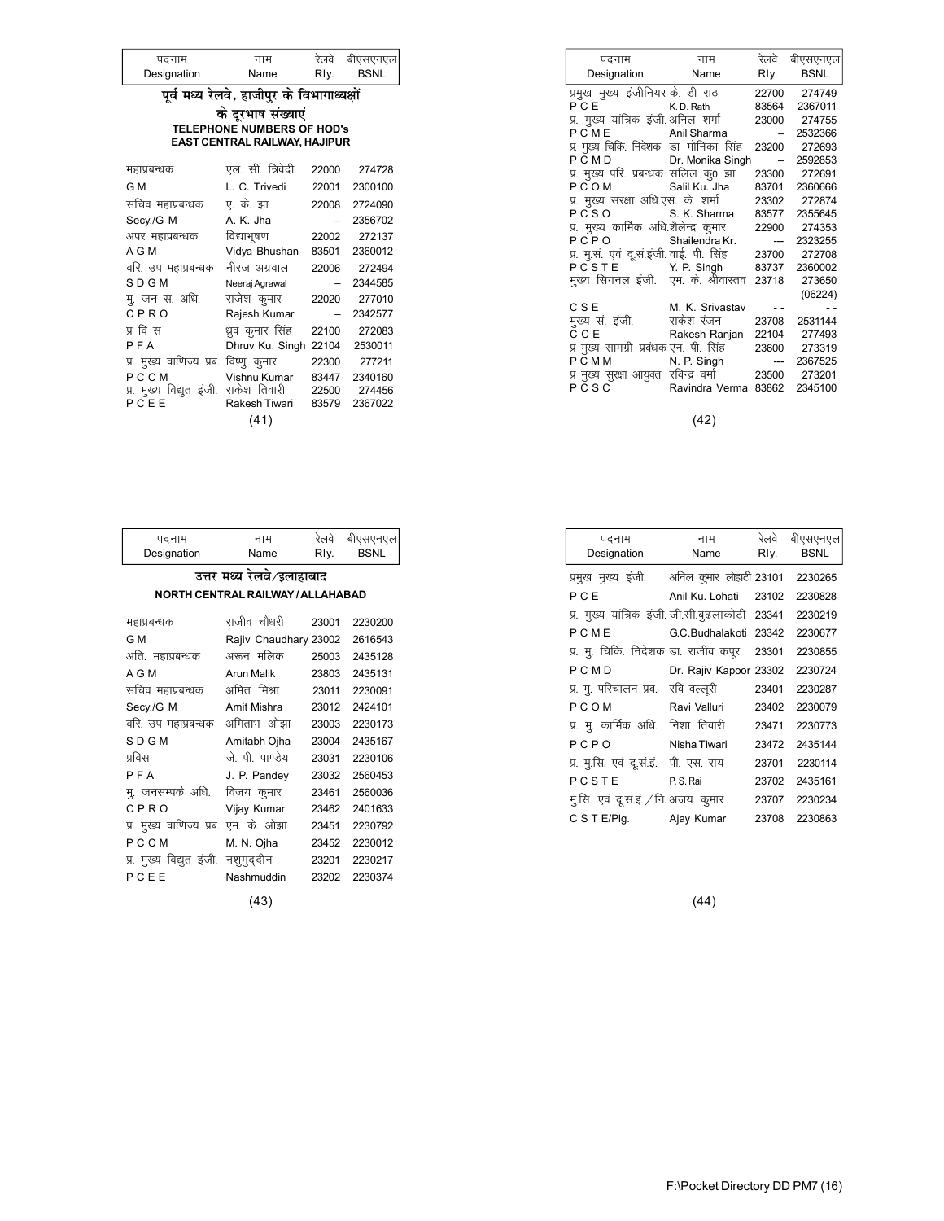| पदनाम Designation | नाम Name | रेलवे Rly. | बीएसएनएल BSNL |
|---|---|---|---|

## पूर्व मध्य रेलवे, हाजीपुर के विभागाध्यक्षों के दूरभाष संख्याएं

### TELEPHONE NUMBERS OF HOD's EAST CENTRAL RAILWAY, HAJIPUR

| पदनाम Designation | नाम Name | रेलवे Rly. | बीएसएनएल BSNL |
|---|---|---|---|
| महाप्रबन्धक | एल. सी. त्रिवेदी | 22000 | 274728 |
| G M | L. C. Trivedi | 22001 | 2300100 |
| सचिव महाप्रबन्धक | ए. के. झा | 22008 | 2724090 |
| Secy./G M | A. K. Jha | – | 2356702 |
| अपर महाप्रबन्धक | विद्याभूषण | 22002 | 272137 |
| A G M | Vidya Bhushan | 83501 | 2360012 |
| वरि. उप महाप्रबन्धक | नीरज अग्रवाल | 22006 | 272494 |
| S D G M | Neeraj Agrawal | – | 2344585 |
| मु. जन स. अधि. | राजेश कुमार | 22020 | 277010 |
| C P R O | Rajesh Kumar | – | 2342577 |
| प्र वि स | ध्रुव कुमार सिंह | 22100 | 272083 |
| P F A | Dhruv Ku. Singh | 22104 | 2530011 |
| प्र. मुख्य वाणिज्य प्रब. | विष्णु कुमार | 22300 | 277211 |
| P C C M | Vishnu Kumar | 83447 | 2340160 |
| प्र. मुख्य विद्युत इंजी. | राकेश तिवारी | 22500 | 274456 |
| P C E E | Rakesh Tiwari | 83579 | 2367022 |
| प्रमुख मुख्य इंजीनियर | के. डी राठ | 22700 | 274749 |
| P C E | K. D. Rath | 83564 | 2367011 |
| प्र. मुख्य यांत्रिक इंजी. | अनिल शर्मा | 23000 | 274755 |
| P C M E | Anil Sharma | – | 2532366 |
| प्र मुख्य चिकि. निदेशक | डा मोनिका सिंह | 23200 | 272693 |
| P C M D | Dr. Monika Singh | – | 2592853 |
| प्र. मुख्य परि. प्रबन्धक | सलिल कु0 झा | 23300 | 272691 |
| P C O M | Salil Ku. Jha | 83701 | 2360666 |
| प्र. मुख्य संरक्षा अधि. | एस. के. शर्मा | 23302 | 272874 |
| P C S O | S. K. Sharma | 83577 | 2355645 |
| प्र. मुख्य कार्मिक अधि. | शैलेन्द्र कुमार | 22900 | 274353 |
| P C P O | Shailendra Kr. | --- | 2323255 |
| प्र. मु.सं. एवं दू.सं.इंजी. | वाई. पी. सिंह | 23700 | 272708 |
| P C S T E | Y. P. Singh | 83737 | 2360002 |
| मुख्य सिगनल इंजी. | एम. के. श्रीवास्तव | 23718 | 273650 (06224) |
| C S E | M. K. Srivastav | - - | - - |
| मुख्य सं. इंजी. | राकेश रंजन | 23708 | 2531144 |
| C C E | Rakesh Ranjan | 22104 | 277493 |
| प्र मुख्य सामग्री प्रबंधक | एन. पी. सिंह | 23600 | 273319 |
| P C M M | N. P. Singh | --- | 2367525 |
| प्र मुख्य सुरक्षा आयुक्त | रविन्द्र वर्मा | 23500 | 273201 |
| P C S C | Ravindra Verma | 83862 | 2345100 |

## उत्तर मध्य रेलवे/इलाहाबाद

### NORTH CENTRAL RAILWAY / ALLAHABAD

| पदनाम Designation | नाम Name | रेलवे Rly. | बीएसएनएल BSNL |
|---|---|---|---|
| महाप्रबन्धक | राजीव चौधरी | 23001 | 2230200 |
| G M | Rajiv Chaudhary | 23002 | 2616543 |
| अति. महाप्रबन्धक | अरून मलिक | 25003 | 2435128 |
| A G M | Arun Malik | 23803 | 2435131 |
| सचिव महाप्रबन्धक | अमित मिश्रा | 23011 | 2230091 |
| Secy./G M | Amit Mishra | 23012 | 2424101 |
| वरि. उप महाप्रबन्धक | अमिताभ ओझा | 23003 | 2230173 |
| S D G M | Amitabh Ojha | 23004 | 2435167 |
| प्रविस | जे. पी. पाण्डेय | 23031 | 2230106 |
| P F A | J. P. Pandey | 23032 | 2560453 |
| मु. जनसम्पर्क अधि. | विजय कुमार | 23461 | 2560036 |
| C P R O | Vijay Kumar | 23462 | 2401633 |
| प्र. मुख्य वाणिज्य प्रब. | एम. के. ओझा | 23451 | 2230792 |
| P C C M | M. N. Ojha | 23452 | 2230012 |
| प्र. मुख्य विद्युत इंजी. | नशुमुद्दीन | 23201 | 2230217 |
| P C E E | Nashmuddin | 23202 | 2230374 |
| प्रमुख मुख्य इंजी. | अनिल कुमार लोहाटी | 23101 | 2230265 |
| P C E | Anil Ku. Lohati | 23102 | 2230828 |
| प्र. मुख्य यांत्रिक इंजी. | जी.सी.बुढलाकोटी | 23341 | 2230219 |
| P C M E | G.C.Budhalakoti | 23342 | 2230677 |
| प्र. मु. चिकि. निदेशक | डा. राजीव कपूर | 23301 | 2230855 |
| P C M D | Dr. Rajiv Kapoor | 23302 | 2230724 |
| प्र. मु. परिचालन प्रब. | रवि वल्लूरी | 23401 | 2230287 |
| P C O M | Ravi Valluri | 23402 | 2230079 |
| प्र. मु. कार्मिक अधि. | निशा तिवारी | 23471 | 2230773 |
| P C P O | Nisha Tiwari | 23472 | 2435144 |
| प्र. मु.सि. एवं दू.सं.इं. | पी. एस. राय | 23701 | 2230114 |
| P C S T E | P. S. Rai | 23702 | 2435161 |
| मु.सि. एवं दू.सं.इं./नि. | अजय कुमार | 23707 | 2230234 |
| C S T E/Plg. | Ajay Kumar | 23708 | 2230863 |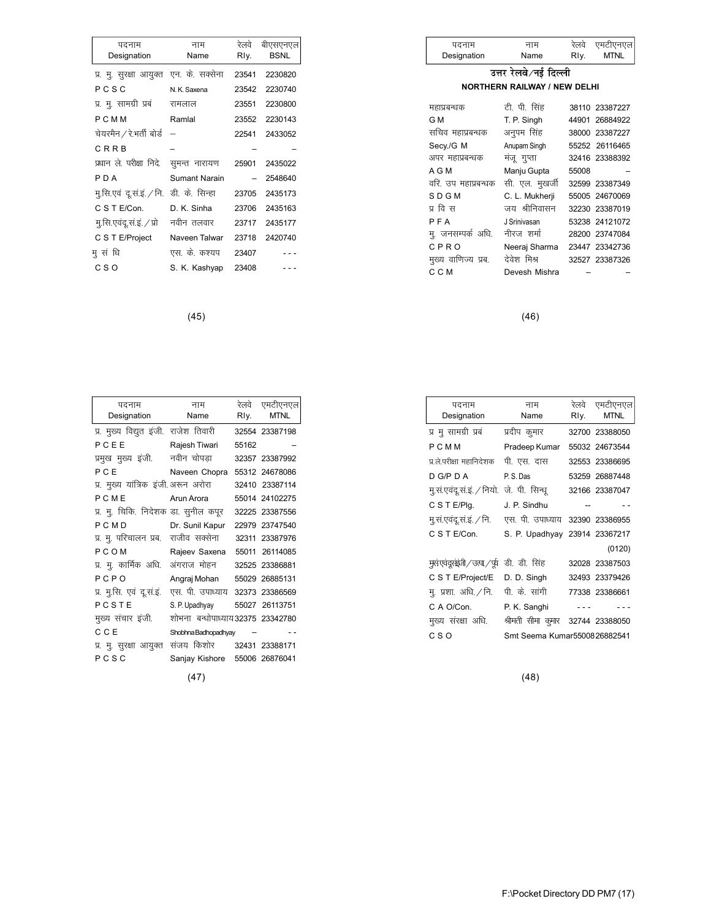| पदनाम Designation | नाम Name | रेलवे Rly. | बीएसएनएल BSNL |
|---|---|---|---|
| प्र. मु. सुरक्षा आयुक्त | एन. के. सक्सेना | 23541 | 2230820 |
| P C S C | N. K. Saxena | 23542 | 2230740 |
| प्र. मु. सामग्री प्रबं | रामलाल | 23551 | 2230800 |
| P C M M | Ramlal | 23552 | 2230143 |
| चेयरमैन / रे.भर्ती बोर्ड | – | 22541 | 2433052 |
| C R R B | – | – | – |
| प्रधान ले. परीक्षा निदे. | सुमन्त नारायण | 25901 | 2435022 |
| P D A | Sumant Narain | – | 2548640 |
| मु.सि.एवं दू.सं.इं. / नि. | डी. के. सिन्हा | 23705 | 2435173 |
| C S T E/Con. | D. K. Sinha | 23706 | 2435163 |
| मु.सि.एवंदू.सं.इं. / प्रो | नवीन तलवार | 23717 | 2435177 |
| C S T E/Project | Naveen Talwar | 23718 | 2420740 |
| मु सं धि | एस. के. कश्यप | 23407 | - - - |
| C S O | S. K. Kashyap | 23408 | - - - |

| पदनाम Designation | नाम Name | रेलवे Rly. | एमटीएनएल MTNL |
|---|---|---|---|
| **उत्तर रेलवे/नई दिल्ली** | | | |
| **NORTHERN RAILWAY / NEW DELHI** | | | |
| महाप्रबन्धक | टी. पी. सिंह | 38110 | 23387227 |
| G M | T. P. Singh | 44901 | 26884922 |
| सचिव महाप्रबन्धक | अनुपम सिंह | 38000 | 23387227 |
| Secy./G M | Anupam Singh | 55252 | 26116465 |
| अपर महाप्रबन्धक | मंजू गुप्ता | 32416 | 23388392 |
| A G M | Manju Gupta | 55008 | – |
| वरि. उप महाप्रबन्धक | सी. एल. मुखर्जी | 32599 | 23387349 |
| S D G M | C. L. Mukherji | 55005 | 24670069 |
| प्र वि स | जय श्रीनिवासन | 32230 | 23387019 |
| P F A | J Srinivasan | 53238 | 24121072 |
| मु. जनसम्पर्क अधि. | नीरज शर्मा | 28200 | 23747084 |
| C P R O | Neeraj Sharma | 23447 | 23342736 |
| मुख्य वाणिज्य प्रब. | देवेश मिश्र | 32527 | 23387326 |
| C C M | Devesh Mishra | – | – |

| पदनाम Designation | नाम Name | रेलवे Rly. | एमटीएनएल MTNL |
|---|---|---|---|
| प्र. मुख्य विद्युत इंजी. | राजेश तिवारी | 32554 | 23387198 |
| P C E E | Rajesh Tiwari | 55162 | – |
| प्रमुख मुख्य इंजी. | नवीन चोपड़ा | 32357 | 23387992 |
| P C E | Naveen Chopra | 55312 | 24678086 |
| प्र. मुख्य यांत्रिक इंजी. | अरून अरोरा | 32410 | 23387114 |
| P C M E | Arun Arora | 55014 | 24102275 |
| प्र. मु. चिकि. निदेशक | डा. सुनील कपूर | 32225 | 23387556 |
| P C M D | Dr. Sunil Kapur | 22979 | 23747540 |
| प्र. मु. परिचालन प्रब. | राजीव सक्सेना | 32311 | 23387976 |
| P C O M | Rajeev Saxena | 55011 | 26114085 |
| प्र. मु. कार्मिक अधि. | अंगराज मोहन | 32525 | 23386881 |
| P C P O | Angraj Mohan | 55029 | 26885131 |
| प्र. मु.सि. एवं दू.सं.इं. | एस. पी. उपाध्याय | 32373 | 23386569 |
| P C S T E | S. P. Upadhyay | 55027 | 26113751 |
| मुख्य संचार इंजी. | शोभना बन्धोपाध्याय | 32375 | 23342780 |
| C C E | Shobhna Badhopadhyay | – | - - |
| प्र. मु. सुरक्षा आयुक्त | संजय किशोर | 32431 | 23388171 |
| P C S C | Sanjay Kishore | 55006 | 26876041 |

| पदनाम Designation | नाम Name | रेलवे Rly. | एमटीएनएल MTNL |
|---|---|---|---|
| प्र मु सामग्री प्रबं | प्रदीप कुमार | 32700 | 23388050 |
| P C M M | Pradeep Kumar | 55032 | 24673544 |
| प्र.ले.परीक्षा महानिदेशक | पी. एस. दास | 32553 | 23386695 |
| D G/P D A | P. S. Das | 53259 | 26887448 |
| मु.सं.एवंदू.सं.इं. / नियो. | जे. पी. सिन्धू | 32166 | 23387047 |
| C S T E/Plg. | J. P. Sindhu | -- | - - |
| मु.सं.एवंदू.सं.इं. / नि. | एस. पी. उपाध्याय | 32390 | 23386955 |
| C S T E/Con. | S. P. Upadhyay | 23914 | 23367217 (0120) |
| मु.सं.एवंदू.सं.इं. / उत्पा / पूं | डी. डी. सिंह | 32028 | 23387503 |
| C S T E/Project/E | D. D. Singh | 32493 | 23379426 |
| मु. प्रशा. अधि. / नि. | पी. के. सांगी | 77338 | 23386661 |
| C A O/Con. | P. K. Sanghi | - - - | - - - |
| मुख्य संरक्षा अधि. | श्रीमती सीमा कुमार | 32744 | 23388050 |
| C S O | Smt Seema Kumar | 55008 | 26882541 |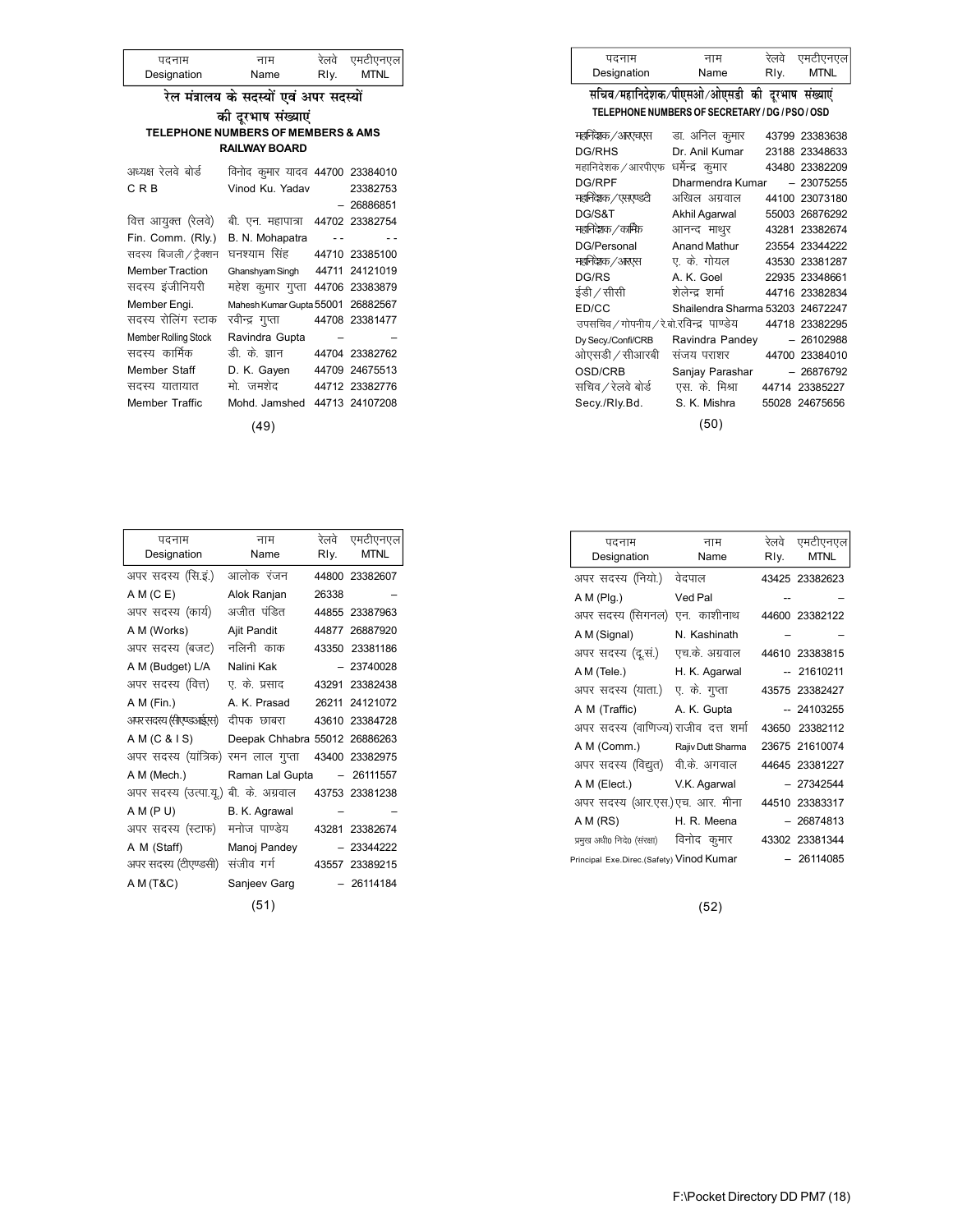| पदनाम<br>Designation | नाम<br>Name | रेलवे<br>Rly. | एमटीएनएल<br>MTNL |
|---|---|---|---|

## रेल मंत्रालय के सदस्यों एवं अपर सदस्यों की दूरभाष संख्याएं

### TELEPHONE NUMBERS OF MEMBERS & AMS RAILWAY BOARD

| पदनाम<br>Designation | नाम<br>Name | रेलवे<br>Rly. | एमटीएनएल<br>MTNL |
|---|---|---|---|
| अध्यक्ष रेलवे बोर्ड | विनोद कुमार यादव | 44700 | 23384010 |
| C R B | Vinod Ku. Yadav | | 23382753 |
| | | – | 26886851 |
| वित्त आयुक्त (रेलवे) | बी. एन. महापात्रा | 44702 | 23382754 |
| Fin. Comm. (Rly.) | B. N. Mohapatra | - - | - - |
| सदस्य बिजली / ट्रैक्शन | घनश्याम सिंह | 44710 | 23385100 |
| Member Traction | Ghanshyam Singh | 44711 | 24121019 |
| सदस्य इंजीनियरी | महेश कुमार गुप्ता | 44706 | 23383879 |
| Member Engi. | Mahesh Kumar Gupta | 55001 | 26882567 |
| सदस्य रोलिंग स्टाक | रवीन्द्र गुप्ता | 44708 | 23381477 |
| Member Rolling Stock | Ravindra Gupta | – | – |
| सदस्य कार्मिक | डी. के. ज्ञान | 44704 | 23382762 |
| Member Staff | D. K. Gayen | 44709 | 24675513 |
| सदस्य यातायात | मो. जमशेद | 44712 | 23382776 |
| Member Traffic | Mohd. Jamshed | 44713 | 24107208 |

## सचिव/महानिदेशक/पीएसओ/ओएसडी की दूरभाष संख्याएं

### TELEPHONE NUMBERS OF SECRETARY / DG / PSO / OSD

| पदनाम<br>Designation | नाम<br>Name | रेलवे<br>Rly. | एमटीएनएल<br>MTNL |
|---|---|---|---|
| महानिदेशक / आरएचएस | डा. अनिल कुमार | 43799 | 23383638 |
| DG/RHS | Dr. Anil Kumar | 23188 | 23348633 |
| महानिदेशक / आरपीएफ | धर्मेन्द्र कुमार | 43480 | 23382209 |
| DG/RPF | Dharmendra Kumar | – | 23075255 |
| महानिदेशक / एस.एण्डटी | अखिल अग्रवाल | 44100 | 23073180 |
| DG/S&T | Akhil Agarwal | 55003 | 26876292 |
| महानिदेशक / कार्मिक | आनन्द माथुर | 43281 | 23382674 |
| DG/Personal | Anand Mathur | 23554 | 23344222 |
| महानिदेशक / आरएस | ए. के. गोयल | 43530 | 23381287 |
| DG/RS | A. K. Goel | 22935 | 23348661 |
| ईडी / सीसी | शैलेन्द्र शर्मा | 44716 | 23382834 |
| ED/CC | Shailendra Sharma | 53203 | 24672247 |
| उपसचिव / गोपनीय / रे.बो. | रविन्द्र पाण्डेय | 44718 | 23382295 |
| Dy Secy./Confi/CRB | Ravindra Pandey | – | 26102988 |
| ओएसडी / सीआरबी | संजय पराशर | 44700 | 23384010 |
| OSD/CRB | Sanjay Parashar | – | 26876792 |
| सचिव / रेलवे बोर्ड | एस. के. मिश्रा | 44714 | 23385227 |
| Secy./Rly.Bd. | S. K. Mishra | 55028 | 24675656 |

| पदनाम<br>Designation | नाम<br>Name | रेलवे<br>Rly. | एमटीएनएल<br>MTNL |
|---|---|---|---|
| अपर सदस्य (सि.इं.) | आलोक रंजन | 44800 | 23382607 |
| A M (C E) | Alok Ranjan | 26338 | – |
| अपर सदस्य (कार्य) | अजीत पंडित | 44855 | 23387963 |
| A M (Works) | Ajit Pandit | 44877 | 26887920 |
| अपर सदस्य (बजट) | नलिनी काक | 43350 | 23381186 |
| A M (Budget) L/A | Nalini Kak | – | 23740028 |
| अपर सदस्य (वित्त) | ए. के. प्रसाद | 43291 | 23382438 |
| A M (Fin.) | A. K. Prasad | 26211 | 24121072 |
| अपर सदस्य (सीएण्डआईएस) | दीपक छाबरा | 43610 | 23384728 |
| A M (C & I S) | Deepak Chhabra | 55012 | 26886263 |
| अपर सदस्य (यांत्रिक) | रमन लाल गुप्ता | 43400 | 23382975 |
| A M (Mech.) | Raman Lal Gupta | – | 26111557 |
| अपर सदस्य (उत्पा.यू.) | बी. के. अग्रवाल | 43753 | 23381238 |
| A M (P U) | B. K. Agrawal | – | – |
| अपर सदस्य (स्टाफ) | मनोज पाण्डेय | 43281 | 23382674 |
| A M (Staff) | Manoj Pandey | – | 23344222 |
| अपर सदस्य (टीएण्डसी) | संजीव गर्ग | 43557 | 23389215 |
| A M (T&C) | Sanjeev Garg | – | 26114184 |

| पदनाम<br>Designation | नाम<br>Name | रेलवे<br>Rly. | एमटीएनएल<br>MTNL |
|---|---|---|---|
| अपर सदस्य (नियो.) | वेदपाल | 43425 | 23382623 |
| A M (Plg.) | Ved Pal | -- | – |
| अपर सदस्य (सिगनल) | एन. काशीनाथ | 44600 | 23382122 |
| A M (Signal) | N. Kashinath | – | – |
| अपर सदस्य (दू.सं.) | एच.के. अग्रवाल | 44610 | 23383815 |
| A M (Tele.) | H. K. Agarwal | -- | 21610211 |
| अपर सदस्य (याता.) | ए. के. गुप्ता | 43575 | 23382427 |
| A M (Traffic) | A. K. Gupta | -- | 24103255 |
| अपर सदस्य (वाणिज्य) | राजीव दत्त शर्मा | 43650 | 23382112 |
| A M (Comm.) | Rajiv Dutt Sharma | 23675 | 21610074 |
| अपर सदस्य (विद्युत) | वी.के. अगवाल | 44645 | 23381227 |
| A M (Elect.) | V.K. Agarwal | – | 27342544 |
| अपर सदस्य (आर.एस.) | एच. आर. मीना | 44510 | 23383317 |
| A M (RS) | H. R. Meena | – | 26874813 |
| प्रमुख अधि0 निदे0 (संरक्षा) | विनोद कुमार | 43302 | 23381344 |
| Principal Exe.Direc.(Safety) | Vinod Kumar | – | 26114085 |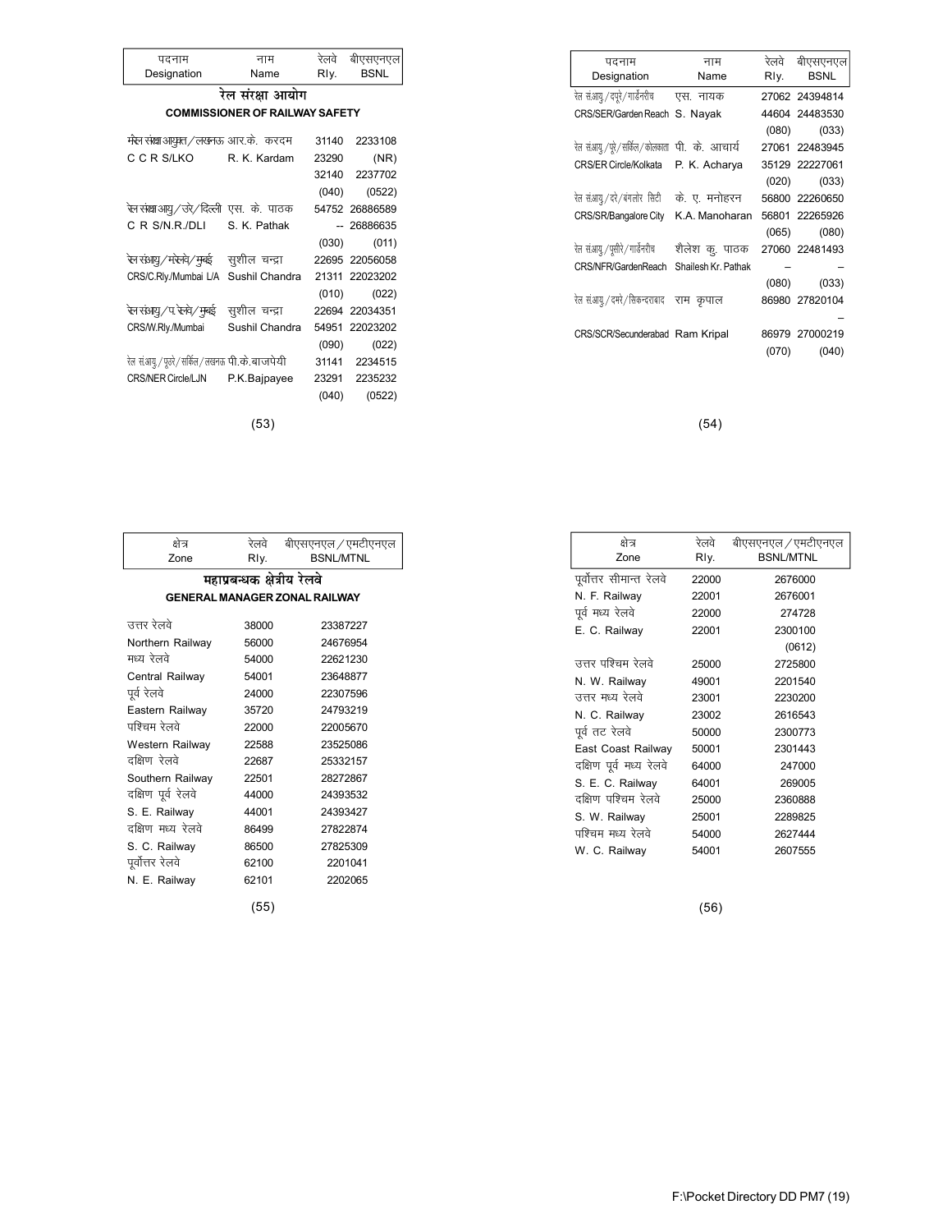| पदनाम Designation | नाम Name | रेलवे Rly. | बीएसएनएल BSNL |
|---|---|---|---|

## रेल संरक्षा आयोग
### COMMISSIONER OF RAILWAY SAFETY

| पदनाम Designation | नाम Name | रेलवे Rly. | बीएसएनएल BSNL |
|---|---|---|---|
| मुख्य रेल संरक्षा आयुक्त/लखनऊ | आर.के. करदम | 31140 | 2233108 |
| C C R S/LKO | R. K. Kardam | 23290 | (NR) |
| | | 32140 | 2237702 |
| | | (040) | (0522) |
| रेल संरक्षा आयु/उरे/दिल्ली | एस. के. पाठक | 54752 | 26886589 |
| C R S/N.R./DLI | S. K. Pathak | -- | 26886635 |
| | | (030) | (011) |
| रेल संआयु/मरेलवे/मुम्बई | सुशील चन्द्रा | 22695 | 22056058 |
| CRS/C.Rly./Mumbai L/A | Sushil Chandra | 21311 | 22023202 |
| | | (010) | (022) |
| रेल संआयु/प रेलवे/मुम्बई | सुशील चन्द्रा | 22694 | 22034351 |
| CRS/W.Rly./Mumbai | Sushil Chandra | 54951 | 22023202 |
| | | (090) | (022) |
| रेल सं.आयु/पूउरे/सर्किल/लखनऊ | पी.के.बाजपेयी | 31141 | 2234515 |
| CRS/NER Circle/LJN | P.K.Bajpayee | 23291 | 2235232 |
| | | (040) | (0522) |
| रेल सं.आयु/दपूरे/गार्डनरीच | एस. नायक | 27062 | 24394814 |
| CRS/SER/Garden Reach | S. Nayak | 44604 | 24483530 |
| | | (080) | (033) |
| रेल सं.आयु/पूरे/सर्किल/कोलकाता | पी. के. आचार्य | 27061 | 22483945 |
| CRS/ER Circle/Kolkata | P. K. Acharya | 35129 | 22227061 |
| | | (020) | (033) |
| रेल सं.आयु/दरे/बंगलोर सिटी | के. ए. मनोहरन | 56800 | 22260650 |
| CRS/SR/Bangalore City | K.A. Manoharan | 56801 | 22265926 |
| | | (065) | (080) |
| रेल सं.आयु/पूसीरे/गार्डनरीच | शैलेश कु. पाठक | 27060 | 22481493 |
| CRS/NFR/GardenReach | Shailesh Kr. Pathak | – | – |
| | | (080) | (033) |
| रेल सं.आयु/दमरे/सिकन्दराबाद | राम कृपाल | 86980 | 27820104 |
| | | | – |
| CRS/SCR/Secunderabad | Ram Kripal | 86979 | 27000219 |
| | | (070) | (040) |

## महाप्रबन्धक क्षेत्रीय रेलवे
### GENERAL MANAGER ZONAL RAILWAY

| क्षेत्र Zone | रेलवे Rly. | बीएसएनएल/एमटीएनएल BSNL/MTNL |
|---|---|---|
| उत्तर रेलवे | 38000 | 23387227 |
| Northern Railway | 56000 | 24676954 |
| मध्य रेलवे | 54000 | 22621230 |
| Central Railway | 54001 | 23648877 |
| पूर्व रेलवे | 24000 | 22307596 |
| Eastern Railway | 35720 | 24793219 |
| पश्चिम रेलवे | 22000 | 22005670 |
| Western Railway | 22588 | 23525086 |
| दक्षिण रेलवे | 22687 | 25332157 |
| Southern Railway | 22501 | 28272867 |
| दक्षिण पूर्व रेलवे | 44000 | 24393532 |
| S. E. Railway | 44001 | 24393427 |
| दक्षिण मध्य रेलवे | 86499 | 27822874 |
| S. C. Railway | 86500 | 27825309 |
| पूर्वोत्तर रेलवे | 62100 | 2201041 |
| N. E. Railway | 62101 | 2202065 |
| पूर्वोत्तर सीमान्त रेलवे | 22000 | 2676000 |
| N. F. Railway | 22001 | 2676001 |
| पूर्व मध्य रेलवे | 22000 | 274728 |
| E. C. Railway | 22001 | 2300100 |
| | | (0612) |
| उत्तर पश्चिम रेलवे | 25000 | 2725800 |
| N. W. Railway | 49001 | 2201540 |
| उत्तर मध्य रेलवे | 23001 | 2230200 |
| N. C. Railway | 23002 | 2616543 |
| पूर्व तट रेलवे | 50000 | 2300773 |
| East Coast Railway | 50001 | 2301443 |
| दक्षिण पूर्व मध्य रेलवे | 64000 | 247000 |
| S. E. C. Railway | 64001 | 269005 |
| दक्षिण पश्चिम रेलवे | 25000 | 2360888 |
| S. W. Railway | 25001 | 2289825 |
| पश्चिम मध्य रेलवे | 54000 | 2627444 |
| W. C. Railway | 54001 | 2607555 |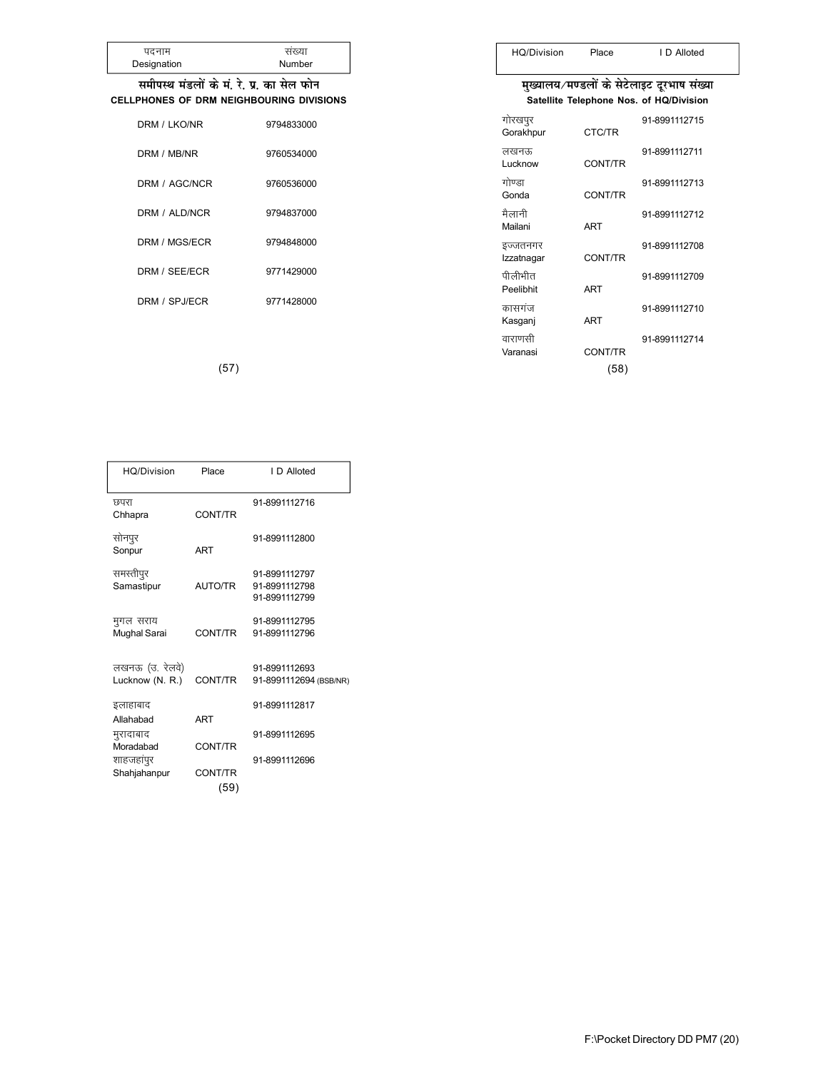| पदनाम Designation | संख्या Number |
|---|---|

### समीपस्थ मंडलों के मं. रे. प्र. का सेल फोन
### CELLPHONES OF DRM NEIGHBOURING DIVISIONS

| Designation | Number |
|---|---|
| DRM / LKO/NR | 9794833000 |
| DRM / MB/NR | 9760534000 |
| DRM / AGC/NCR | 9760536000 |
| DRM / ALD/NCR | 9794837000 |
| DRM / MGS/ECR | 9794848000 |
| DRM / SEE/ECR | 9771429000 |
| DRM / SPJ/ECR | 9771428000 |

### मुख्यालय/मण्डलों के सेटेलाइट दूरभाष संख्या
### Satellite Telephone Nos. of HQ/Division

| HQ/Division | Place | I D Alloted |
|---|---|---|
| गोरखपुर Gorakhpur | CTC/TR | 91-8991112715 |
| लखनऊ Lucknow | CONT/TR | 91-8991112711 |
| गोण्डा Gonda | CONT/TR | 91-8991112713 |
| मैलानी Mailani | ART | 91-8991112712 |
| इज्जतनगर Izzatnagar | CONT/TR | 91-8991112708 |
| पीलीभीत Peelibhit | ART | 91-8991112709 |
| कासगंज Kasganj | ART | 91-8991112710 |
| वाराणसी Varanasi | CONT/TR | 91-8991112714 |
| छपरा Chhapra | CONT/TR | 91-8991112716 |
| सोनपुर Sonpur | ART | 91-8991112800 |
| समस्तीपुर Samastipur | AUTO/TR | 91-8991112797<br>91-8991112798<br>91-8991112799 |
| मुगल सराय Mughal Sarai | CONT/TR | 91-8991112795<br>91-8991112796 |
| लखनऊ (उ. रेलवे) Lucknow (N. R.) | CONT/TR | 91-8991112693<br>91-8991112694 (BSB/NR) |
| इलाहाबाद Allahabad | ART | 91-8991112817 |
| मुरादाबाद Moradabad | CONT/TR | 91-8991112695 |
| शाहजहांपुर Shahjahanpur | CONT/TR | 91-8991112696 |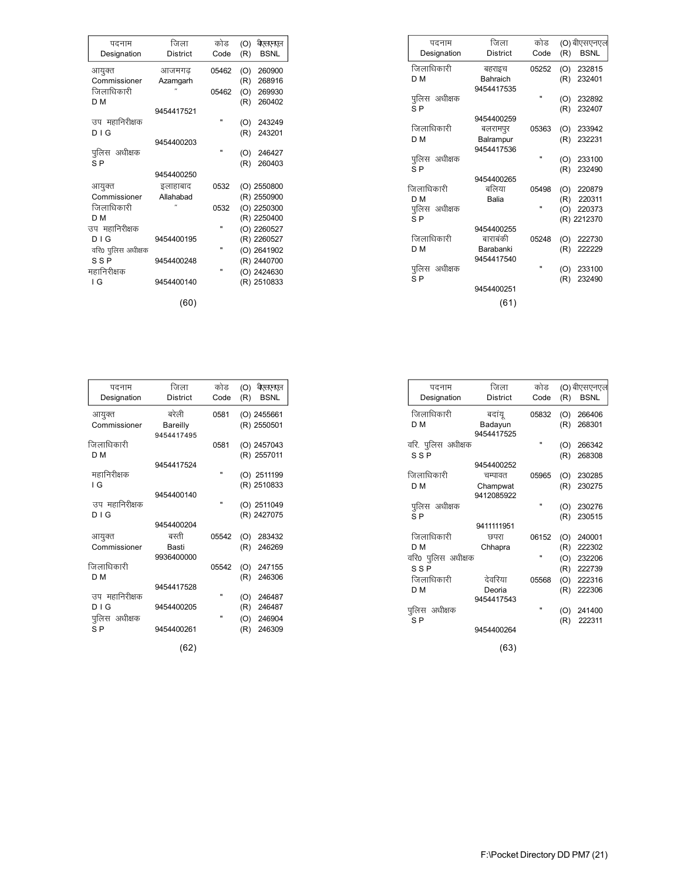| पदनाम Designation | जिला District | कोड Code | (O) बीएसएनएल (R) BSNL |
|---|---|---|---|
| आयुक्त Commissioner | आजमगढ़ Azamgarh | 05462 | (O) 260900 (R) 268916 |
| जिलाधिकारी D M | " 9454417521 | 05462 | (O) 269930 (R) 260402 |
| उप महानिरीक्षक D I G | 9454400203 | " | (O) 243249 (R) 243201 |
| पुलिस अधीक्षक S P | 9454400250 | " | (O) 246427 (R) 260403 |
| आयुक्त Commissioner | इलाहाबाद Allahabad | 0532 | (O) 2550800 (R) 2550900 |
| जिलाधिकारी D M | " | 0532 | (O) 2250300 (R) 2250400 |
| उप महानिरीक्षक D I G | 9454400195 | " | (O) 2260527 (R) 2260527 |
| वरि० पुलिस अधीक्षक S S P | 9454400248 | " | (O) 2641902 (R) 2440700 |
| महानिरीक्षक I G | 9454400140 | " | (O) 2424630 (R) 2510833 |

| पदनाम Designation | जिला District | कोड Code | (O) बीएसएनएल (R) BSNL |
|---|---|---|---|
| जिलाधिकारी D M | बहराइच Bahraich 9454417535 | 05252 | (O) 232815 (R) 232401 |
| पुलिस अधीक्षक S P | 9454400259 | " | (O) 232892 (R) 232407 |
| जिलाधिकारी D M | बलरामपुर Balrampur 9454417536 | 05363 | (O) 233942 (R) 232231 |
| पुलिस अधीक्षक S P | 9454400265 | " | (O) 233100 (R) 232490 |
| जिलाधिकारी D M | बलिया Balia | 05498 | (O) 220879 (R) 220311 |
| पुलिस अधीक्षक S P | 9454400255 | " | (O) 220373 (R) 2212370 |
| जिलाधिकारी D M | बाराबंकी Barabanki 9454417540 | 05248 | (O) 222730 (R) 222229 |
| पुलिस अधीक्षक S P | 9454400251 | " | (O) 233100 (R) 232490 |

| पदनाम Designation | जिला District | कोड Code | (O) बीएसएनएल (R) BSNL |
|---|---|---|---|
| आयुक्त Commissioner | बरेली Bareilly 9454417495 | 0581 | (O) 2455661 (R) 2550501 |
| जिलाधिकारी D M | 9454417524 | 0581 | (O) 2457043 (R) 2557011 |
| महानिरीक्षक I G | 9454400140 | " | (O) 2511199 (R) 2510833 |
| उप महानिरीक्षक D I G | 9454400204 | " | (O) 2511049 (R) 2427075 |
| आयुक्त Commissioner | बस्ती Basti 9936400000 | 05542 | (O) 283432 (R) 246269 |
| जिलाधिकारी D M | 9454417528 | 05542 | (O) 247155 (R) 246306 |
| उप महानिरीक्षक D I G | 9454400205 | " | (O) 246487 (R) 246487 |
| पुलिस अधीक्षक S P | 9454400261 | " | (O) 246904 (R) 246309 |

| पदनाम Designation | जिला District | कोड Code | (O) बीएसएनएल (R) BSNL |
|---|---|---|---|
| जिलाधिकारी D M | बदांयू Badayun 9454417525 | 05832 | (O) 266406 (R) 268301 |
| वरि. पुलिस अधीक्षक S S P | 9454400252 | " | (O) 266342 (R) 268308 |
| जिलाधिकारी D M | चम्पावत Champwat 9412085922 | 05965 | (O) 230285 (R) 230275 |
| पुलिस अधीक्षक S P | 9411111951 | " | (O) 230276 (R) 230515 |
| जिलाधिकारी D M | छपरा Chhapra | 06152 | (O) 240001 (R) 222302 |
| वरि० पुलिस अधीक्षक S S P | | " | (O) 232206 (R) 222739 |
| जिलाधिकारी D M | देवरिया Deoria 9454417543 | 05568 | (O) 222316 (R) 222306 |
| पुलिस अधीक्षक S P | 9454400264 | " | (O) 241400 (R) 222311 |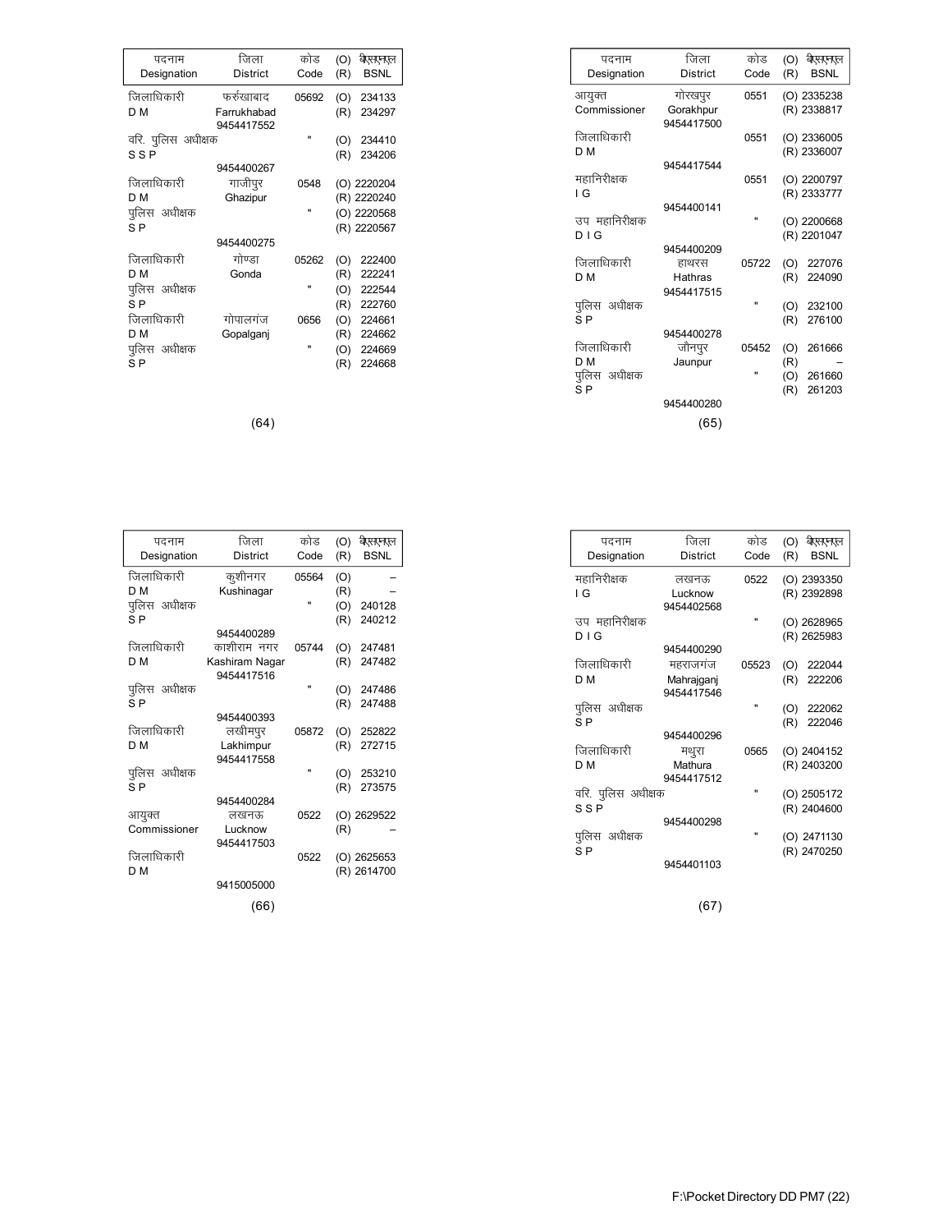| पदनाम Designation | जिला District | कोड Code | (O) (R) बीएसएनएल BSNL |
|---|---|---|---|
| जिलाधिकारी D M | फर्रुखाबाद Farrukhabad 9454417552 | 05692 | (O) 234133 (R) 234297 |
| वरि. पुलिस अधीक्षक S S P | 9454400267 | " | (O) 234410 (R) 234206 |
| जिलाधिकारी D M | गाजीपुर Ghazipur | 0548 | (O) 2220204 (R) 2220240 |
| पुलिस अधीक्षक S P | 9454400275 | " | (O) 2220568 (R) 2220567 |
| जिलाधिकारी D M | गोण्डा Gonda | 05262 | (O) 222400 (R) 222241 |
| पुलिस अधीक्षक S P | | " | (O) 222544 (R) 222760 |
| जिलाधिकारी D M | गोपालगंज Gopalganj | 0656 | (O) 224661 (R) 224662 |
| पुलिस अधीक्षक S P | | " | (O) 224669 (R) 224668 |

(64)

| पदनाम Designation | जिला District | कोड Code | (O) (R) बीएसएनएल BSNL |
|---|---|---|---|
| आयुक्त Commissioner | गोरखपुर Gorakhpur 9454417500 | 0551 | (O) 2335238 (R) 2338817 |
| जिलाधिकारी D M | 9454417544 | 0551 | (O) 2336005 (R) 2336007 |
| महानिरीक्षक I G | 9454400141 | 0551 | (O) 2200797 (R) 2333777 |
| उप महानिरीक्षक D I G | 9454400209 | " | (O) 2200668 (R) 2201047 |
| जिलाधिकारी D M | हाथरस Hathras 9454417515 | 05722 | (O) 227076 (R) 224090 |
| पुलिस अधीक्षक S P | 9454400278 | " | (O) 232100 (R) 276100 |
| जिलाधिकारी D M | जौनपुर Jaunpur | 05452 | (O) 261666 (R) – |
| पुलिस अधीक्षक S P | 9454400280 | " | (O) 261660 (R) 261203 |

(65)

| पदनाम Designation | जिला District | कोड Code | (O) (R) बीएसएनएल BSNL |
|---|---|---|---|
| जिलाधिकारी D M | कुशीनगर Kushinagar | 05564 | (O) – (R) – |
| पुलिस अधीक्षक S P | 9454400289 | " | (O) 240128 (R) 240212 |
| जिलाधिकारी D M | काशीराम नगर Kashiram Nagar 9454417516 | 05744 | (O) 247481 (R) 247482 |
| पुलिस अधीक्षक S P | 9454400393 | " | (O) 247486 (R) 247488 |
| जिलाधिकारी D M | लखीमपुर Lakhimpur 9454417558 | 05872 | (O) 252822 (R) 272715 |
| पुलिस अधीक्षक S P | 9454400284 | " | (O) 253210 (R) 273575 |
| आयुक्त Commissioner | लखनऊ Lucknow 9454417503 | 0522 | (O) 2629522 (R) – |
| जिलाधिकारी D M | 9415005000 | 0522 | (O) 2625653 (R) 2614700 |

(66)

| पदनाम Designation | जिला District | कोड Code | (O) (R) बीएसएनएल BSNL |
|---|---|---|---|
| महानिरीक्षक I G | लखनऊ Lucknow 9454402568 | 0522 | (O) 2393350 (R) 2392898 |
| उप महानिरीक्षक D I G | 9454400290 | " | (O) 2628965 (R) 2625983 |
| जिलाधिकारी D M | महराजगंज Mahrajganj 9454417546 | 05523 | (O) 222044 (R) 222206 |
| पुलिस अधीक्षक S P | 9454400296 | " | (O) 222062 (R) 222046 |
| जिलाधिकारी D M | मथुरा Mathura 9454417512 | 0565 | (O) 2404152 (R) 2403200 |
| वरि. पुलिस अधीक्षक S S P | 9454400298 | " | (O) 2505172 (R) 2404600 |
| पुलिस अधीक्षक S P | 9454401103 | " | (O) 2471130 (R) 2470250 |

(67)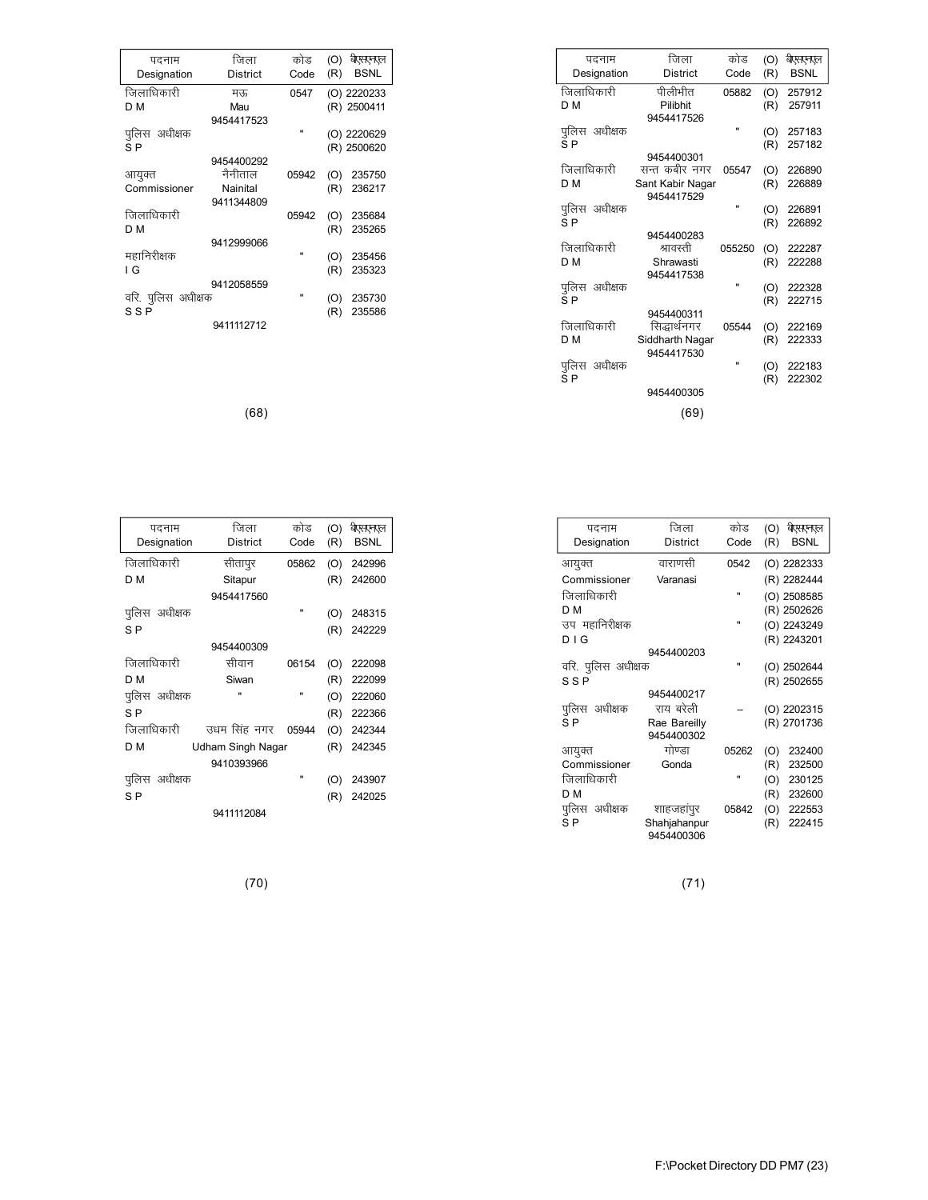| पदनाम Designation | जिला District | कोड Code | (O) (R) | बीएसएनएल BSNL |
|---|---|---|---|---|
| जिलाधिकारी D M | मऊ Mau 9454417523 | 0547 | (O) (R) | 2220233 2500411 |
| पुलिस अधीक्षक S P | 9454400292 | " | (O) (R) | 2220629 2500620 |
| आयुक्त Commissioner | नैनीताल Nainital 9411344809 | 05942 | (O) (R) | 235750 236217 |
| जिलाधिकारी D M | 9412999066 | 05942 | (O) (R) | 235684 235265 |
| महानिरीक्षक I G | 9412058559 | " | (O) (R) | 235456 235323 |
| वरि. पुलिस अधीक्षक S S P | 9411112712 | " | (O) (R) | 235730 235586 |

(68)

| पदनाम Designation | जिला District | कोड Code | (O) (R) | बीएसएनएल BSNL |
|---|---|---|---|---|
| जिलाधिकारी D M | पीलीभीत Pilibhit 9454417526 | 05882 | (O) (R) | 257912 257911 |
| पुलिस अधीक्षक S P | 9454400301 | " | (O) (R) | 257183 257182 |
| जिलाधिकारी D M | सन्त कबीर नगर Sant Kabir Nagar 9454417529 | 05547 | (O) (R) | 226890 226889 |
| पुलिस अधीक्षक S P | 9454400283 | " | (O) (R) | 226891 226892 |
| जिलाधिकारी D M | श्रावस्ती Shrawasti 9454417538 | 055250 | (O) (R) | 222287 222288 |
| पुलिस अधीक्षक S P | 9454400311 | " | (O) (R) | 222328 222715 |
| जिलाधिकारी D M | सिद्धार्थनगर Siddharth Nagar 9454417530 | 05544 | (O) (R) | 222169 222333 |
| पुलिस अधीक्षक S P | 9454400305 | " | (O) (R) | 222183 222302 |

(69)

| पदनाम Designation | जिला District | कोड Code | (O) (R) | बीएसएनएल BSNL |
|---|---|---|---|---|
| जिलाधिकारी D M | सीतापुर Sitapur 9454417560 | 05862 | (O) (R) | 242996 242600 |
| पुलिस अधीक्षक S P | 9454400309 | " | (O) (R) | 248315 242229 |
| जिलाधिकारी D M | सीवान Siwan | 06154 | (O) (R) | 222098 222099 |
| पुलिस अधीक्षक S P | " | " | (O) (R) | 222060 222366 |
| जिलाधिकारी D M | उधम सिंह नगर Udham Singh Nagar 9410393966 | 05944 | (O) (R) | 242344 242345 |
| पुलिस अधीक्षक S P | 9411112084 | " | (O) (R) | 243907 242025 |

(70)

| पदनाम Designation | जिला District | कोड Code | (O) (R) | बीएसएनएल BSNL |
|---|---|---|---|---|
| आयुक्त Commissioner | वाराणसी Varanasi | 0542 | (O) (R) | 2282333 2282444 |
| जिलाधिकारी D M | | " | (O) (R) | 2508585 2502626 |
| उप महानिरीक्षक D I G | 9454400203 | " | (O) (R) | 2243249 2243201 |
| वरि. पुलिस अधीक्षक S S P | 9454400217 | " | (O) (R) | 2502644 2502655 |
| पुलिस अधीक्षक S P | राय बरेली Rae Bareilly 9454400302 | – | (O) (R) | 2202315 2701736 |
| आयुक्त Commissioner | गोण्डा Gonda | 05262 | (O) (R) | 232400 232500 |
| जिलाधिकारी D M | | " | (O) (R) | 230125 232600 |
| पुलिस अधीक्षक S P | शाहजहांपुर Shahjahanpur 9454400306 | 05842 | (O) (R) | 222553 222415 |

(71)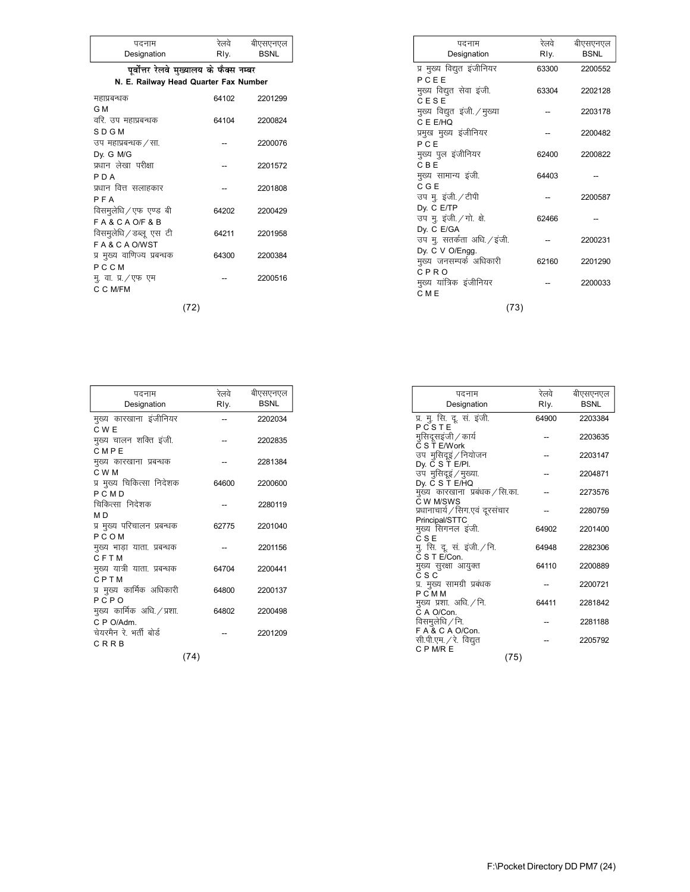| पदनाम Designation | रेलवे Rly. | बीएसएनएल BSNL |
|---|---|---|
| **पूर्वोत्तर रेलवे मुख्यालय के फैक्स नम्बर** | | |
| **N. E. Railway Head Quarter Fax Number** | | |
| महाप्रबन्धक G M | 64102 | 2201299 |
| वरि. उप महाप्रबन्धक S D G M | 64104 | 2200824 |
| उप महाप्रबन्धक/सा. Dy. G M/G | -- | 2200076 |
| प्रधान लेखा परीक्षा P D A | -- | 2201572 |
| प्रधान वित्त सलाहकार P F A | -- | 2201808 |
| विसमुलेधि/एफ एण्ड बी F A & C A O/F & B | 64202 | 2200429 |
| विसमुलेधि/डब्लू एस टी F A & C A O/WST | 64211 | 2201958 |
| प्र मुख्य वाणिज्य प्रबन्धक P C C M | 64300 | 2200384 |
| मु. वा. प्र./एफ एम C C M/FM | -- | 2200516 |

| पदनाम Designation | रेलवे Rly. | बीएसएनएल BSNL |
|---|---|---|
| प्र मुख्य विद्युत इंजीनियर P C E E | 63300 | 2200552 |
| मुख्य विद्युत सेवा इंजी. C E S E | 63304 | 2202128 |
| मुख्य विद्युत इंजी./मुख्या C E E/HQ | -- | 2203178 |
| प्रमुख मुख्य इंजीनियर P C E | -- | 2200482 |
| मुख्य पुल इंजीनियर C B E | 62400 | 2200822 |
| मुख्य सामान्य इंजी. C G E | 64403 | -- |
| उप मु. इंजी./टीपी Dy. C E/TP | -- | 2200587 |
| उप मु. इंजी./गो. क्षे. Dy. C E/GA | 62466 | -- |
| उप मु. सतर्कता अधि./इंजी. Dy. C V O/Engg. | -- | 2200231 |
| मुख्य जनसम्पर्क अधिकारी C P R O | 62160 | 2201290 |
| मुख्य यांत्रिक इंजीनियर C M E | -- | 2200033 |

| पदनाम Designation | रेलवे Rly. | बीएसएनएल BSNL |
|---|---|---|
| मुख्य कारखाना इंजीनियर C W E | -- | 2202034 |
| मुख्य चालन शक्ति इंजी. C M P E | -- | 2202835 |
| मुख्य कारखाना प्रबन्धक C W M | -- | 2281384 |
| प्र मुख्य चिकित्सा निदेशक P C M D | 64600 | 2200600 |
| चिकित्सा निदेशक M D | -- | 2280119 |
| प्र मुख्य परिचालन प्रबन्धक P C O M | 62775 | 2201040 |
| मुख्य भाड़ा याता. प्रबन्धक C F T M | -- | 2201156 |
| मुख्य यात्री याता. प्रबन्धक C P T M | 64704 | 2200441 |
| प्र मुख्य कार्मिक अधिकारी P C P O | 64800 | 2200137 |
| मुख्य कार्मिक अधि./प्रशा. C P O/Adm. | 64802 | 2200498 |
| चेयरमैन रे. भर्ती बोर्ड C R R B | -- | 2201209 |

| पदनाम Designation | रेलवे Rly. | बीएसएनएल BSNL |
|---|---|---|
| प्र. मु. सि. दू. सं. इंजी. P C S T E | 64900 | 2203384 |
| मुसिदूसइंजी/कार्य C S T E/Work | -- | 2203635 |
| उप मुसिदूइं/नियोजन Dy. C S T E/Pl. | -- | 2203147 |
| उप मुसिदूइं/मुख्या. Dy. C S T E/HQ | -- | 2204871 |
| मुख्य कारखाना प्रबंधक/सि.का. C W M/SWS | -- | 2273576 |
| प्रधानाचार्य/सिग.एवं दूरसंचार Principal/STTC | -- | 2280759 |
| मुख्य सिगनल इंजी. C S E | 64902 | 2201400 |
| मु. सि. दू. सं. इंजी./नि. C S T E/Con. | 64948 | 2282306 |
| मुख्य सुरक्षा आयुक्त C S C | 64110 | 2200889 |
| प्र. मुख्य सामग्री प्रबंधक P C M M | -- | 2200721 |
| मुख्य प्रशा. अधि./नि. C A O/Con. | 64411 | 2281842 |
| विसमुलेधि/नि. F A & C A O/Con. | -- | 2281188 |
| सी.पी.एम./रे. विद्युत C P M/R E | -- | 2205792 |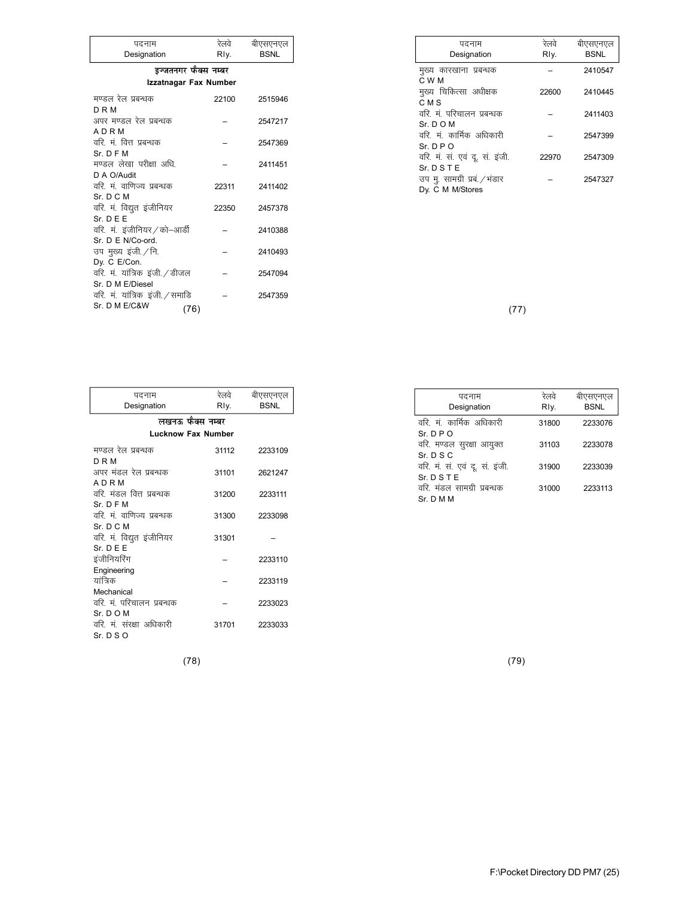| पदनाम Designation | रेलवे Rly. | बीएसएनएल BSNL |
|---|---|---|
| **इज्जतनगर फैक्स नम्बर Izzatnagar Fax Number** | | |
| मण्डल रेल प्रबन्धक D R M | 22100 | 2515946 |
| अपर मण्डल रेल प्रबन्धक A D R M | – | 2547217 |
| वरि. मं. वित्त प्रबन्धक Sr. D F M | – | 2547369 |
| मण्डल लेखा परीक्षा अधि. D A O/Audit | – | 2411451 |
| वरि. मं. वाणिज्य प्रबन्धक Sr. D C M | 22311 | 2411402 |
| वरि. मं. विद्युत इंजीनियर Sr. D E E | 22350 | 2457378 |
| वरि. मं. इंजीनियर / को–आर्डी Sr. D E N/Co-ord. | – | 2410388 |
| उप मुख्य इंजी. / नि. Dy. C E/Con. | – | 2410493 |
| वरि. मं. यांत्रिक इंजी. / डीजल Sr. D M E/Diesel | – | 2547094 |
| वरि. मं. यांत्रिक इंजी. / समाडि Sr. D M E/C&W | – | 2547359 |

| पदनाम Designation | रेलवे Rly. | बीएसएनएल BSNL |
|---|---|---|
| मुख्य कारखाना प्रबन्धक C W M | – | 2410547 |
| मुख्य चिकित्सा अधीक्षक C M S | 22600 | 2410445 |
| वरि. मं. परिचालन प्रबन्धक Sr. D O M | – | 2411403 |
| वरि. मं. कार्मिक अधिकारी Sr. D P O | – | 2547399 |
| वरि. मं. सं. एवं दू. सं. इंजी. Sr. D S T E | 22970 | 2547309 |
| उप मु. सामग्री प्रबं. / भंडार Dy. C M M/Stores | – | 2547327 |

| पदनाम Designation | रेलवे Rly. | बीएसएनएल BSNL |
|---|---|---|
| **लखनऊ फैक्स नम्बर Lucknow Fax Number** | | |
| मण्डल रेल प्रबन्धक D R M | 31112 | 2233109 |
| अपर मंडल रेल प्रबन्धक A D R M | 31101 | 2621247 |
| वरि. मंडल वित्त प्रबन्धक Sr. D F M | 31200 | 2233111 |
| वरि. मं. वाणिज्य प्रबन्धक Sr. D C M | 31300 | 2233098 |
| वरि. मं. विद्युत इंजीनियर Sr. D E E | 31301 | – |
| इंजीनियरिंग Engineering | – | 2233110 |
| यांत्रिक Mechanical | – | 2233119 |
| वरि. मं. परिचालन प्रबन्धक Sr. D O M | – | 2233023 |
| वरि. मं. संरक्षा अधिकारी Sr. D S O | 31701 | 2233033 |

| पदनाम Designation | रेलवे Rly. | बीएसएनएल BSNL |
|---|---|---|
| वरि. मं. कार्मिक अधिकारी Sr. D P O | 31800 | 2233076 |
| वरि. मण्डल सुरक्षा आयुक्त Sr. D S C | 31103 | 2233078 |
| वरि. मं. सं. एवं दू. सं. इंजी. Sr. D S T E | 31900 | 2233039 |
| वरि. मंडल सामग्री प्रबन्धक Sr. D M M | 31000 | 2233113 |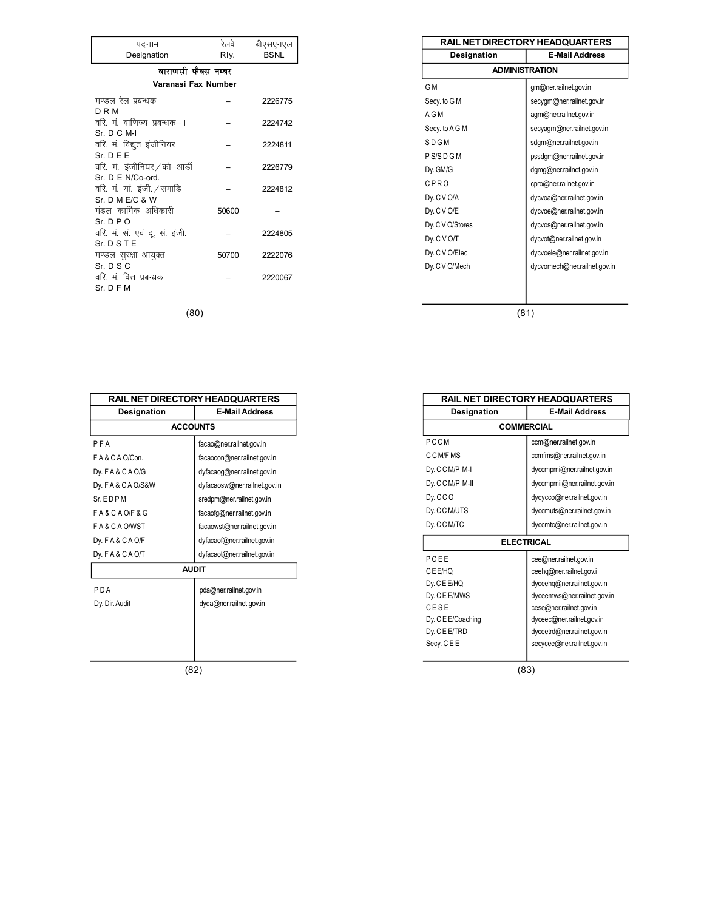| पदनाम Designation | रेलवे Rly. | बीएसएनएल BSNL |
|---|---|---|
| **वाराणसी फैक्स नम्बर** | | |
| **Varanasi Fax Number** | | |
| मण्डल रेल प्रबन्धक D R M | – | 2226775 |
| वरि. मं. वाणिज्य प्रबन्धक–I Sr. D C M-I | – | 2224742 |
| वरि. मं. विद्युत इंजीनियर Sr. D E E | – | 2224811 |
| वरि. मं. इंजीनियर/को–आर्डी Sr. D E N/Co-ord. | – | 2226779 |
| वरि. मं. यां. इंजी./समाडि Sr. D M E/C & W | – | 2224812 |
| मंडल कार्मिक अधिकारी Sr. D P O | 50600 | – |
| वरि. मं. सं. एवं दू. सं. इंजी. Sr. D S T E | – | 2224805 |
| मण्डल सुरक्षा आयुक्त Sr. D S C | 50700 | 2222076 |
| वरि. मं. वित्त प्रबन्धक Sr. D F M | – | 2220067 |

## RAIL NET DIRECTORY HEADQUARTERS

| Designation | E-Mail Address |
|---|---|
| **ADMINISTRATION** | |
| G M | gm@ner.railnet.gov.in |
| Secy. to G M | secygm@ner.railnet.gov.in |
| A G M | agm@ner.railnet.gov.in |
| Secy. to A G M | secyagm@ner.railnet.gov.in |
| S D G M | sdgm@ner.railnet.gov.in |
| P S/S D G M | pssdgm@ner.railnet.gov.in |
| Dy. GM/G | dgmg@ner.railnet.gov.in |
| C P R O | cpro@ner.railnet.gov.in |
| Dy. C V O/A | dycvoa@ner.railnet.gov.in |
| Dy. C V O/E | dycvoe@ner.railnet.gov.in |
| Dy. C V O/Stores | dycvos@ner.railnet.gov.in |
| Dy. C V O/T | dycvot@ner.railnet.gov.in |
| Dy. C V O/Elec | dycvoele@ner.railnet.gov.in |
| Dy. C V O/Mech | dycvomech@ner.railnet.gov.in |

## RAIL NET DIRECTORY HEADQUARTERS

| Designation | E-Mail Address |
|---|---|
| **ACCOUNTS** | |
| P F A | facao@ner.railnet.gov.in |
| F A & C A O/Con. | facaocon@ner.railnet.gov.in |
| Dy. F A & C A O/G | dyfacaog@ner.railnet.gov.in |
| Dy. F A & C A O/S&W | dyfacaosw@ner.railnet.gov.in |
| Sr. E D P M | sredpm@ner.railnet.gov.in |
| F A & C A O/F & G | facaofg@ner.railnet.gov.in |
| F A & C A O/WST | facaowst@ner.railnet.gov.in |
| Dy. F A & C A O/F | dyfacaof@ner.railnet.gov.in |
| Dy. F A & C A O/T | dyfacaot@ner.railnet.gov.in |
| **AUDIT** | |
| P D A | pda@ner.railnet.gov.in |
| Dy. Dir. Audit | dyda@ner.railnet.gov.in |

## RAIL NET DIRECTORY HEADQUARTERS

| Designation | E-Mail Address |
|---|---|
| **COMMERCIAL** | |
| P C C M | ccm@ner.railnet.gov.in |
| C C M/F M S | ccmfms@ner.railnet.gov.in |
| Dy. C C M/P M-I | dyccmpmi@ner.railnet.gov.in |
| Dy. C C M/P M-II | dyccmpmii@ner.railnet.gov.in |
| Dy. C C O | dydycco@ner.railnet.gov.in |
| Dy. C C M/UTS | dyccmuts@ner.railnet.gov.in |
| Dy. C C M/TC | dyccmtc@ner.railnet.gov.in |
| **ELECTRICAL** | |
| P C E E | cee@ner.railnet.gov.in |
| C E E/HQ | ceehq@ner.railnet.gov.i |
| Dy. C E E/HQ | dyceehq@ner.railnet.gov.in |
| Dy. C E E/MWS | dyceemws@ner.railnet.gov.in |
| C E S E | cese@ner.railnet.gov.in |
| Dy. C E E/Coaching | dyceec@ner.railnet.gov.in |
| Dy. C E E/TRD | dyceetrd@ner.railnet.gov.in |
| Secy. C E E | secycee@ner.railnet.gov.in |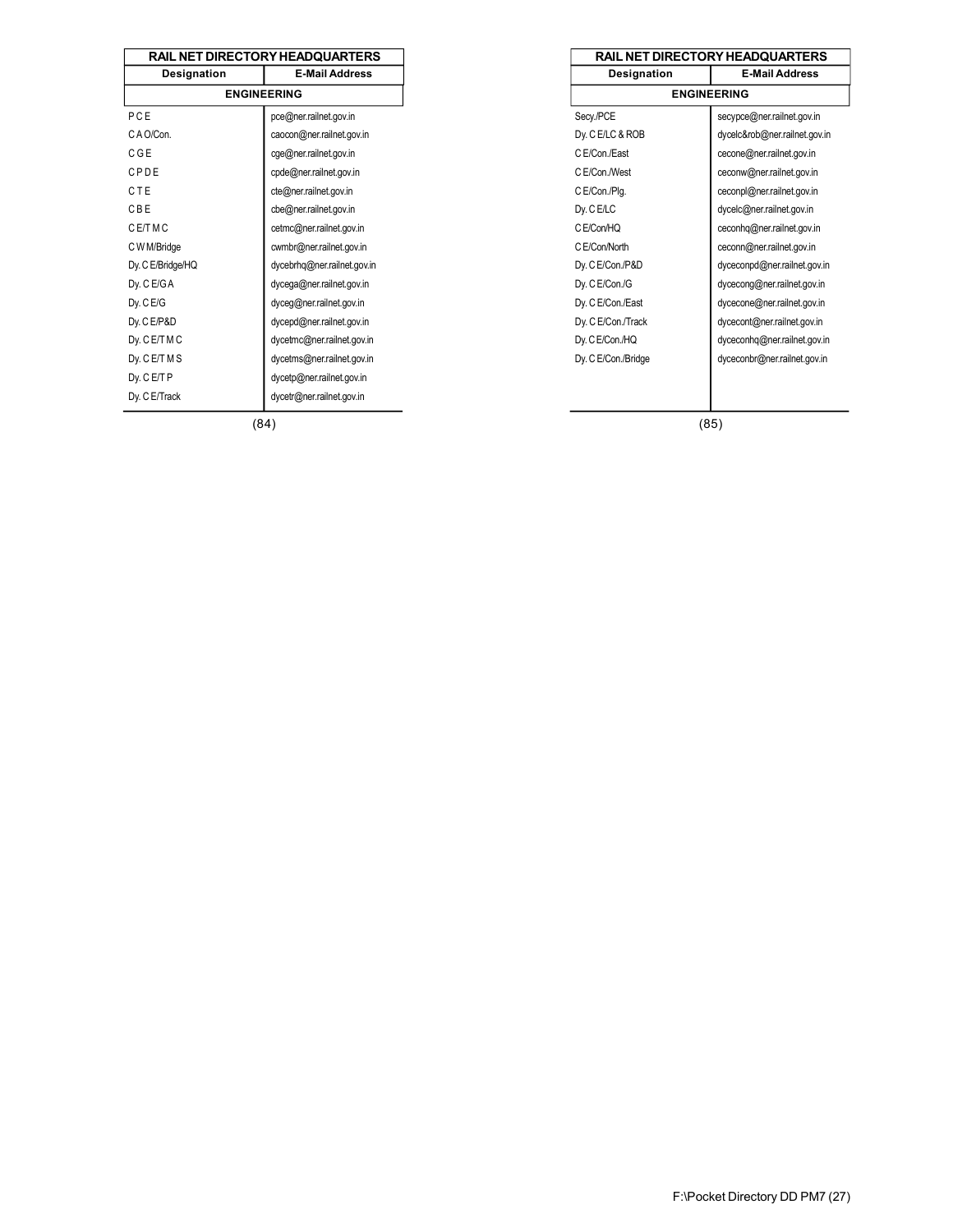| RAIL NET DIRECTORY HEADQUARTERS | |
|---|---|
| **Designation** | **E-Mail Address** |
| **ENGINEERING** | |
| P C E | pce@ner.railnet.gov.in |
| C A O/Con. | caocon@ner.railnet.gov.in |
| C G E | cge@ner.railnet.gov.in |
| C P D E | cpde@ner.railnet.gov.in |
| C T E | cte@ner.railnet.gov.in |
| C B E | cbe@ner.railnet.gov.in |
| C E/T M C | cetmc@ner.railnet.gov.in |
| C W M/Bridge | cwmbr@ner.railnet.gov.in |
| Dy. C E/Bridge/HQ | dycebrhq@ner.railnet.gov.in |
| Dy. C E/G A | dycega@ner.railnet.gov.in |
| Dy. C E/G | dyceg@ner.railnet.gov.in |
| Dy. C E/P&D | dycepd@ner.railnet.gov.in |
| Dy. C E/T M C | dycetmc@ner.railnet.gov.in |
| Dy. C E/T M S | dycetms@ner.railnet.gov.in |
| Dy. C E/T P | dycetp@ner.railnet.gov.in |
| Dy. C E/Track | dycetr@ner.railnet.gov.in |

| RAIL NET DIRECTORY HEADQUARTERS | |
|---|---|
| **Designation** | **E-Mail Address** |
| **ENGINEERING** | |
| Secy./PCE | secypce@ner.railnet.gov.in |
| Dy. C E/LC & ROB | dycelc&rob@ner.railnet.gov.in |
| C E/Con./East | cecone@ner.railnet.gov.in |
| C E/Con./West | ceconw@ner.railnet.gov.in |
| C E/Con./Plg. | ceconpl@ner.railnet.gov.in |
| Dy. C E/LC | dycelc@ner.railnet.gov.in |
| C E/Con/HQ | ceconhq@ner.railnet.gov.in |
| C E/Con/North | ceconn@ner.railnet.gov.in |
| Dy. C E/Con./P&D | dyceconpd@ner.railnet.gov.in |
| Dy. C E/Con./G | dycecong@ner.railnet.gov.in |
| Dy. C E/Con./East | dycecone@ner.railnet.gov.in |
| Dy. C E/Con./Track | dycecont@ner.railnet.gov.in |
| Dy. C E/Con./HQ | dyceconhq@ner.railnet.gov.in |
| Dy. C E/Con./Bridge | dyceconbr@ner.railnet.gov.in |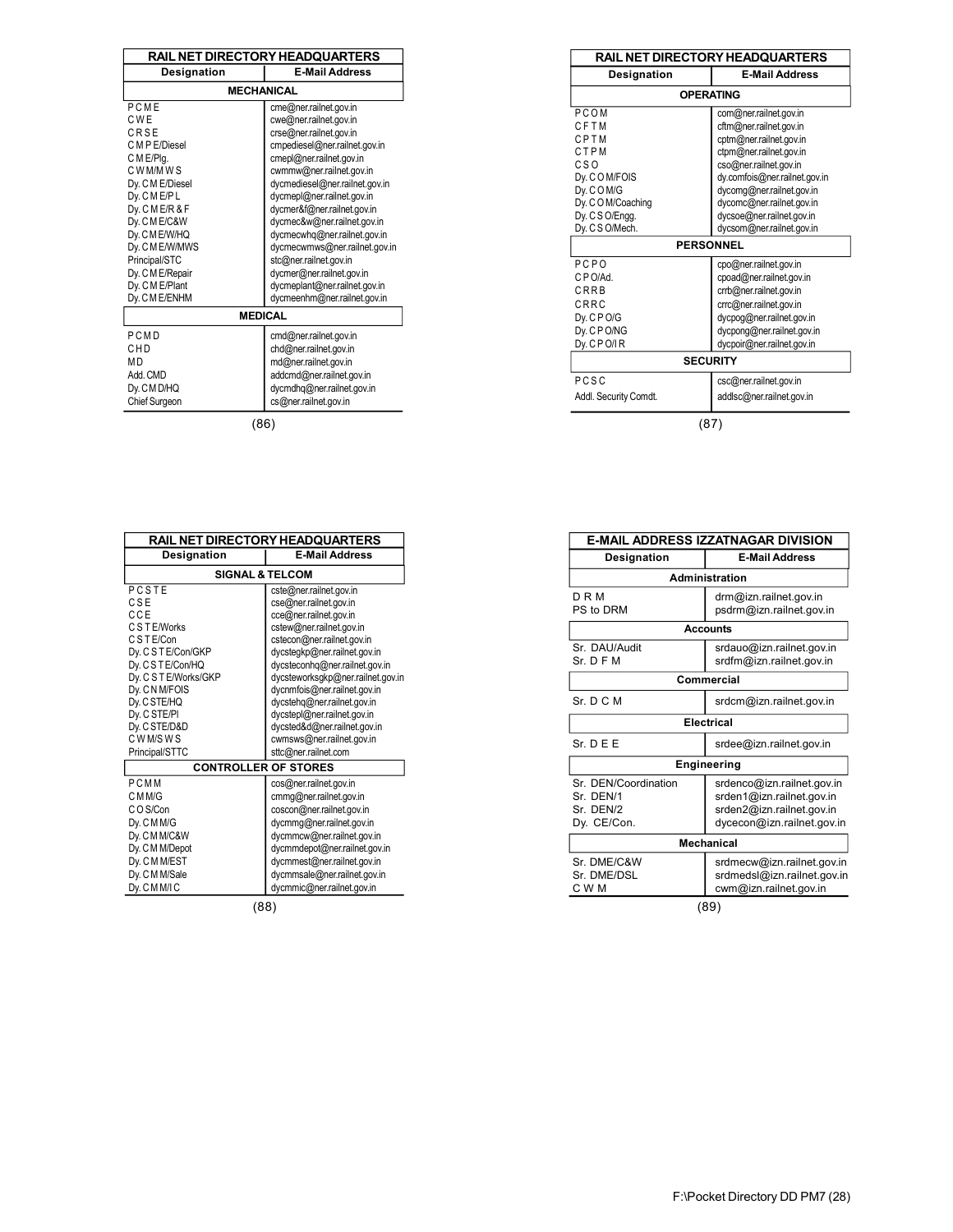## RAIL NET DIRECTORY HEADQUARTERS

| Designation | E-Mail Address |
|---|---|
| **MECHANICAL** | |
| P C M E | cme@ner.railnet.gov.in |
| C W E | cwe@ner.railnet.gov.in |
| C R S E | crse@ner.railnet.gov.in |
| C M P E/Diesel | cmpediesel@ner.railnet.gov.in |
| C M E/Plg. | cmepl@ner.railnet.gov.in |
| C W M/M W S | cwmmw@ner.railnet.gov.in |
| Dy. C M E/Diesel | dycmediesel@ner.railnet.gov.in |
| Dy. C M E/P L | dycmepl@ner.railnet.gov.in |
| Dy. C M E/R & F | dycmer&f@ner.railnet.gov.in |
| Dy. C M E/C&W | dycmec&w@ner.railnet.gov.in |
| Dy. C M E/W/HQ | dycmecwhq@ner.railnet.gov.in |
| Dy. C M E/W/MWS | dycmecwmws@ner.railnet.gov.in |
| Principal/STC | stc@ner.railnet.gov.in |
| Dy. C M E/Repair | dycmer@ner.railnet.gov.in |
| Dy. C M E/Plant | dycmeplant@ner.railnet.gov.in |
| Dy. C M E/ENHM | dycmeenhm@ner.railnet.gov.in |
| **MEDICAL** | |
| P C M D | cmd@ner.railnet.gov.in |
| C H D | chd@ner.railnet.gov.in |
| M D | md@ner.railnet.gov.in |
| Add. CMD | addcmd@ner.railnet.gov.in |
| Dy. C M D/HQ | dycmdhq@ner.railnet.gov.in |
| Chief Surgeon | cs@ner.railnet.gov.in |

(86)

## RAIL NET DIRECTORY HEADQUARTERS

| Designation | E-Mail Address |
|---|---|
| **OPERATING** | |
| P C O M | com@ner.railnet.gov.in |
| C F T M | cftm@ner.railnet.gov.in |
| C P T M | cptm@ner.railnet.gov.in |
| C T P M | ctpm@ner.railnet.gov.in |
| C S O | cso@ner.railnet.gov.in |
| Dy. C O M/FOIS | dy.comfois@ner.railnet.gov.in |
| Dy. C O M/G | dycomg@ner.railnet.gov.in |
| Dy. C O M/Coaching | dycomc@ner.railnet.gov.in |
| Dy. C S O/Engg. | dycsoe@ner.railnet.gov.in |
| Dy. C S O/Mech. | dycsom@ner.railnet.gov.in |
| **PERSONNEL** | |
| P C P O | cpo@ner.railnet.gov.in |
| C P O/Ad. | cpoad@ner.railnet.gov.in |
| C R R B | crrb@ner.railnet.gov.in |
| C R R C | crrc@ner.railnet.gov.in |
| Dy. C P O/G | dycpog@ner.railnet.gov.in |
| Dy. C P O/NG | dycpong@ner.railnet.gov.in |
| Dy. C P O/I R | dycpoir@ner.railnet.gov.in |
| **SECURITY** | |
| P C S C | csc@ner.railnet.gov.in |
| Addl. Security Comdt. | addlsc@ner.railnet.gov.in |

(87)

## RAIL NET DIRECTORY HEADQUARTERS

| Designation | E-Mail Address |
|---|---|
| **SIGNAL & TELCOM** | |
| P C S T E | cste@ner.railnet.gov.in |
| C S E | cse@ner.railnet.gov.in |
| C C E | cce@ner.railnet.gov.in |
| C S T E/Works | cstew@ner.railnet.gov.in |
| C S T E/Con | cstecon@ner.railnet.gov.in |
| Dy. C S T E/Con/GKP | dycstegkp@ner.railnet.gov.in |
| Dy. C S T E/Con/HQ | dycsteconhq@ner.railnet.gov.in |
| Dy. C S T E/Works/GKP | dycsteworksgkp@ner.railnet.gov.in |
| Dy. C N M/FOIS | dycnmfois@ner.railnet.gov.in |
| Dy. C STE/HQ | dycstehq@ner.railnet.gov.in |
| Dy. C STE/Pl | dycstepl@ner.railnet.gov.in |
| Dy. C STE/D&D | dycsted&d@ner.railnet.gov.in |
| C W M/S W S | cwmsws@ner.railnet.gov.in |
| Principal/STTC | sttc@ner.railnet.com |
| **CONTROLLER OF STORES** | |
| P C M M | cos@ner.railnet.gov.in |
| C M M/G | cmmg@ner.railnet.gov.in |
| C O S/Con | coscon@ner.railnet.gov.in |
| Dy. C M M/G | dycmmg@ner.railnet.gov.in |
| Dy. C M M/C&W | dycmmcw@ner.railnet.gov.in |
| Dy. C M M/Depot | dycmmdepot@ner.railnet.gov.in |
| Dy. C M M/EST | dycmmest@ner.railnet.gov.in |
| Dy. C M M/Sale | dycmmsale@ner.railnet.gov.in |
| Dy. C M M/I C | dycmmic@ner.railnet.gov.in |

(88)

## E-MAIL ADDRESS IZZATNAGAR DIVISION

| Designation | E-Mail Address |
|---|---|
| **Administration** | |
| D R M | drm@izn.railnet.gov.in |
| PS to DRM | psdrm@izn.railnet.gov.in |
| **Accounts** | |
| Sr. DAU/Audit | srdauo@izn.railnet.gov.in |
| Sr. D F M | srdfm@izn.railnet.gov.in |
| **Commercial** | |
| Sr. D C M | srdcm@izn.railnet.gov.in |
| **Electrical** | |
| Sr. D E E | srdee@izn.railnet.gov.in |
| **Engineering** | |
| Sr. DEN/Coordination | srdenco@izn.railnet.gov.in |
| Sr. DEN/1 | srden1@izn.railnet.gov.in |
| Sr. DEN/2 | srden2@izn.railnet.gov.in |
| Dy. CE/Con. | dycecon@izn.railnet.gov.in |
| **Mechanical** | |
| Sr. DME/C&W | srdmecw@izn.railnet.gov.in |
| Sr. DME/DSL | srdmedsl@izn.railnet.gov.in |
| C W M | cwm@izn.railnet.gov.in |

(89)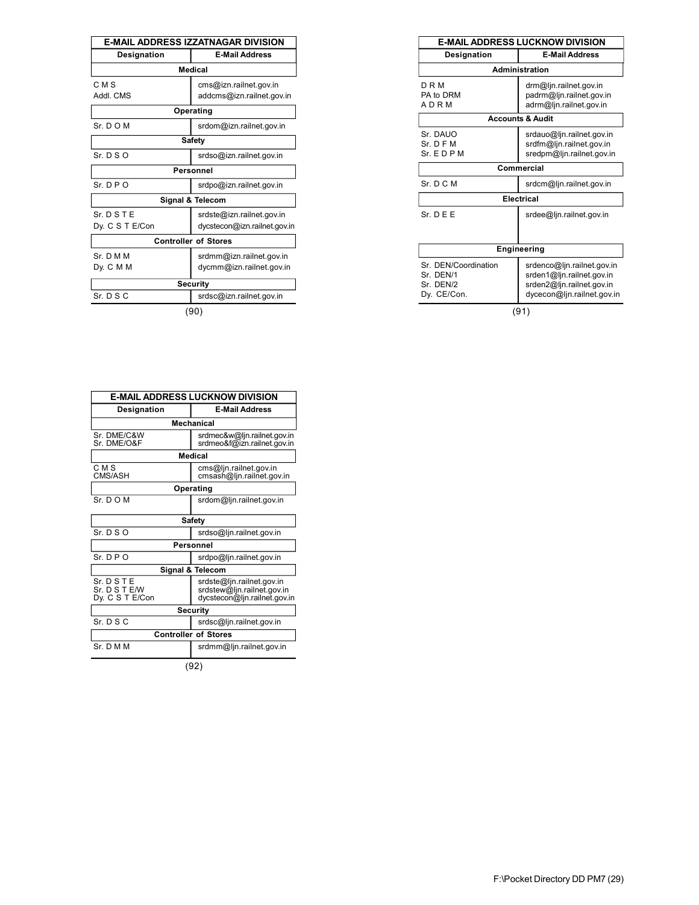## E-MAIL ADDRESS IZZATNAGAR DIVISION

| Designation | E-Mail Address |
|---|---|
| **Medical** | |
| C M S | cms@izn.railnet.gov.in |
| Addl. CMS | addcms@izn.railnet.gov.in |
| **Operating** | |
| Sr. D O M | srdom@izn.railnet.gov.in |
| **Safety** | |
| Sr. D S O | srdso@izn.railnet.gov.in |
| **Personnel** | |
| Sr. D P O | srdpo@izn.railnet.gov.in |
| **Signal & Telecom** | |
| Sr. D S T E | srdste@izn.railnet.gov.in |
| Dy. C S T E/Con | dycstecon@izn.railnet.gov.in |
| **Controller of Stores** | |
| Sr. D M M | srdmm@izn.railnet.gov.in |
| Dy. C M M | dycmm@izn.railnet.gov.in |
| **Security** | |
| Sr. D S C | srdsc@izn.railnet.gov.in |

(90)

## E-MAIL ADDRESS LUCKNOW DIVISION

| Designation | E-Mail Address |
|---|---|
| **Administration** | |
| D R M | drm@ljn.railnet.gov.in |
| PA to DRM | padrm@ljn.railnet.gov.in |
| A D R M | adrm@ljn.railnet.gov.in |
| **Accounts & Audit** | |
| Sr. DAUO | srdauo@ljn.railnet.gov.in |
| Sr. D F M | srdfm@ljn.railnet.gov.in |
| Sr. E D P M | sredpm@ljn.railnet.gov.in |
| **Commercial** | |
| Sr. D C M | srdcm@ljn.railnet.gov.in |
| **Electrical** | |
| Sr. D E E | srdee@ljn.railnet.gov.in |
| **Engineering** | |
| Sr. DEN/Coordination | srdenco@ljn.railnet.gov.in |
| Sr. DEN/1 | srden1@ljn.railnet.gov.in |
| Sr. DEN/2 | srden2@ljn.railnet.gov.in |
| Dy. CE/Con. | dycecon@ljn.railnet.gov.in |

(91)

## E-MAIL ADDRESS LUCKNOW DIVISION

| Designation | E-Mail Address |
|---|---|
| **Mechanical** | |
| Sr. DME/C&W | srdmec&w@ljn.railnet.gov.in |
| Sr. DME/O&F | srdmeo&f@izn.railnet.gov.in |
| **Medical** | |
| C M S | cms@ljn.railnet.gov.in |
| CMS/ASH | cmsash@ljn.railnet.gov.in |
| **Operating** | |
| Sr. D O M | srdom@ljn.railnet.gov.in |
| **Safety** | |
| Sr. D S O | srdso@ljn.railnet.gov.in |
| **Personnel** | |
| Sr. D P O | srdpo@ljn.railnet.gov.in |
| **Signal & Telecom** | |
| Sr. D S T E | srdste@ljn.railnet.gov.in |
| Sr. D S T E/W | srdstew@ljn.railnet.gov.in |
| Dy. C S T E/Con | dycstecon@ljn.railnet.gov.in |
| **Security** | |
| Sr. D S C | srdsc@ljn.railnet.gov.in |
| **Controller of Stores** | |
| Sr. D M M | srdmm@ljn.railnet.gov.in |

(92)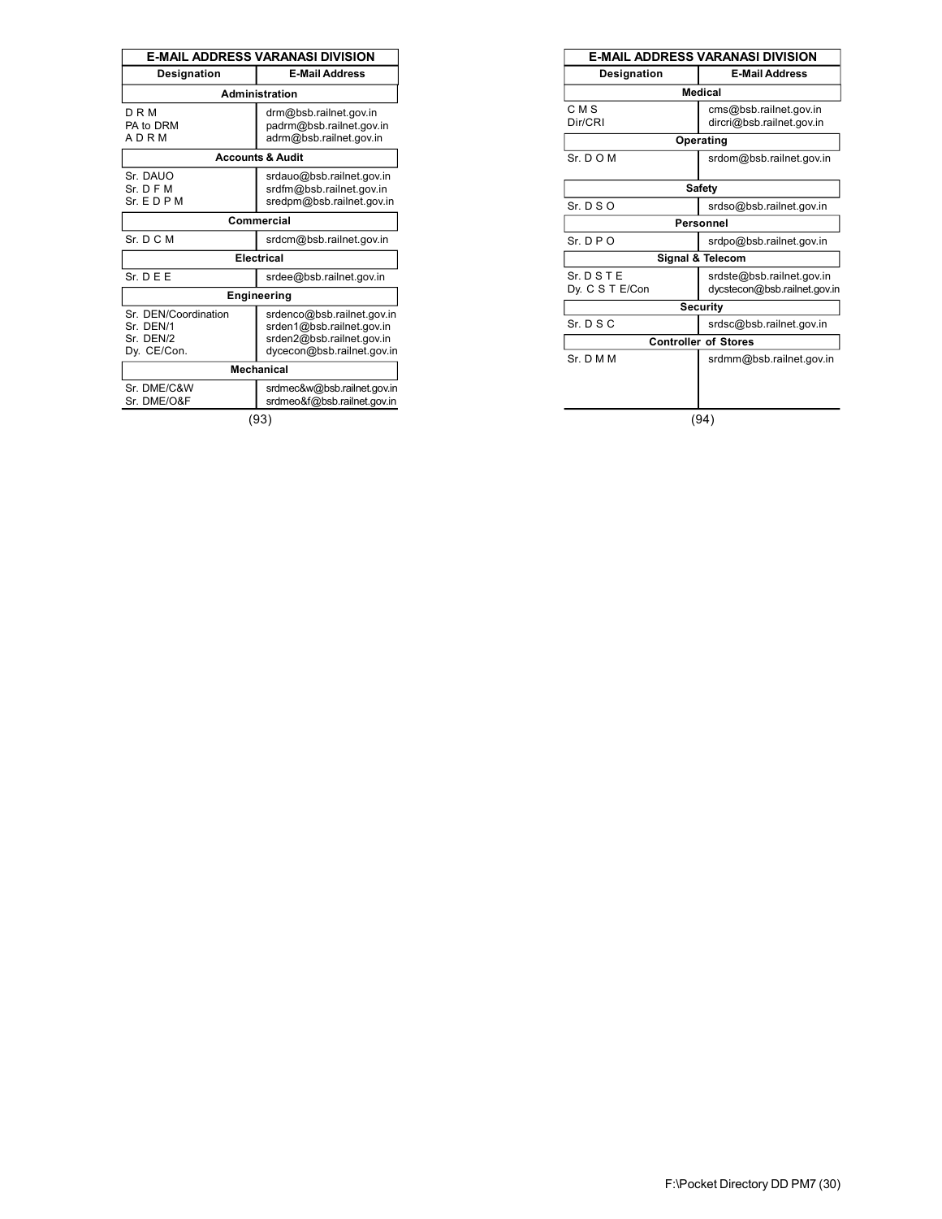## E-MAIL ADDRESS VARANASI DIVISION

| Designation | E-Mail Address |
|---|---|
| **Administration** | |
| D R M | drm@bsb.railnet.gov.in |
| PA to DRM | padrm@bsb.railnet.gov.in |
| A D R M | adrm@bsb.railnet.gov.in |
| **Accounts & Audit** | |
| Sr. DAUO | srdauo@bsb.railnet.gov.in |
| Sr. D F M | srdfm@bsb.railnet.gov.in |
| Sr. E D P M | sredpm@bsb.railnet.gov.in |
| **Commercial** | |
| Sr. D C M | srdcm@bsb.railnet.gov.in |
| **Electrical** | |
| Sr. D E E | srdee@bsb.railnet.gov.in |
| **Engineering** | |
| Sr. DEN/Coordination | srdenco@bsb.railnet.gov.in |
| Sr. DEN/1 | srden1@bsb.railnet.gov.in |
| Sr. DEN/2 | srden2@bsb.railnet.gov.in |
| Dy. CE/Con. | dycecon@bsb.railnet.gov.in |
| **Mechanical** | |
| Sr. DME/C&W | srdmec&w@bsb.railnet.gov.in |
| Sr. DME/O&F | srdmeo&f@bsb.railnet.gov.in |

## E-MAIL ADDRESS VARANASI DIVISION

| Designation | E-Mail Address |
|---|---|
| **Medical** | |
| C M S | cms@bsb.railnet.gov.in |
| Dir/CRI | dircri@bsb.railnet.gov.in |
| **Operating** | |
| Sr. D O M | srdom@bsb.railnet.gov.in |
| **Safety** | |
| Sr. D S O | srdso@bsb.railnet.gov.in |
| **Personnel** | |
| Sr. D P O | srdpo@bsb.railnet.gov.in |
| **Signal & Telecom** | |
| Sr. D S T E | srdste@bsb.railnet.gov.in |
| Dy. C S T E/Con | dycstecon@bsb.railnet.gov.in |
| **Security** | |
| Sr. D S C | srdsc@bsb.railnet.gov.in |
| **Controller of Stores** | |
| Sr. D M M | srdmm@bsb.railnet.gov.in |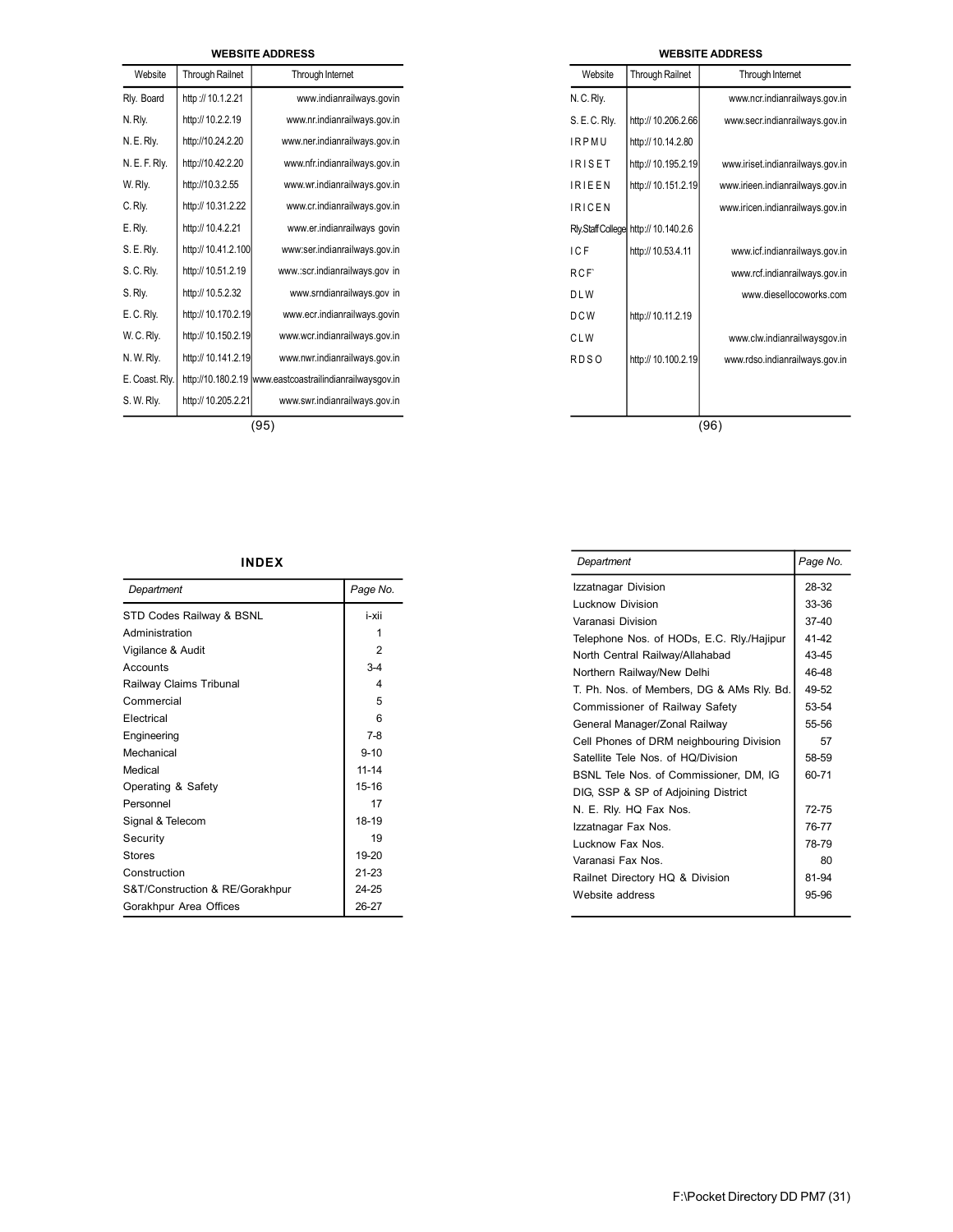**WEBSITE ADDRESS**

| Website | Through Railnet | Through Internet |
|---|---|---|
| Rly. Board | http :// 10.1.2.21 | www.indianrailways.govin |
| N. Rly. | http:// 10.2.2.19 | www.nr.indianrailways.gov.in |
| N. E. Rly. | http://10.24.2.20 | www.ner.indianrailways.gov.in |
| N. E. F. Rly. | http://10.42.2.20 | www.nfr.indianrailways.gov.in |
| W. Rly. | http://10.3.2.55 | www.wr.indianrailways.gov.in |
| C. Rly. | http:// 10.31.2.22 | www.cr.indianrailways.gov.in |
| E. Rly. | http:// 10.4.2.21 | www.er.indianrailways govin |
| S. E. Rly. | http:// 10.41.2.100 | www:ser.indianrailways.gov.in |
| S. C. Rly. | http:// 10.51.2.19 | www.:scr.indianrailways.gov in |
| S. Rly. | http:// 10.5.2.32 | www.srndianrailways.gov in |
| E. C. Rly. | http:// 10.170.2.19 | www.ecr.indianrailways.govin |
| W. C. Rly. | http:// 10.150.2.19 | www.wcr.indianrailways.gov.in |
| N. W. Rly. | http:// 10.141.2.19 | www.nwr.indianrailways.gov.in |
| E. Coast. Rly. | http://10.180.2.19 | www.eastcoastrailindianrailwaysgov.in |
| S. W. Rly. | http:// 10.205.2.21 | www.swr.indianrailways.gov.in |

(95)

**WEBSITE ADDRESS**

| Website | Through Railnet | Through Internet |
|---|---|---|
| N. C. Rly. | | www.ncr.indianrailways.gov.in |
| S. E. C. Rly. | http:// 10.206.2.66 | www.secr.indianrailways.gov.in |
| I R P M U | http:// 10.14.2.80 | |
| I R I S E T | http:// 10.195.2.19 | www.iriset.indianrailways.gov.in |
| I R I E E N | http:// 10.151.2.19 | www.irieen.indianrailways.gov.in |
| I R I C E N | | www.iricen.indianrailways.gov.in |
| Rly.Staff College | http:// 10.140.2.6 | |
| I C F | http:// 10.53.4.11 | www.icf.indianrailways.gov.in |
| R C F` | | www.rcf.indianrailways.gov.in |
| D L W | | www.diesellocoworks.com |
| D C W | http:// 10.11.2.19 | |
| C L W | | www.clw.indianrailwaysgov.in |
| R D S O | http:// 10.100.2.19 | www.rdso.indianrailways.gov.in |

(96)

## INDEX

| *Department* | *Page No.* |
|---|---|
| STD Codes Railway & BSNL | i-xii |
| Administration | 1 |
| Vigilance & Audit | 2 |
| Accounts | 3-4 |
| Railway Claims Tribunal | 4 |
| Commercial | 5 |
| Electrical | 6 |
| Engineering | 7-8 |
| Mechanical | 9-10 |
| Medical | 11-14 |
| Operating & Safety | 15-16 |
| Personnel | 17 |
| Signal & Telecom | 18-19 |
| Security | 19 |
| Stores | 19-20 |
| Construction | 21-23 |
| S&T/Construction & RE/Gorakhpur | 24-25 |
| Gorakhpur Area Offices | 26-27 |
| Izzatnagar Division | 28-32 |
| Lucknow Division | 33-36 |
| Varanasi Division | 37-40 |
| Telephone Nos. of HODs, E.C. Rly./Hajipur | 41-42 |
| North Central Railway/Allahabad | 43-45 |
| Northern Railway/New Delhi | 46-48 |
| T. Ph. Nos. of Members, DG & AMs Rly. Bd. | 49-52 |
| Commissioner of Railway Safety | 53-54 |
| General Manager/Zonal Railway | 55-56 |
| Cell Phones of DRM neighbouring Division | 57 |
| Satellite Tele Nos. of HQ/Division | 58-59 |
| BSNL Tele Nos. of Commissioner, DM, IG DIG, SSP & SP of Adjoining District | 60-71 |
| N. E. Rly. HQ Fax Nos. | 72-75 |
| Izzatnagar Fax Nos. | 76-77 |
| Lucknow Fax Nos. | 78-79 |
| Varanasi Fax Nos. | 80 |
| Railnet Directory HQ & Division | 81-94 |
| Website address | 95-96 |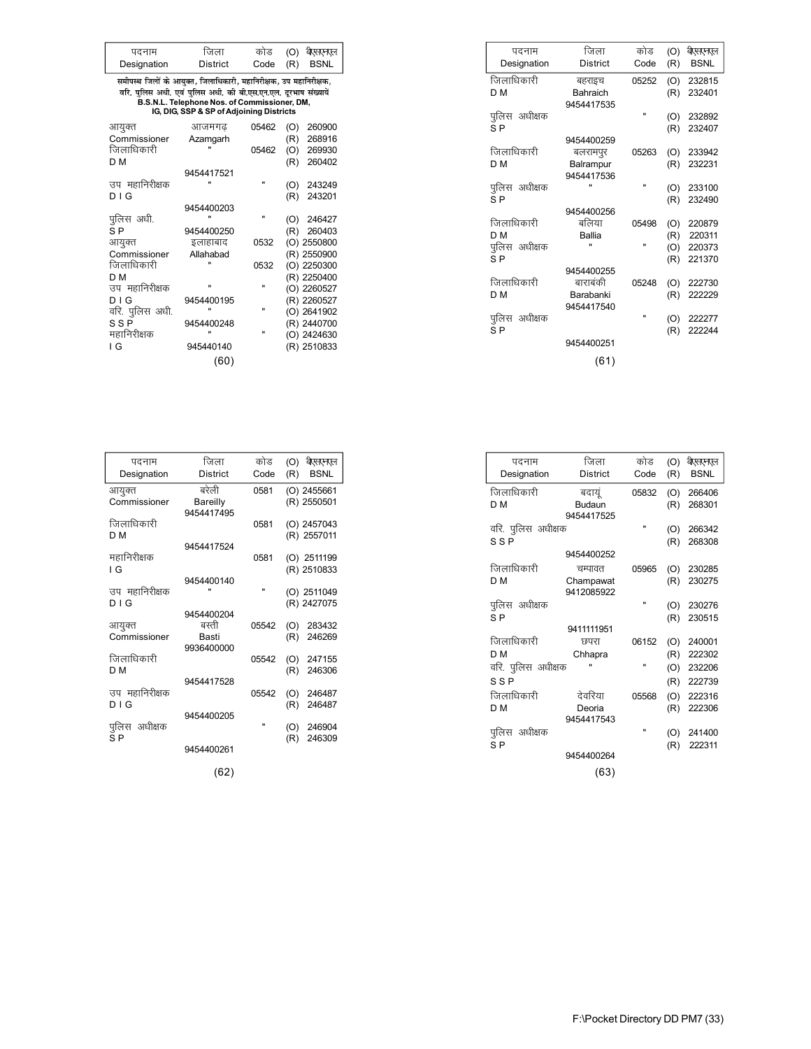| पदनाम Designation | जिला District | कोड Code | (O) (R) | बी.एस.एन.एल BSNL |
|---|---|---|---|---|

**समीपस्थ जिलों के आयुक्त, जिलाधिकारी, महानिरीक्षक, उप महानिरीक्षक, वरि. पुलिस अधी. एवं पुलिस अधी. की बी.एस.एन.एल. दूरभाष संख्यायें**
**B.S.N.L. Telephone Nos. of Commissioner, DM, IG, DIG, SSP & SP of Adjoining Districts**

| पदनाम Designation | जिला District | कोड Code | (O) (R) | बी.एस.एन.एल BSNL |
|---|---|---|---|---|
| आयुक्त Commissioner | आजमगढ़ Azamgarh | 05462 | (O) (R) | 260900 268916 |
| जिलाधिकारी D M | " 9454417521 | 05462 | (O) (R) | 269930 260402 |
| उप महानिरीक्षक D I G | " 9454400203 | " | (O) (R) | 243249 243201 |
| पुलिस अधी. S P | " 9454400250 | " | (O) (R) | 246427 260403 |
| आयुक्त Commissioner | इलाहाबाद Allahabad | 0532 | (O) (R) | 2550800 2550900 |
| जिलाधिकारी D M | " | 0532 | (O) (R) | 2250300 2250400 |
| उप महानिरीक्षक D I G | " 9454400195 | " | (O) (R) | 2260527 2260527 |
| वरि. पुलिस अधी. S S P | " 9454400248 | " | (O) (R) | 2641902 2440700 |
| महानिरीक्षक I G | " 945440140 | " | (O) (R) | 2424630 2510833 |

| पदनाम Designation | जिला District | कोड Code | (O) (R) | बी.एस.एन.एल BSNL |
|---|---|---|---|---|
| जिलाधिकारी D M | बहराइच Bahraich 9454417535 | 05252 | (O) (R) | 232815 232401 |
| पुलिस अधीक्षक S P | 9454400259 | " | (O) (R) | 232892 232407 |
| जिलाधिकारी D M | बलरामपुर Balrampur 9454417536 | 05263 | (O) (R) | 233942 232231 |
| पुलिस अधीक्षक S P | " 9454400256 | " | (O) (R) | 233100 232490 |
| जिलाधिकारी D M | बलिया Ballia | 05498 | (O) (R) | 220879 220311 |
| पुलिस अधीक्षक S P | " 9454400255 | " | (O) (R) | 220373 221370 |
| जिलाधिकारी D M | बाराबंकी Barabanki 9454417540 | 05248 | (O) (R) | 222730 222229 |
| पुलिस अधीक्षक S P | 9454400251 | " | (O) (R) | 222277 222244 |

| पदनाम Designation | जिला District | कोड Code | (O) (R) | बी.एस.एन.एल BSNL |
|---|---|---|---|---|
| आयुक्त Commissioner | बरेली Bareilly 9454417495 | 0581 | (O) (R) | 2455661 2550501 |
| जिलाधिकारी D M | 9454417524 | 0581 | (O) (R) | 2457043 2557011 |
| महानिरीक्षक I G | 9454400140 | 0581 | (O) (R) | 2511199 2510833 |
| उप महानिरीक्षक D I G | " 9454400204 | " | (O) (R) | 2511049 2427075 |
| आयुक्त Commissioner | बस्ती Basti 9936400000 | 05542 | (O) (R) | 283432 246269 |
| जिलाधिकारी D M | 9454417528 | 05542 | (O) (R) | 247155 246306 |
| उप महानिरीक्षक D I G | 9454400205 | 05542 | (O) (R) | 246487 246487 |
| पुलिस अधीक्षक S P | 9454400261 | " | (O) (R) | 246904 246309 |

| पदनाम Designation | जिला District | कोड Code | (O) (R) | बी.एस.एन.एल BSNL |
|---|---|---|---|---|
| जिलाधिकारी D M | बदायूं Budaun 9454417525 | 05832 | (O) (R) | 266406 268301 |
| वरि. पुलिस अधीक्षक S S P | 9454400252 | " | (O) (R) | 266342 268308 |
| जिलाधिकारी D M | चम्पावत Champawat 9412085922 | 05965 | (O) (R) | 230285 230275 |
| पुलिस अधीक्षक S P | 9411111951 | " | (O) (R) | 230276 230515 |
| जिलाधिकारी D M | छपरा Chhapra | 06152 | (O) (R) | 240001 222302 |
| वरि. पुलिस अधीक्षक S S P | " | " | (O) (R) | 232206 222739 |
| जिलाधिकारी D M | देवरिया Deoria 9454417543 | 05568 | (O) (R) | 222316 222306 |
| पुलिस अधीक्षक S P | 9454400264 | " | (O) (R) | 241400 222311 |